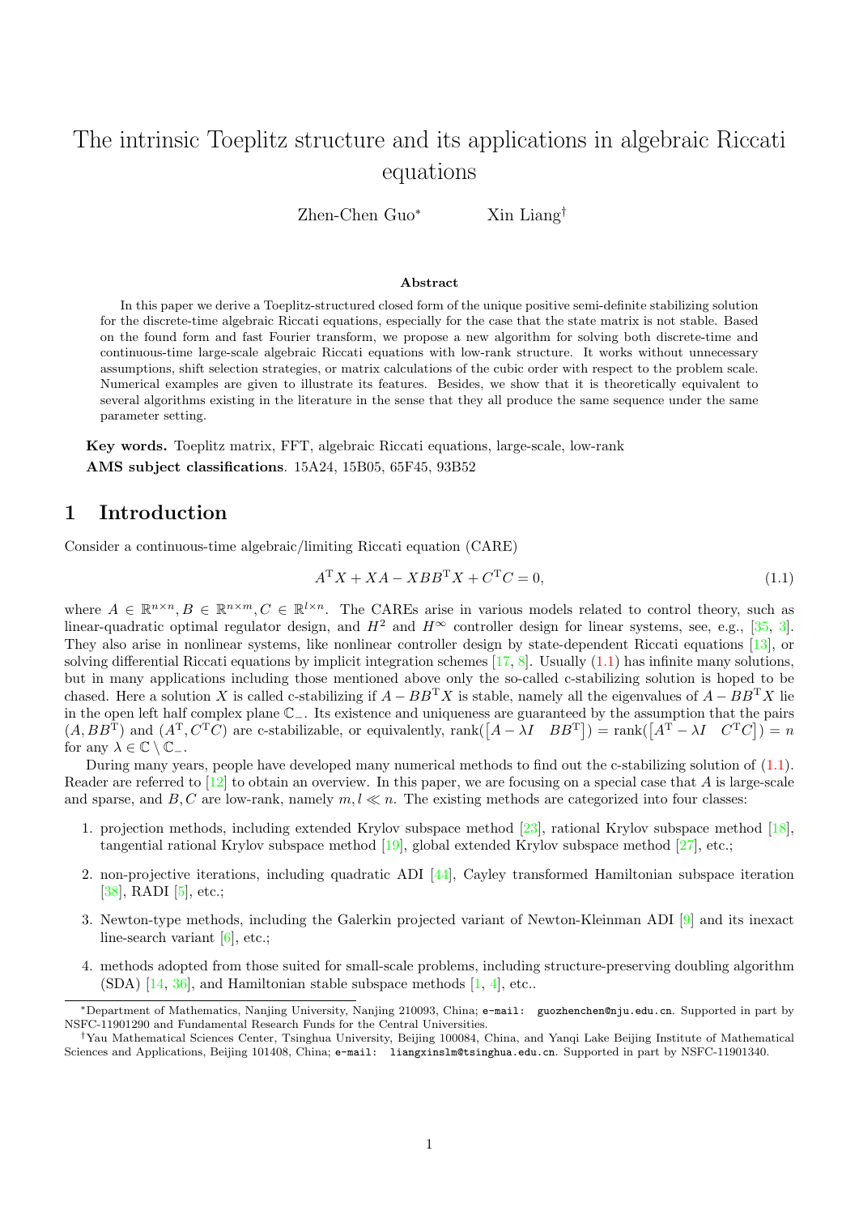# The intrinsic Toeplitz structure and its applications in algebraic Riccati equations

Zhen-Chen Guo* Xin Liang†

**Abstract**

In this paper we derive a Toeplitz-structured closed form of the unique positive semi-definite stabilizing solution for the discrete-time algebraic Riccati equations, especially for the case that the state matrix is not stable. Based on the found form and fast Fourier transform, we propose a new algorithm for solving both discrete-time and continuous-time large-scale algebraic Riccati equations with low-rank structure. It works without unnecessary assumptions, shift selection strategies, or matrix calculations of the cubic order with respect to the problem scale. Numerical examples are given to illustrate its features. Besides, we show that it is theoretically equivalent to several algorithms existing in the literature in the sense that they all produce the same sequence under the same parameter setting.

**Key words.** Toeplitz matrix, FFT, algebraic Riccati equations, large-scale, low-rank

**AMS subject classifications**. 15A24, 15B05, 65F45, 93B52

## 1 Introduction

Consider a continuous-time algebraic/limiting Riccati equation (CARE)

$$A^{\mathrm{T}}X + XA - XBB^{\mathrm{T}}X + C^{\mathrm{T}}C = 0, \tag{1.1}$$

where $A \in \mathbb{R}^{n\times n}, B \in \mathbb{R}^{n\times m}, C \in \mathbb{R}^{l\times n}$. The CAREs arise in various models related to control theory, such as linear-quadratic optimal regulator design, and $H^2$ and $H^\infty$ controller design for linear systems, see, e.g., [35, 3]. They also arise in nonlinear systems, like nonlinear controller design by state-dependent Riccati equations [13], or solving differential Riccati equations by implicit integration schemes [17, 8]. Usually (1.1) has infinite many solutions, but in many applications including those mentioned above only the so-called c-stabilizing solution is hoped to be chased. Here a solution $X$ is called c-stabilizing if $A - BB^{\mathrm{T}}X$ is stable, namely all the eigenvalues of $A - BB^{\mathrm{T}}X$ lie in the open left half complex plane $\mathbb{C}_-$. Its existence and uniqueness are guaranteed by the assumption that the pairs $(A, BB^{\mathrm{T}})$ and $(A^{\mathrm{T}}, C^{\mathrm{T}}C)$ are c-stabilizable, or equivalently, $\operatorname{rank}(\begin{bmatrix} A - \lambda I & BB^{\mathrm{T}} \end{bmatrix}) = \operatorname{rank}(\begin{bmatrix} A^{\mathrm{T}} - \lambda I & C^{\mathrm{T}}C \end{bmatrix}) = n$ for any $\lambda \in \mathbb{C} \setminus \mathbb{C}_-$.

During many years, people have developed many numerical methods to find out the c-stabilizing solution of (1.1). Reader are referred to [12] to obtain an overview. In this paper, we are focusing on a special case that $A$ is large-scale and sparse, and $B, C$ are low-rank, namely $m, l \ll n$. The existing methods are categorized into four classes:

1. projection methods, including extended Krylov subspace method [23], rational Krylov subspace method [18], tangential rational Krylov subspace method [19], global extended Krylov subspace method [27], etc.;
2. non-projective iterations, including quadratic ADI [44], Cayley transformed Hamiltonian subspace iteration [38], RADI [5], etc.;
3. Newton-type methods, including the Galerkin projected variant of Newton-Kleinman ADI [9] and its inexact line-search variant [6], etc.;
4. methods adopted from those suited for small-scale problems, including structure-preserving doubling algorithm (SDA) [14, 36], and Hamiltonian stable subspace methods [1, 4], etc..

*Department of Mathematics, Nanjing University, Nanjing 210093, China; e-mail: guozhenchen@nju.edu.cn. Supported in part by NSFC-11901290 and Fundamental Research Funds for the Central Universities.

†Yau Mathematical Sciences Center, Tsinghua University, Beijing 100084, China, and Yanqi Lake Beijing Institute of Mathematical Sciences and Applications, Beijing 101408, China; e-mail: liangxinslm@tsinghua.edu.cn. Supported in part by NSFC-11901340.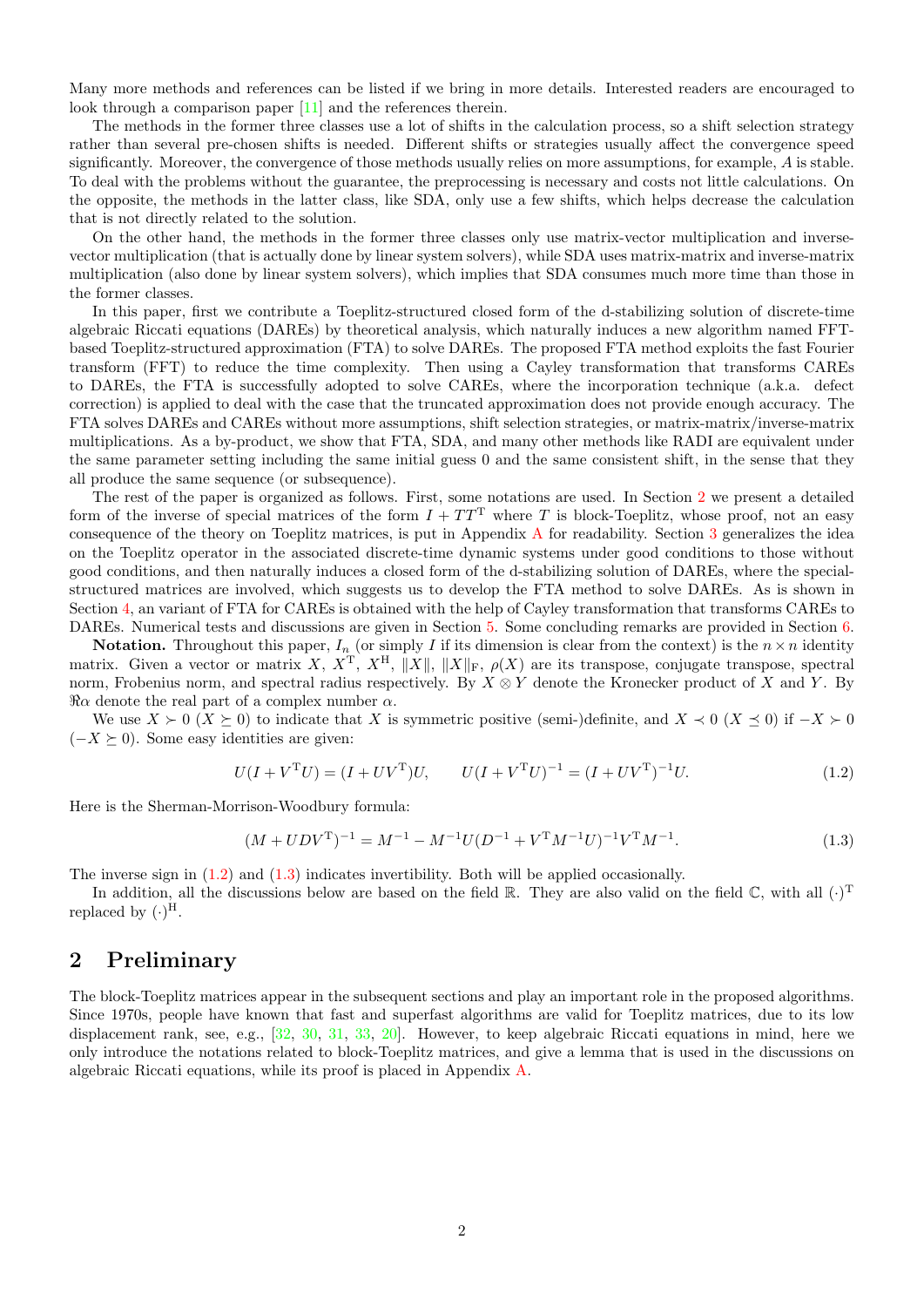Many more methods and references can be listed if we bring in more details. Interested readers are encouraged to look through a comparison paper [11] and the references therein.

The methods in the former three classes use a lot of shifts in the calculation process, so a shift selection strategy rather than several pre-chosen shifts is needed. Different shifts or strategies usually affect the convergence speed significantly. Moreover, the convergence of those methods usually relies on more assumptions, for example, $A$ is stable. To deal with the problems without the guarantee, the preprocessing is necessary and costs not little calculations. On the opposite, the methods in the latter class, like SDA, only use a few shifts, which helps decrease the calculation that is not directly related to the solution.

On the other hand, the methods in the former three classes only use matrix-vector multiplication and inverse-vector multiplication (that is actually done by linear system solvers), while SDA uses matrix-matrix and inverse-matrix multiplication (also done by linear system solvers), which implies that SDA consumes much more time than those in the former classes.

In this paper, first we contribute a Toeplitz-structured closed form of the d-stabilizing solution of discrete-time algebraic Riccati equations (DAREs) by theoretical analysis, which naturally induces a new algorithm named FFT-based Toeplitz-structured approximation (FTA) to solve DAREs. The proposed FTA method exploits the fast Fourier transform (FFT) to reduce the time complexity. Then using a Cayley transformation that transforms CAREs to DAREs, the FTA is successfully adopted to solve CAREs, where the incorporation technique (a.k.a. defect correction) is applied to deal with the case that the truncated approximation does not provide enough accuracy. The FTA solves DAREs and CAREs without more assumptions, shift selection strategies, or matrix-matrix/inverse-matrix multiplications. As a by-product, we show that FTA, SDA, and many other methods like RADI are equivalent under the same parameter setting including the same initial guess 0 and the same consistent shift, in the sense that they all produce the same sequence (or subsequence).

The rest of the paper is organized as follows. First, some notations are used. In Section 2 we present a detailed form of the inverse of special matrices of the form $I + TT^{\mathrm{T}}$ where $T$ is block-Toeplitz, whose proof, not an easy consequence of the theory on Toeplitz matrices, is put in Appendix A for readability. Section 3 generalizes the idea on the Toeplitz operator in the associated discrete-time dynamic systems under good conditions to those without good conditions, and then naturally induces a closed form of the d-stabilizing solution of DAREs, where the special-structured matrices are involved, which suggests us to develop the FTA method to solve DAREs. As is shown in Section 4, an variant of FTA for CAREs is obtained with the help of Cayley transformation that transforms CAREs to DAREs. Numerical tests and discussions are given in Section 5. Some concluding remarks are provided in Section 6.

**Notation.** Throughout this paper, $I_n$ (or simply $I$ if its dimension is clear from the context) is the $n \times n$ identity matrix. Given a vector or matrix $X$, $X^{\mathrm{T}}$, $X^{\mathrm{H}}$, $\|X\|$, $\|X\|_{\mathrm{F}}$, $\rho(X)$ are its transpose, conjugate transpose, spectral norm, Frobenius norm, and spectral radius respectively. By $X \otimes Y$ denote the Kronecker product of $X$ and $Y$. By $\Re\alpha$ denote the real part of a complex number $\alpha$.

We use $X \succ 0$ ($X \succeq 0$) to indicate that $X$ is symmetric positive (semi-)definite, and $X \prec 0$ ($X \preceq 0$) if $-X \succ 0$ ($-X \succeq 0$). Some easy identities are given:

$$U(I + V^{\mathrm{T}}U) = (I + UV^{\mathrm{T}})U, \qquad U(I + V^{\mathrm{T}}U)^{-1} = (I + UV^{\mathrm{T}})^{-1}U. \tag{1.2}$$

Here is the Sherman-Morrison-Woodbury formula:

$$(M + UDV^{\mathrm{T}})^{-1} = M^{-1} - M^{-1}U(D^{-1} + V^{\mathrm{T}}M^{-1}U)^{-1}V^{\mathrm{T}}M^{-1}. \tag{1.3}$$

The inverse sign in (1.2) and (1.3) indicates invertibility. Both will be applied occasionally.

In addition, all the discussions below are based on the field $\mathbb{R}$. They are also valid on the field $\mathbb{C}$, with all $(\cdot)^{\mathrm{T}}$ replaced by $(\cdot)^{\mathrm{H}}$.

## 2 Preliminary

The block-Toeplitz matrices appear in the subsequent sections and play an important role in the proposed algorithms. Since 1970s, people have known that fast and superfast algorithms are valid for Toeplitz matrices, due to its low displacement rank, see, e.g., [32, 30, 31, 33, 20]. However, to keep algebraic Riccati equations in mind, here we only introduce the notations related to block-Toeplitz matrices, and give a lemma that is used in the discussions on algebraic Riccati equations, while its proof is placed in Appendix A.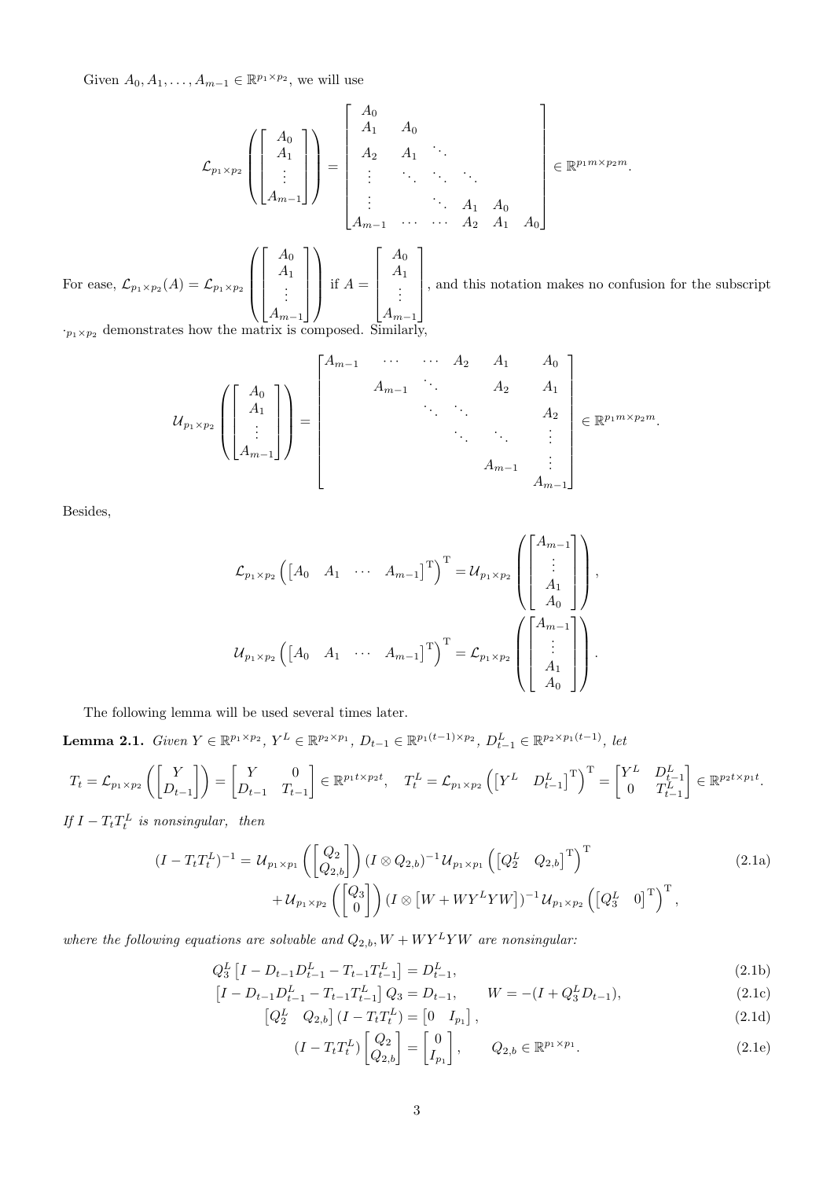Given $A_0, A_1, \dots, A_{m-1} \in \mathbb{R}^{p_1\times p_2}$, we will use

$$
\mathcal{L}_{p_1\times p_2}\left(\begin{bmatrix} A_0 \\ A_1 \\ \vdots \\ A_{m-1}\end{bmatrix}\right) = \begin{bmatrix} A_0 & & & & & \\ A_1 & A_0 & & & & \\ A_2 & A_1 & \ddots & & & \\ \vdots & \ddots & \ddots & \ddots & & \\ \vdots & & \ddots & A_1 & A_0 & \\ A_{m-1} & \cdots & \cdots & A_2 & A_1 & A_0 \end{bmatrix} \in \mathbb{R}^{p_1 m\times p_2 m}.
$$

For ease, $\mathcal{L}_{p_1\times p_2}(A) = \mathcal{L}_{p_1\times p_2}\left(\begin{bmatrix} A_0 \\ A_1 \\ \vdots \\ A_{m-1}\end{bmatrix}\right)$ if $A = \begin{bmatrix} A_0 \\ A_1 \\ \vdots \\ A_{m-1}\end{bmatrix}$, and this notation makes no confusion for the subscript $\cdot_{p_1\times p_2}$ demonstrates how the matrix is composed. Similarly,

$$
\mathcal{U}_{p_1\times p_2}\left(\begin{bmatrix} A_0 \\ A_1 \\ \vdots \\ A_{m-1}\end{bmatrix}\right) = \begin{bmatrix} A_{m-1} & \cdots & \cdots & A_2 & A_1 & A_0 \\ & A_{m-1} & \ddots & & A_2 & A_1 \\ & & \ddots & \ddots & & A_2 \\ & & & \ddots & \ddots & \vdots \\ & & & & A_{m-1} & \vdots \\ & & & & & A_{m-1} \end{bmatrix} \in \mathbb{R}^{p_1 m\times p_2 m}.
$$

Besides,

$$
\mathcal{L}_{p_1\times p_2}\left(\begin{bmatrix} A_0 & A_1 & \cdots & A_{m-1}\end{bmatrix}^{\mathrm{T}}\right)^{\mathrm{T}} = \mathcal{U}_{p_1\times p_2}\left(\begin{bmatrix} A_{m-1} \\ \vdots \\ A_1 \\ A_0\end{bmatrix}\right),
$$

$$
\mathcal{U}_{p_1\times p_2}\left(\begin{bmatrix} A_0 & A_1 & \cdots & A_{m-1}\end{bmatrix}^{\mathrm{T}}\right)^{\mathrm{T}} = \mathcal{L}_{p_1\times p_2}\left(\begin{bmatrix} A_{m-1} \\ \vdots \\ A_1 \\ A_0\end{bmatrix}\right).
$$

The following lemma will be used several times later.

**Lemma 2.1.** *Given $Y \in \mathbb{R}^{p_1\times p_2}$, $Y^L \in \mathbb{R}^{p_2\times p_1}$, $D_{t-1} \in \mathbb{R}^{p_1(t-1)\times p_2}$, $D_{t-1}^L \in \mathbb{R}^{p_2\times p_1(t-1)}$, let*

$$
T_t = \mathcal{L}_{p_1\times p_2}\left(\begin{bmatrix} Y \\ D_{t-1}\end{bmatrix}\right) = \begin{bmatrix} Y & 0 \\ D_{t-1} & T_{t-1}\end{bmatrix} \in \mathbb{R}^{p_1 t\times p_2 t}, \quad T_t^L = \mathcal{L}_{p_1\times p_2}\left(\begin{bmatrix} Y^L & D_{t-1}^L\end{bmatrix}^{\mathrm{T}}\right)^{\mathrm{T}} = \begin{bmatrix} Y^L & D_{t-1}^L \\ 0 & T_{t-1}^L\end{bmatrix} \in \mathbb{R}^{p_2 t\times p_1 t}.
$$

*If $I - T_t T_t^L$ is nonsingular, then*

$$
\begin{aligned}
(I - T_t T_t^L)^{-1} = {} & \mathcal{U}_{p_1\times p_1}\left(\begin{bmatrix} Q_2 \\ Q_{2,b}\end{bmatrix}\right)(I\otimes Q_{2,b})^{-1}\mathcal{U}_{p_1\times p_1}\left(\begin{bmatrix} Q_2^L & Q_{2,b}\end{bmatrix}^{\mathrm{T}}\right)^{\mathrm{T}} \\
& + \mathcal{U}_{p_1\times p_2}\left(\begin{bmatrix} Q_3 \\ 0\end{bmatrix}\right)\left(I\otimes \left[W + WY^LYW\right]\right)^{-1}\mathcal{U}_{p_1\times p_2}\left(\begin{bmatrix} Q_3^L & 0\end{bmatrix}^{\mathrm{T}}\right)^{\mathrm{T}},
\end{aligned} \tag{2.1a}
$$

*where the following equations are solvable and $Q_{2,b}, W + WY^LYW$ are nonsingular:*

$$
Q_3^L\left[I - D_{t-1}D_{t-1}^L - T_{t-1}T_{t-1}^L\right] = D_{t-1}^L, \tag{2.1b}
$$

$$
\left[I - D_{t-1}D_{t-1}^L - T_{t-1}T_{t-1}^L\right]Q_3 = D_{t-1}, \qquad W = -(I + Q_3^L D_{t-1}), \tag{2.1c}
$$

$$
\begin{bmatrix} Q_2^L & Q_{2,b}\end{bmatrix}(I - T_t T_t^L) = \begin{bmatrix} 0 & I_{p_1}\end{bmatrix}, \tag{2.1d}
$$

$$
(I - T_t T_t^L)\begin{bmatrix} Q_2 \\ Q_{2,b}\end{bmatrix} = \begin{bmatrix} 0 \\ I_{p_1}\end{bmatrix}, \qquad Q_{2,b} \in \mathbb{R}^{p_1\times p_1}. \tag{2.1e}
$$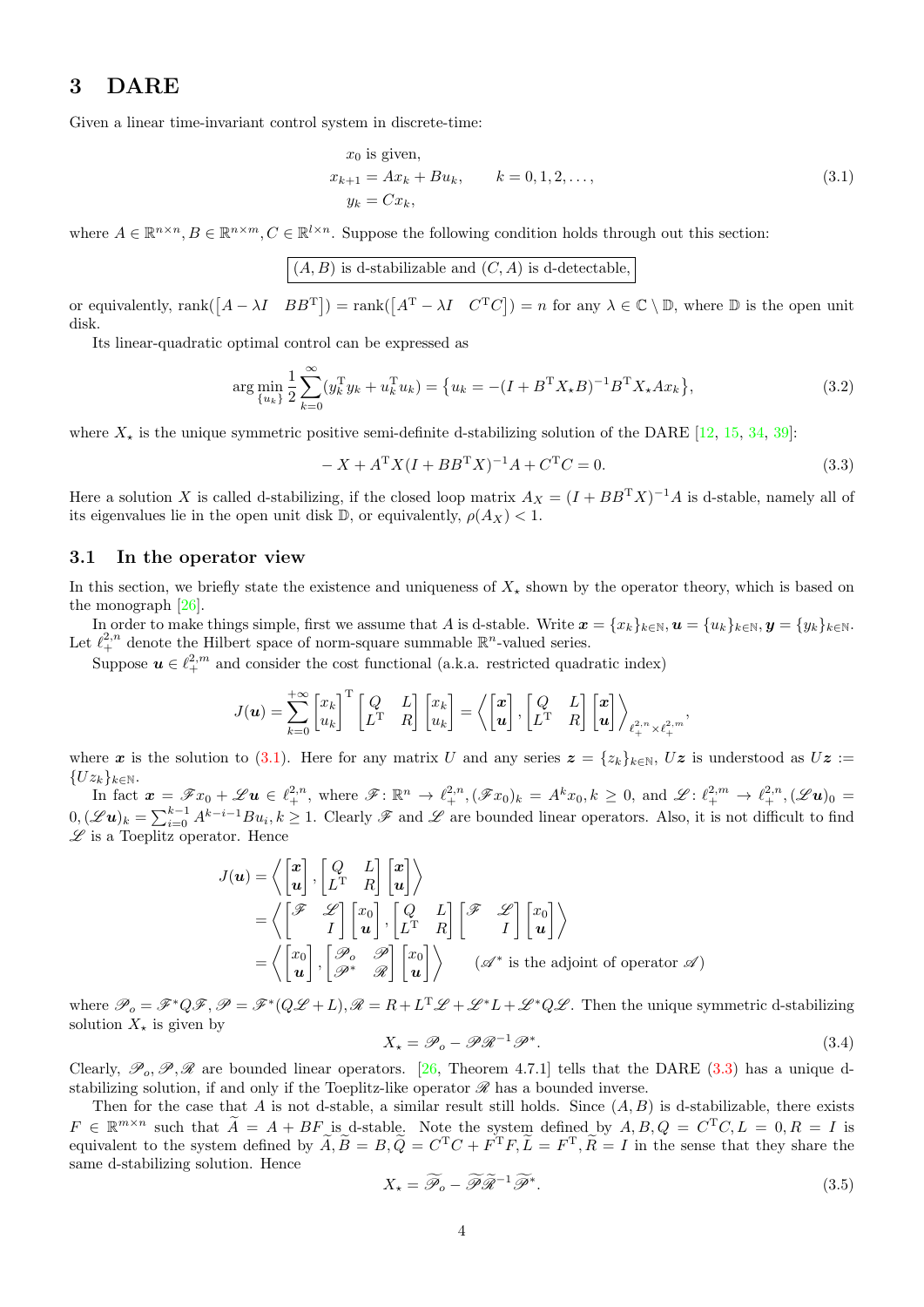# 3 DARE

Given a linear time-invariant control system in discrete-time:

$$
\begin{aligned}
&x_0 \text{ is given,} \\
&x_{k+1} = Ax_k + Bu_k, \qquad k = 0, 1, 2, \dots, \\
&y_k = Cx_k,
\end{aligned}
\tag{3.1}
$$

where $A \in \mathbb{R}^{n\times n}, B \in \mathbb{R}^{n\times m}, C \in \mathbb{R}^{l\times n}$. Suppose the following condition holds through out this section:

$$
\boxed{(A, B) \text{ is d-stabilizable and } (C, A) \text{ is d-detectable,}}
$$

or equivalently, $\operatorname{rank}(\begin{bmatrix} A - \lambda I & BB^{\mathrm{T}} \end{bmatrix}) = \operatorname{rank}(\begin{bmatrix} A^{\mathrm{T}} - \lambda I & C^{\mathrm{T}}C \end{bmatrix}) = n$ for any $\lambda \in \mathbb{C} \setminus \mathbb{D}$, where $\mathbb{D}$ is the open unit disk.

Its linear-quadratic optimal control can be expressed as

$$
\arg\min_{\{u_k\}} \frac{1}{2} \sum_{k=0}^{\infty} (y_k^{\mathrm{T}} y_k + u_k^{\mathrm{T}} u_k) = \left\{ u_k = -(I + B^{\mathrm{T}} X_\star B)^{-1} B^{\mathrm{T}} X_\star A x_k \right\},
\tag{3.2}
$$

where $X_\star$ is the unique symmetric positive semi-definite d-stabilizing solution of the DARE [12, 15, 34, 39]:

$$
-X + A^{\mathrm{T}} X (I + BB^{\mathrm{T}} X)^{-1} A + C^{\mathrm{T}} C = 0.
\tag{3.3}
$$

Here a solution $X$ is called d-stabilizing, if the closed loop matrix $A_X = (I + BB^{\mathrm{T}}X)^{-1}A$ is d-stable, namely all of its eigenvalues lie in the open unit disk $\mathbb{D}$, or equivalently, $\rho(A_X) < 1$.

## 3.1 In the operator view

In this section, we briefly state the existence and uniqueness of $X_\star$ shown by the operator theory, which is based on the monograph [26].

In order to make things simple, first we assume that $A$ is d-stable. Write $\boldsymbol{x} = \{x_k\}_{k\in\mathbb{N}}, \boldsymbol{u} = \{u_k\}_{k\in\mathbb{N}}, \boldsymbol{y} = \{y_k\}_{k\in\mathbb{N}}$. Let $\ell_+^{2,n}$ denote the Hilbert space of norm-square summable $\mathbb{R}^n$-valued series.

Suppose $\boldsymbol{u} \in \ell_+^{2,m}$ and consider the cost functional (a.k.a. restricted quadratic index)

$$
J(\boldsymbol{u}) = \sum_{k=0}^{+\infty} \begin{bmatrix} x_k \\ u_k \end{bmatrix}^{\mathrm{T}} \begin{bmatrix} Q & L \\ L^{\mathrm{T}} & R \end{bmatrix} \begin{bmatrix} x_k \\ u_k \end{bmatrix} = \left\langle \begin{bmatrix} \boldsymbol{x} \\ \boldsymbol{u} \end{bmatrix}, \begin{bmatrix} Q & L \\ L^{\mathrm{T}} & R \end{bmatrix} \begin{bmatrix} \boldsymbol{x} \\ \boldsymbol{u} \end{bmatrix} \right\rangle_{\ell_+^{2,n} \times \ell_+^{2,m}},
$$

where $\boldsymbol{x}$ is the solution to (3.1). Here for any matrix $U$ and any series $\boldsymbol{z} = \{z_k\}_{k\in\mathbb{N}}$, $U\boldsymbol{z}$ is understood as $U\boldsymbol{z} := \{Uz_k\}_{k\in\mathbb{N}}$.

In fact $\boldsymbol{x} = \mathscr{F}x_0 + \mathscr{L}\boldsymbol{u} \in \ell_+^{2,n}$, where $\mathscr{F} \colon \mathbb{R}^n \to \ell_+^{2,n}, (\mathscr{F}x_0)_k = A^k x_0, k \ge 0$, and $\mathscr{L} \colon \ell_+^{2,m} \to \ell_+^{2,n}, (\mathscr{L}\boldsymbol{u})_0 = 0, (\mathscr{L}\boldsymbol{u})_k = \sum_{i=0}^{k-1} A^{k-i-1} B u_i, k \ge 1$. Clearly $\mathscr{F}$ and $\mathscr{L}$ are bounded linear operators. Also, it is not difficult to find $\mathscr{L}$ is a Toeplitz operator. Hence

$$
\begin{aligned}
J(\boldsymbol{u}) &= \left\langle \begin{bmatrix} \boldsymbol{x} \\ \boldsymbol{u} \end{bmatrix}, \begin{bmatrix} Q & L \\ L^{\mathrm{T}} & R \end{bmatrix} \begin{bmatrix} \boldsymbol{x} \\ \boldsymbol{u} \end{bmatrix} \right\rangle \\
&= \left\langle \begin{bmatrix} \mathscr{F} & \mathscr{L} \\ & I \end{bmatrix} \begin{bmatrix} x_0 \\ \boldsymbol{u} \end{bmatrix}, \begin{bmatrix} Q & L \\ L^{\mathrm{T}} & R \end{bmatrix} \begin{bmatrix} \mathscr{F} & \mathscr{L} \\ & I \end{bmatrix} \begin{bmatrix} x_0 \\ \boldsymbol{u} \end{bmatrix} \right\rangle \\
&= \left\langle \begin{bmatrix} x_0 \\ \boldsymbol{u} \end{bmatrix}, \begin{bmatrix} \mathscr{P}_o & \mathscr{P} \\ \mathscr{P}^* & \mathscr{R} \end{bmatrix} \begin{bmatrix} x_0 \\ \boldsymbol{u} \end{bmatrix} \right\rangle \qquad (\mathscr{A}^* \text{ is the adjoint of operator } \mathscr{A})
\end{aligned}
$$

where $\mathscr{P}_o = \mathscr{F}^* Q \mathscr{F}, \mathscr{P} = \mathscr{F}^*(Q\mathscr{L} + L), \mathscr{R} = R + L^{\mathrm{T}}\mathscr{L} + \mathscr{L}^* L + \mathscr{L}^* Q \mathscr{L}$. Then the unique symmetric d-stabilizing solution $X_\star$ is given by

$$
X_\star = \mathscr{P}_o - \mathscr{P}\mathscr{R}^{-1}\mathscr{P}^*.
\tag{3.4}
$$

Clearly, $\mathscr{P}_o, \mathscr{P}, \mathscr{R}$ are bounded linear operators. [26, Theorem 4.7.1] tells that the DARE (3.3) has a unique d-stabilizing solution, if and only if the Toeplitz-like operator $\mathscr{R}$ has a bounded inverse.

Then for the case that $A$ is not d-stable, a similar result still holds. Since $(A, B)$ is d-stabilizable, there exists $F \in \mathbb{R}^{m\times n}$ such that $\widetilde{A} = A + BF$ is d-stable. Note the system defined by $A, B, Q = C^{\mathrm{T}}C, L = 0, R = I$ is equivalent to the system defined by $\widetilde{A}, \widetilde{B} = B, \widetilde{Q} = C^{\mathrm{T}}C + F^{\mathrm{T}}F, \widetilde{L} = F^{\mathrm{T}}, \widetilde{R} = I$ in the sense that they share the same d-stabilizing solution. Hence

$$
X_\star = \widetilde{\mathscr{P}}_o - \widetilde{\mathscr{P}}\widetilde{\mathscr{R}}^{-1}\widetilde{\mathscr{P}}^*.
\tag{3.5}
$$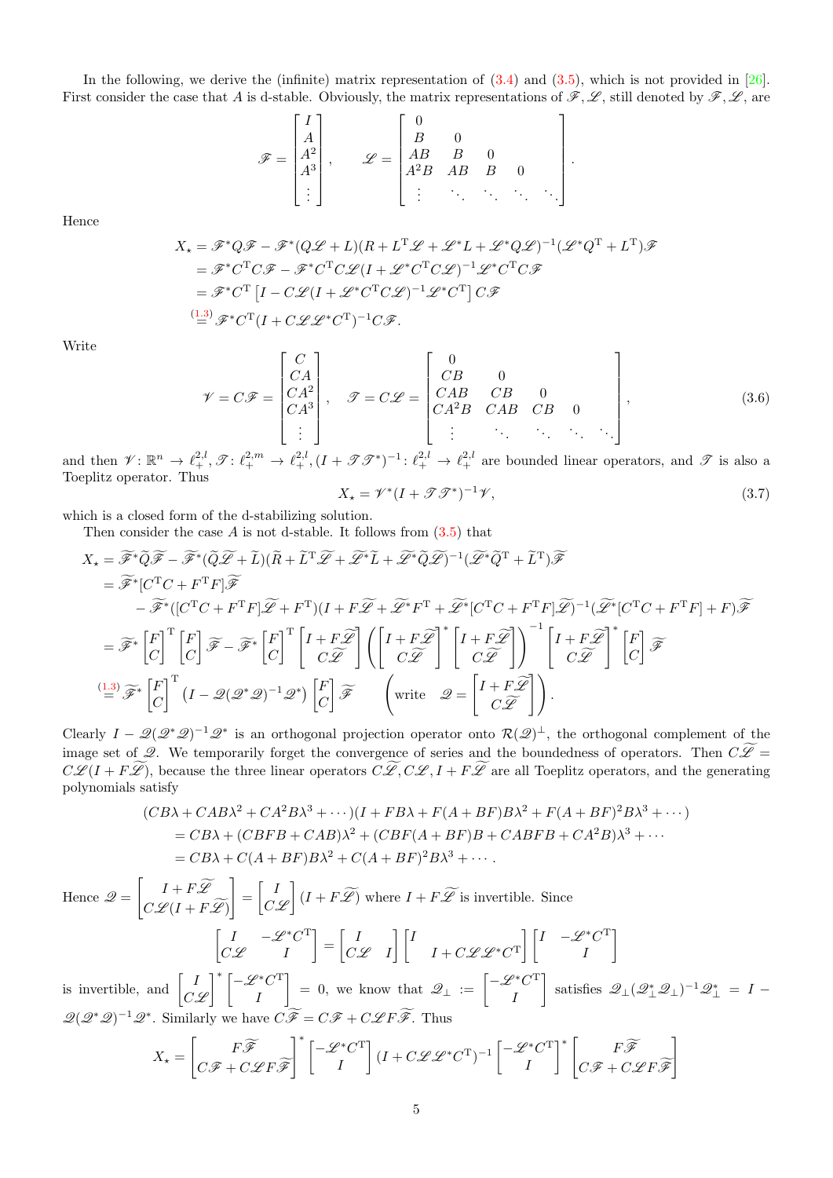In the following, we derive the (infinite) matrix representation of (3.4) and (3.5), which is not provided in [26]. First consider the case that $A$ is d-stable. Obviously, the matrix representations of $\mathscr{F}, \mathscr{L}$, still denoted by $\mathscr{F}, \mathscr{L}$, are

$$\mathscr{F} = \begin{bmatrix} I \\ A \\ A^2 \\ A^3 \\ \vdots \end{bmatrix}, \qquad \mathscr{L} = \begin{bmatrix} 0 & & & & \\ B & 0 & & & \\ AB & B & 0 & & \\ A^2B & AB & B & 0 & \\ \vdots & \ddots & \ddots & \ddots & \ddots \end{bmatrix}.$$

Hence

$$\begin{aligned}
X_\star &= \mathscr{F}^* Q \mathscr{F} - \mathscr{F}^*(Q\mathscr{L} + L)(R + L^{\mathrm{T}}\mathscr{L} + \mathscr{L}^* L + \mathscr{L}^* Q \mathscr{L})^{-1}(\mathscr{L}^* Q^{\mathrm{T}} + L^{\mathrm{T}})\mathscr{F} \\
&= \mathscr{F}^* C^{\mathrm{T}} C \mathscr{F} - \mathscr{F}^* C^{\mathrm{T}} C \mathscr{L}(I + \mathscr{L}^* C^{\mathrm{T}} C \mathscr{L})^{-1} \mathscr{L}^* C^{\mathrm{T}} C \mathscr{F} \\
&= \mathscr{F}^* C^{\mathrm{T}} \left[ I - C\mathscr{L}(I + \mathscr{L}^* C^{\mathrm{T}} C \mathscr{L})^{-1} \mathscr{L}^* C^{\mathrm{T}} \right] C \mathscr{F} \\
&\overset{(1.3)}{=} \mathscr{F}^* C^{\mathrm{T}} (I + C\mathscr{L}\mathscr{L}^* C^{\mathrm{T}})^{-1} C \mathscr{F}.
\end{aligned}$$

Write

$$\mathscr{V} = C\mathscr{F} = \begin{bmatrix} C \\ CA \\ CA^2 \\ CA^3 \\ \vdots \end{bmatrix}, \quad \mathscr{T} = C\mathscr{L} = \begin{bmatrix} 0 & & & & \\ CB & 0 & & & \\ CAB & CB & 0 & & \\ CA^2B & CAB & CB & 0 & \\ \vdots & \ddots & \ddots & \ddots & \ddots \end{bmatrix}, \tag{3.6}$$

and then $\mathscr{V} \colon \mathbb{R}^n \to \ell_+^{2,l}$, $\mathscr{T} \colon \ell_+^{2,m} \to \ell_+^{2,l}$, $(I + \mathscr{T}\mathscr{T}^*)^{-1} \colon \ell_+^{2,l} \to \ell_+^{2,l}$ are bounded linear operators, and $\mathscr{T}$ is also a Toeplitz operator. Thus

$$X_\star = \mathscr{V}^*(I + \mathscr{T}\mathscr{T}^*)^{-1}\mathscr{V}, \tag{3.7}$$

which is a closed form of the d-stabilizing solution.

Then consider the case $A$ is not d-stable. It follows from (3.5) that

$$\begin{aligned}
X_\star &= \widetilde{\mathscr{F}}^* \widetilde{Q} \widetilde{\mathscr{F}} - \widetilde{\mathscr{F}}^* (\widetilde{Q}\widetilde{\mathscr{L}} + \widetilde{L})(\widetilde{R} + \widetilde{L}^{\mathrm{T}}\widetilde{\mathscr{L}} + \widetilde{\mathscr{L}}^*\widetilde{L} + \widetilde{\mathscr{L}}^*\widetilde{Q}\widetilde{\mathscr{L}})^{-1}(\widetilde{\mathscr{L}}^*\widetilde{Q}^{\mathrm{T}} + \widetilde{L}^{\mathrm{T}})\widetilde{\mathscr{F}} \\
&= \widetilde{\mathscr{F}}^*[C^{\mathrm{T}}C + F^{\mathrm{T}}F]\widetilde{\mathscr{F}} \\
&\qquad - \widetilde{\mathscr{F}}^*([C^{\mathrm{T}}C + F^{\mathrm{T}}F]\widetilde{\mathscr{L}} + F^{\mathrm{T}})(I + F\widetilde{\mathscr{L}} + \widetilde{\mathscr{L}}^*F^{\mathrm{T}} + \widetilde{\mathscr{L}}^*[C^{\mathrm{T}}C + F^{\mathrm{T}}F]\widetilde{\mathscr{L}})^{-1}(\widetilde{\mathscr{L}}^*[C^{\mathrm{T}}C + F^{\mathrm{T}}F] + F)\widetilde{\mathscr{F}} \\
&= \widetilde{\mathscr{F}}^* \begin{bmatrix} F \\ C \end{bmatrix}^{\mathrm{T}} \begin{bmatrix} F \\ C \end{bmatrix} \widetilde{\mathscr{F}} - \widetilde{\mathscr{F}}^* \begin{bmatrix} F \\ C \end{bmatrix}^{\mathrm{T}} \begin{bmatrix} I + F\widetilde{\mathscr{L}} \\ C\widetilde{\mathscr{L}} \end{bmatrix} \left( \begin{bmatrix} I + F\widetilde{\mathscr{L}} \\ C\widetilde{\mathscr{L}} \end{bmatrix}^* \begin{bmatrix} I + F\widetilde{\mathscr{L}} \\ C\widetilde{\mathscr{L}} \end{bmatrix} \right)^{-1} \begin{bmatrix} I + F\widetilde{\mathscr{L}} \\ C\widetilde{\mathscr{L}} \end{bmatrix}^* \begin{bmatrix} F \\ C \end{bmatrix} \widetilde{\mathscr{F}} \\
&\overset{(1.3)}{=} \widetilde{\mathscr{F}}^* \begin{bmatrix} F \\ C \end{bmatrix}^{\mathrm{T}} \left( I - \mathscr{Q}(\mathscr{Q}^*\mathscr{Q})^{-1}\mathscr{Q}^* \right) \begin{bmatrix} F \\ C \end{bmatrix} \widetilde{\mathscr{F}} \qquad \left( \text{write} \quad \mathscr{Q} = \begin{bmatrix} I + F\widetilde{\mathscr{L}} \\ C\widetilde{\mathscr{L}} \end{bmatrix} \right).
\end{aligned}$$

Clearly $I - \mathscr{Q}(\mathscr{Q}^*\mathscr{Q})^{-1}\mathscr{Q}^*$ is an orthogonal projection operator onto $\mathcal{R}(\mathscr{Q})^\perp$, the orthogonal complement of the image set of $\mathscr{Q}$. We temporarily forget the convergence of series and the boundedness of operators. Then $C\widetilde{\mathscr{L}} = C\mathscr{L}(I + F\widetilde{\mathscr{L}})$, because the three linear operators $C\widetilde{\mathscr{L}}, C\mathscr{L}, I + F\widetilde{\mathscr{L}}$ are all Toeplitz operators, and the generating polynomials satisfy

$$\begin{aligned}
&(CB\lambda + CAB\lambda^2 + CA^2B\lambda^3 + \cdots)(I + FB\lambda + F(A+BF)B\lambda^2 + F(A+BF)^2B\lambda^3 + \cdots) \\
&= CB\lambda + (CBFB + CAB)\lambda^2 + (CBF(A+BF)B + CABFB + CA^2B)\lambda^3 + \cdots \\
&= CB\lambda + C(A+BF)B\lambda^2 + C(A+BF)^2B\lambda^3 + \cdots.
\end{aligned}$$

Hence $\mathscr{Q} = \begin{bmatrix} I + F\widetilde{\mathscr{L}} \\ C\mathscr{L}(I + F\widetilde{\mathscr{L}}) \end{bmatrix} = \begin{bmatrix} I \\ C\mathscr{L} \end{bmatrix} (I + F\widetilde{\mathscr{L}})$ where $I + F\widetilde{\mathscr{L}}$ is invertible. Since

$$\begin{bmatrix} I & -\mathscr{L}^*C^{\mathrm{T}} \\ C\mathscr{L} & I \end{bmatrix} = \begin{bmatrix} I & \\ C\mathscr{L} & I \end{bmatrix} \begin{bmatrix} I & \\ & I + C\mathscr{L}\mathscr{L}^*C^{\mathrm{T}} \end{bmatrix} \begin{bmatrix} I & -\mathscr{L}^*C^{\mathrm{T}} \\ & I \end{bmatrix}$$

is invertible, and $\begin{bmatrix} I \\ C\mathscr{L} \end{bmatrix}^* \begin{bmatrix} -\mathscr{L}^*C^{\mathrm{T}} \\ I \end{bmatrix} = 0$, we know that $\mathscr{Q}_\perp := \begin{bmatrix} -\mathscr{L}^*C^{\mathrm{T}} \\ I \end{bmatrix}$ satisfies $\mathscr{Q}_\perp(\mathscr{Q}_\perp^*\mathscr{Q}_\perp)^{-1}\mathscr{Q}_\perp^* = I - \mathscr{Q}(\mathscr{Q}^*\mathscr{Q})^{-1}\mathscr{Q}^*$. Similarly we have $C\widetilde{\mathscr{F}} = C\mathscr{F} + C\mathscr{L}F\widetilde{\mathscr{F}}$. Thus

$$X_\star = \begin{bmatrix} F\widetilde{\mathscr{F}} \\ C\mathscr{F} + C\mathscr{L}F\widetilde{\mathscr{F}} \end{bmatrix}^* \begin{bmatrix} -\mathscr{L}^*C^{\mathrm{T}} \\ I \end{bmatrix} (I + C\mathscr{L}\mathscr{L}^*C^{\mathrm{T}})^{-1} \begin{bmatrix} -\mathscr{L}^*C^{\mathrm{T}} \\ I \end{bmatrix}^* \begin{bmatrix} F\widetilde{\mathscr{F}} \\ C\mathscr{F} + C\mathscr{L}F\widetilde{\mathscr{F}} \end{bmatrix}$$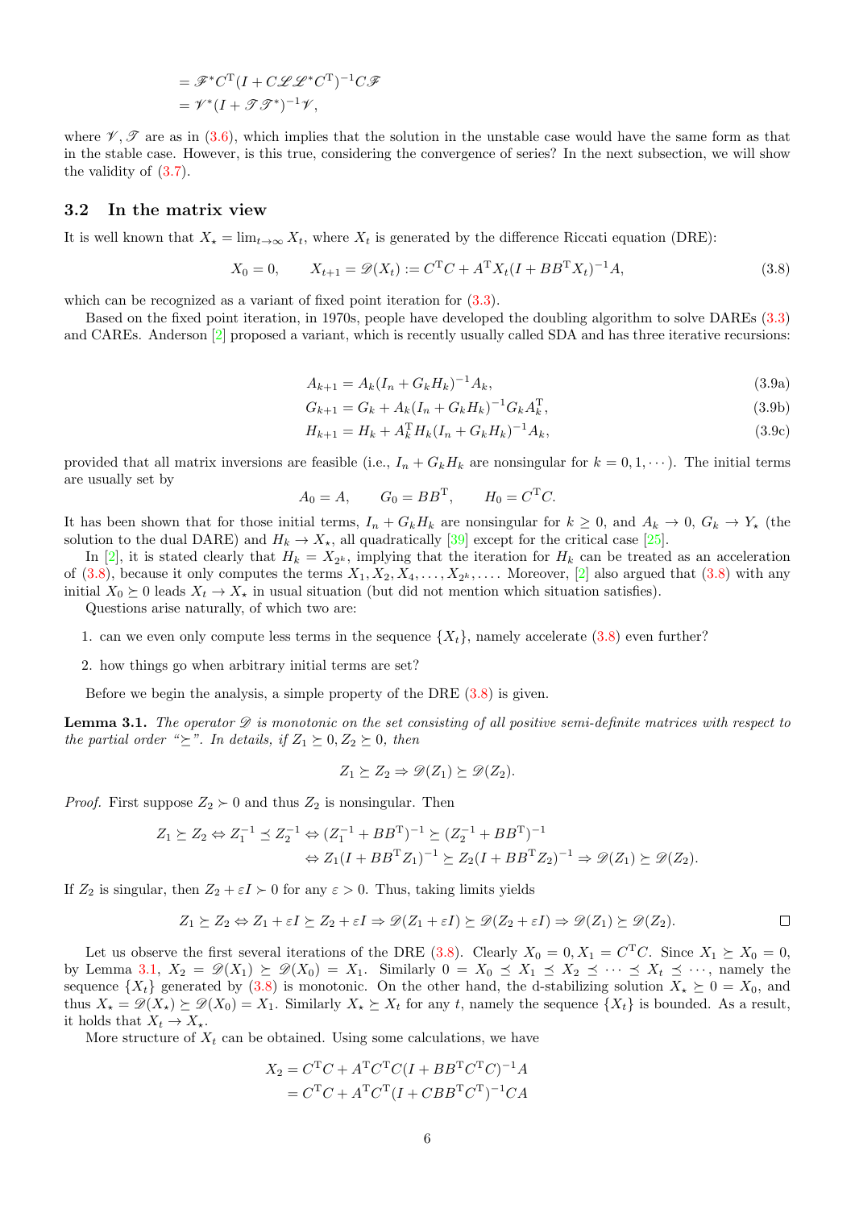$$
\begin{aligned}
&= \mathscr{F}^* C^{\mathrm{T}} (I + C\mathscr{L}\mathscr{L}^* C^{\mathrm{T}})^{-1} C \mathscr{F} \\
&= \mathscr{V}^* (I + \mathscr{T}\mathscr{T}^*)^{-1} \mathscr{V},
\end{aligned}
$$

where $\mathscr{V}, \mathscr{T}$ are as in (3.6), which implies that the solution in the unstable case would have the same form as that in the stable case. However, is this true, considering the convergence of series? In the next subsection, we will show the validity of (3.7).

## 3.2 In the matrix view

It is well known that $X_\star = \lim_{t\to\infty} X_t$, where $X_t$ is generated by the difference Riccati equation (DRE):

$$
X_0 = 0, \qquad X_{t+1} = \mathscr{D}(X_t) := C^{\mathrm{T}} C + A^{\mathrm{T}} X_t (I + BB^{\mathrm{T}} X_t)^{-1} A, \tag{3.8}
$$

which can be recognized as a variant of fixed point iteration for (3.3).

Based on the fixed point iteration, in 1970s, people have developed the doubling algorithm to solve DAREs (3.3) and CAREs. Anderson [2] proposed a variant, which is recently usually called SDA and has three iterative recursions:

$$
A_{k+1} = A_k (I_n + G_k H_k)^{-1} A_k, \tag{3.9a}
$$

$$
G_{k+1} = G_k + A_k (I_n + G_k H_k)^{-1} G_k A_k^{\mathrm{T}}, \tag{3.9b}
$$

$$
H_{k+1} = H_k + A_k^{\mathrm{T}} H_k (I_n + G_k H_k)^{-1} A_k, \tag{3.9c}
$$

provided that all matrix inversions are feasible (i.e., $I_n + G_k H_k$ are nonsingular for $k = 0, 1, \cdots$). The initial terms are usually set by

$$
A_0 = A, \qquad G_0 = BB^{\mathrm{T}}, \qquad H_0 = C^{\mathrm{T}} C.
$$

It has been shown that for those initial terms, $I_n + G_k H_k$ are nonsingular for $k \geq 0$, and $A_k \to 0$, $G_k \to Y_\star$ (the solution to the dual DARE) and $H_k \to X_\star$, all quadratically [39] except for the critical case [25].

In [2], it is stated clearly that $H_k = X_{2^k}$, implying that the iteration for $H_k$ can be treated as an acceleration of (3.8), because it only computes the terms $X_1, X_2, X_4, \ldots, X_{2^k}, \ldots$. Moreover, [2] also argued that (3.8) with any initial $X_0 \succeq 0$ leads $X_t \to X_\star$ in usual situation (but did not mention which situation satisfies).

Questions arise naturally, of which two are:

1. can we even only compute less terms in the sequence $\{X_t\}$, namely accelerate (3.8) even further?
2. how things go when arbitrary initial terms are set?

Before we begin the analysis, a simple property of the DRE (3.8) is given.

**Lemma 3.1.** *The operator $\mathscr{D}$ is monotonic on the set consisting of all positive semi-definite matrices with respect to the partial order "$\succeq$". In details, if $Z_1 \succeq 0, Z_2 \succeq 0$, then*

$$
Z_1 \succeq Z_2 \Rightarrow \mathscr{D}(Z_1) \succeq \mathscr{D}(Z_2).
$$

*Proof.* First suppose $Z_2 \succ 0$ and thus $Z_2$ is nonsingular. Then

$$
\begin{aligned}
Z_1 \succeq Z_2 \Leftrightarrow Z_1^{-1} \preceq Z_2^{-1} &\Leftrightarrow (Z_1^{-1} + BB^{\mathrm{T}})^{-1} \succeq (Z_2^{-1} + BB^{\mathrm{T}})^{-1} \\
&\Leftrightarrow Z_1 (I + BB^{\mathrm{T}} Z_1)^{-1} \succeq Z_2 (I + BB^{\mathrm{T}} Z_2)^{-1} \Rightarrow \mathscr{D}(Z_1) \succeq \mathscr{D}(Z_2).
\end{aligned}
$$

If $Z_2$ is singular, then $Z_2 + \varepsilon I \succ 0$ for any $\varepsilon > 0$. Thus, taking limits yields

$$
Z_1 \succeq Z_2 \Leftrightarrow Z_1 + \varepsilon I \succeq Z_2 + \varepsilon I \Rightarrow \mathscr{D}(Z_1 + \varepsilon I) \succeq \mathscr{D}(Z_2 + \varepsilon I) \Rightarrow \mathscr{D}(Z_1) \succeq \mathscr{D}(Z_2).
$$

□

Let us observe the first several iterations of the DRE (3.8). Clearly $X_0 = 0, X_1 = C^{\mathrm{T}} C$. Since $X_1 \succeq X_0 = 0$, by Lemma 3.1, $X_2 = \mathscr{D}(X_1) \succeq \mathscr{D}(X_0) = X_1$. Similarly $0 = X_0 \preceq X_1 \preceq X_2 \preceq \cdots \preceq X_t \preceq \cdots$, namely the sequence $\{X_t\}$ generated by (3.8) is monotonic. On the other hand, the d-stabilizing solution $X_\star \succeq 0 = X_0$, and thus $X_\star = \mathscr{D}(X_\star) \succeq \mathscr{D}(X_0) = X_1$. Similarly $X_\star \succeq X_t$ for any $t$, namely the sequence $\{X_t\}$ is bounded. As a result, it holds that $X_t \to X_\star$.

More structure of $X_t$ can be obtained. Using some calculations, we have

$$
\begin{aligned}
X_2 &= C^{\mathrm{T}} C + A^{\mathrm{T}} C^{\mathrm{T}} C (I + BB^{\mathrm{T}} C^{\mathrm{T}} C)^{-1} A \\
&= C^{\mathrm{T}} C + A^{\mathrm{T}} C^{\mathrm{T}} (I + CBB^{\mathrm{T}} C^{\mathrm{T}})^{-1} CA
\end{aligned}
$$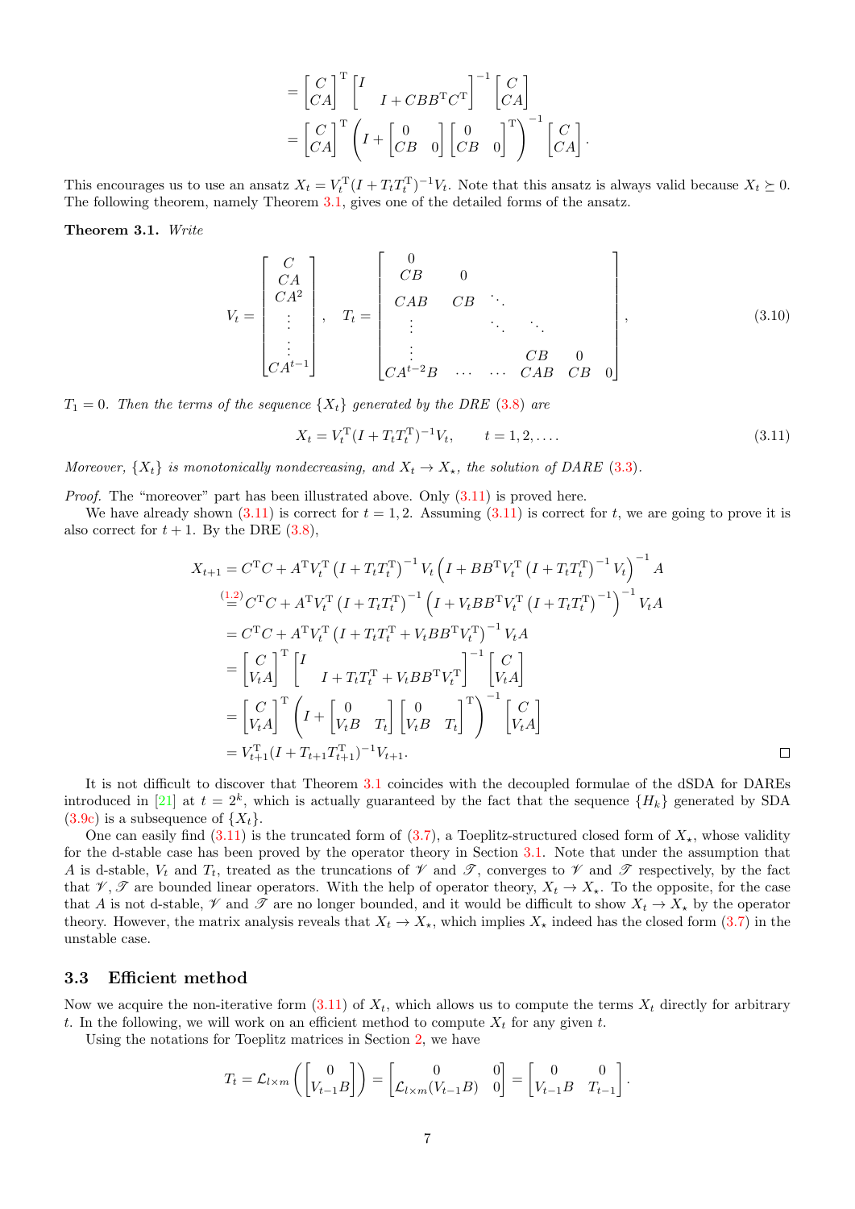$$
= \begin{bmatrix} C \\ CA \end{bmatrix}^{\mathrm{T}} \begin{bmatrix} I & \\ & I + CBB^{\mathrm{T}}C^{\mathrm{T}} \end{bmatrix}^{-1} \begin{bmatrix} C \\ CA \end{bmatrix}
$$

$$
= \begin{bmatrix} C \\ CA \end{bmatrix}^{\mathrm{T}} \left( I + \begin{bmatrix} 0 & \\ CB & 0 \end{bmatrix} \begin{bmatrix} 0 & \\ CB & 0 \end{bmatrix}^{\mathrm{T}} \right)^{-1} \begin{bmatrix} C \\ CA \end{bmatrix}.
$$

This encourages us to use an ansatz $X_t = V_t^{\mathrm{T}}(I + T_tT_t^{\mathrm{T}})^{-1}V_t$. Note that this ansatz is always valid because $X_t \succeq 0$. The following theorem, namely Theorem 3.1, gives one of the detailed forms of the ansatz.

**Theorem 3.1.** *Write*

$$
V_t = \begin{bmatrix} C \\ CA \\ CA^2 \\ \vdots \\ \vdots \\ CA^{t-1} \end{bmatrix}, \quad T_t = \begin{bmatrix} 0 & & & & & \\ CB & 0 & & & & \\ CAB & CB & \ddots & & & \\ \vdots & & \ddots & \ddots & & \\ \vdots & & & CB & 0 & \\ CA^{t-2}B & \cdots & \cdots & CAB & CB & 0 \end{bmatrix}, \tag{3.10}
$$

*$T_1 = 0$. Then the terms of the sequence $\{X_t\}$ generated by the DRE (3.8) are*

$$
X_t = V_t^{\mathrm{T}}(I + T_tT_t^{\mathrm{T}})^{-1}V_t, \qquad t = 1, 2, \dots. \tag{3.11}
$$

*Moreover, $\{X_t\}$ is monotonically nondecreasing, and $X_t \to X_\star$, the solution of DARE (3.3).*

*Proof.* The "moreover" part has been illustrated above. Only (3.11) is proved here.

We have already shown (3.11) is correct for $t = 1, 2$. Assuming (3.11) is correct for $t$, we are going to prove it is also correct for $t + 1$. By the DRE (3.8),

$$
\begin{aligned}
X_{t+1} &= C^{\mathrm{T}}C + A^{\mathrm{T}}V_t^{\mathrm{T}}\left(I + T_tT_t^{\mathrm{T}}\right)^{-1}V_t\left(I + BB^{\mathrm{T}}V_t^{\mathrm{T}}\left(I + T_tT_t^{\mathrm{T}}\right)^{-1}V_t\right)^{-1}A \\
&\overset{(1.2)}{=} C^{\mathrm{T}}C + A^{\mathrm{T}}V_t^{\mathrm{T}}\left(I + T_tT_t^{\mathrm{T}}\right)^{-1}\left(I + V_tBB^{\mathrm{T}}V_t^{\mathrm{T}}\left(I + T_tT_t^{\mathrm{T}}\right)^{-1}\right)^{-1}V_tA \\
&= C^{\mathrm{T}}C + A^{\mathrm{T}}V_t^{\mathrm{T}}\left(I + T_tT_t^{\mathrm{T}} + V_tBB^{\mathrm{T}}V_t^{\mathrm{T}}\right)^{-1}V_tA \\
&= \begin{bmatrix} C \\ V_tA \end{bmatrix}^{\mathrm{T}} \begin{bmatrix} I & \\ & I + T_tT_t^{\mathrm{T}} + V_tBB^{\mathrm{T}}V_t^{\mathrm{T}} \end{bmatrix}^{-1} \begin{bmatrix} C \\ V_tA \end{bmatrix} \\
&= \begin{bmatrix} C \\ V_tA \end{bmatrix}^{\mathrm{T}} \left( I + \begin{bmatrix} 0 & \\ V_tB & T_t \end{bmatrix} \begin{bmatrix} 0 & \\ V_tB & T_t \end{bmatrix}^{\mathrm{T}} \right)^{-1} \begin{bmatrix} C \\ V_tA \end{bmatrix} \\
&= V_{t+1}^{\mathrm{T}}(I + T_{t+1}T_{t+1}^{\mathrm{T}})^{-1}V_{t+1}.
\end{aligned}
$$

∎

It is not difficult to discover that Theorem 3.1 coincides with the decoupled formulae of the dSDA for DAREs introduced in [21] at $t = 2^k$, which is actually guaranteed by the fact that the sequence $\{H_k\}$ generated by SDA (3.9c) is a subsequence of $\{X_t\}$.

One can easily find (3.11) is the truncated form of (3.7), a Toeplitz-structured closed form of $X_\star$, whose validity for the d-stable case has been proved by the operator theory in Section 3.1. Note that under the assumption that $A$ is d-stable, $V_t$ and $T_t$, treated as the truncations of $\mathscr{V}$ and $\mathscr{T}$, converges to $\mathscr{V}$ and $\mathscr{T}$ respectively, by the fact that $\mathscr{V}, \mathscr{T}$ are bounded linear operators. With the help of operator theory, $X_t \to X_\star$. To the opposite, for the case that $A$ is not d-stable, $\mathscr{V}$ and $\mathscr{T}$ are no longer bounded, and it would be difficult to show $X_t \to X_\star$ by the operator theory. However, the matrix analysis reveals that $X_t \to X_\star$, which implies $X_\star$ indeed has the closed form (3.7) in the unstable case.

## 3.3 Efficient method

Now we acquire the non-iterative form (3.11) of $X_t$, which allows us to compute the terms $X_t$ directly for arbitrary $t$. In the following, we will work on an efficient method to compute $X_t$ for any given $t$.

Using the notations for Toeplitz matrices in Section 2, we have

$$
T_t = \mathcal{L}_{l \times m}\left( \begin{bmatrix} 0 \\ V_{t-1}B \end{bmatrix} \right) = \begin{bmatrix} 0 & 0 \\ \mathcal{L}_{l \times m}(V_{t-1}B) & 0 \end{bmatrix} = \begin{bmatrix} 0 & 0 \\ V_{t-1}B & T_{t-1} \end{bmatrix}.
$$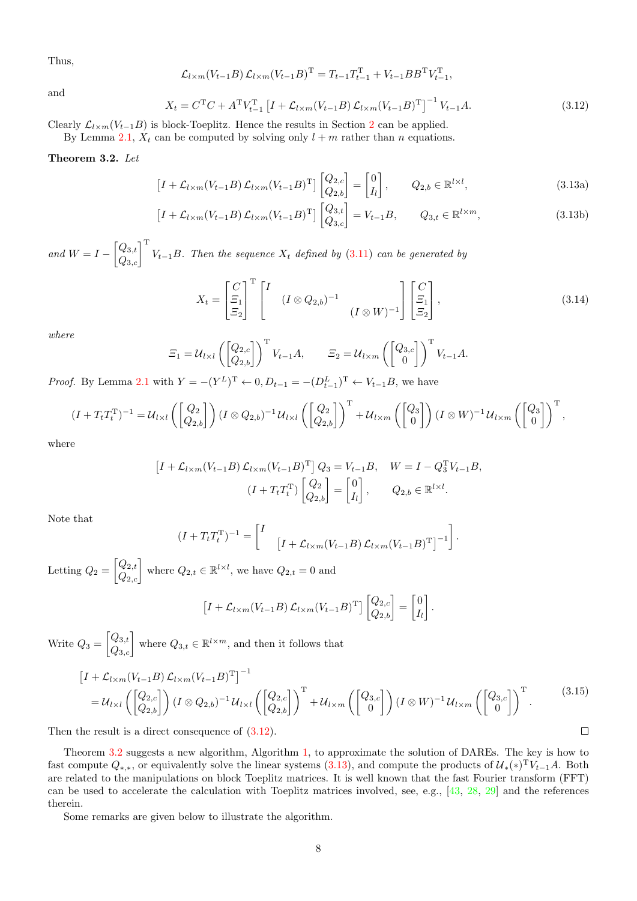Thus,

$$\mathcal{L}_{l\times m}(V_{t-1}B)\,\mathcal{L}_{l\times m}(V_{t-1}B)^{\mathrm{T}} = T_{t-1}T_{t-1}^{\mathrm{T}} + V_{t-1}BB^{\mathrm{T}}V_{t-1}^{\mathrm{T}},$$

and

$$X_t = C^{\mathrm{T}}C + A^{\mathrm{T}}V_{t-1}^{\mathrm{T}}\left[I + \mathcal{L}_{l\times m}(V_{t-1}B)\,\mathcal{L}_{l\times m}(V_{t-1}B)^{\mathrm{T}}\right]^{-1}V_{t-1}A. \tag{3.12}$$

Clearly $\mathcal{L}_{l\times m}(V_{t-1}B)$ is block-Toeplitz. Hence the results in Section 2 can be applied.

By Lemma 2.1, $X_t$ can be computed by solving only $l+m$ rather than $n$ equations.

**Theorem 3.2.** *Let*

$$\left[I + \mathcal{L}_{l\times m}(V_{t-1}B)\,\mathcal{L}_{l\times m}(V_{t-1}B)^{\mathrm{T}}\right]\begin{bmatrix} Q_{2,c} \\ Q_{2,b}\end{bmatrix} = \begin{bmatrix} 0 \\ I_l\end{bmatrix}, \qquad Q_{2,b}\in\mathbb{R}^{l\times l}, \tag{3.13a}$$

$$\left[I + \mathcal{L}_{l\times m}(V_{t-1}B)\,\mathcal{L}_{l\times m}(V_{t-1}B)^{\mathrm{T}}\right]\begin{bmatrix} Q_{3,t} \\ Q_{3,c}\end{bmatrix} = V_{t-1}B, \qquad Q_{3,t}\in\mathbb{R}^{l\times m}, \tag{3.13b}$$

*and* $W = I - \begin{bmatrix} Q_{3,t} \\ Q_{3,c}\end{bmatrix}^{\mathrm{T}} V_{t-1}B$. *Then the sequence $X_t$ defined by (3.11) can be generated by*

$$X_t = \begin{bmatrix} C \\ \Xi_1 \\ \Xi_2\end{bmatrix}^{\mathrm{T}} \begin{bmatrix} I & & \\ & (I\otimes Q_{2,b})^{-1} & \\ & & (I\otimes W)^{-1}\end{bmatrix}\begin{bmatrix} C \\ \Xi_1 \\ \Xi_2\end{bmatrix}, \tag{3.14}$$

*where*

$$\Xi_1 = \mathcal{U}_{l\times l}\left(\begin{bmatrix} Q_{2,c} \\ Q_{2,b}\end{bmatrix}\right)^{\mathrm{T}} V_{t-1}A, \qquad \Xi_2 = \mathcal{U}_{l\times m}\left(\begin{bmatrix} Q_{3,c} \\ 0\end{bmatrix}\right)^{\mathrm{T}} V_{t-1}A.$$

*Proof.* By Lemma 2.1 with $Y = -(Y^L)^{\mathrm{T}} \leftarrow 0, D_{t-1} = -(D_{t-1}^L)^{\mathrm{T}} \leftarrow V_{t-1}B$, we have

$$(I + T_tT_t^{\mathrm{T}})^{-1} = \mathcal{U}_{l\times l}\left(\begin{bmatrix} Q_2 \\ Q_{2,b}\end{bmatrix}\right)(I\otimes Q_{2,b})^{-1}\mathcal{U}_{l\times l}\left(\begin{bmatrix} Q_2 \\ Q_{2,b}\end{bmatrix}\right)^{\mathrm{T}} + \mathcal{U}_{l\times m}\left(\begin{bmatrix} Q_3 \\ 0\end{bmatrix}\right)(I\otimes W)^{-1}\mathcal{U}_{l\times m}\left(\begin{bmatrix} Q_3 \\ 0\end{bmatrix}\right)^{\mathrm{T}},$$

where

$$\left[I + \mathcal{L}_{l\times m}(V_{t-1}B)\,\mathcal{L}_{l\times m}(V_{t-1}B)^{\mathrm{T}}\right]Q_3 = V_{t-1}B, \quad W = I - Q_3^{\mathrm{T}}V_{t-1}B,$$

$$(I + T_tT_t^{\mathrm{T}})\begin{bmatrix} Q_2 \\ Q_{2,b}\end{bmatrix} = \begin{bmatrix} 0 \\ I_l\end{bmatrix}, \qquad Q_{2,b}\in\mathbb{R}^{l\times l}.$$

Note that

$$(I + T_tT_t^{\mathrm{T}})^{-1} = \begin{bmatrix} I & \\ & \left[I + \mathcal{L}_{l\times m}(V_{t-1}B)\,\mathcal{L}_{l\times m}(V_{t-1}B)^{\mathrm{T}}\right]^{-1}\end{bmatrix}.$$

Letting $Q_2 = \begin{bmatrix} Q_{2,t} \\ Q_{2,c}\end{bmatrix}$ where $Q_{2,t}\in\mathbb{R}^{l\times l}$, we have $Q_{2,t} = 0$ and

$$\left[I + \mathcal{L}_{l\times m}(V_{t-1}B)\,\mathcal{L}_{l\times m}(V_{t-1}B)^{\mathrm{T}}\right]\begin{bmatrix} Q_{2,c} \\ Q_{2,b}\end{bmatrix} = \begin{bmatrix} 0 \\ I_l\end{bmatrix}.$$

Write $Q_3 = \begin{bmatrix} Q_{3,t} \\ Q_{3,c}\end{bmatrix}$ where $Q_{3,t}\in\mathbb{R}^{l\times m}$, and then it follows that

$$\begin{aligned}&\left[I + \mathcal{L}_{l\times m}(V_{t-1}B)\,\mathcal{L}_{l\times m}(V_{t-1}B)^{\mathrm{T}}\right]^{-1} \\ &= \mathcal{U}_{l\times l}\left(\begin{bmatrix} Q_{2,c} \\ Q_{2,b}\end{bmatrix}\right)(I\otimes Q_{2,b})^{-1}\mathcal{U}_{l\times l}\left(\begin{bmatrix} Q_{2,c} \\ Q_{2,b}\end{bmatrix}\right)^{\mathrm{T}} + \mathcal{U}_{l\times m}\left(\begin{bmatrix} Q_{3,c} \\ 0\end{bmatrix}\right)(I\otimes W)^{-1}\mathcal{U}_{l\times m}\left(\begin{bmatrix} Q_{3,c} \\ 0\end{bmatrix}\right)^{\mathrm{T}}.\end{aligned} \tag{3.15}$$

Then the result is a direct consequence of (3.12). ∎

Theorem 3.2 suggests a new algorithm, Algorithm 1, to approximate the solution of DAREs. The key is how to fast compute $Q_{*,*}$, or equivalently solve the linear systems (3.13), and compute the products of $\mathcal{U}_*(*)^{\mathrm{T}}V_{t-1}A$. Both are related to the manipulations on block Toeplitz matrices. It is well known that the fast Fourier transform (FFT) can be used to accelerate the calculation with Toeplitz matrices involved, see, e.g., [43, 28, 29] and the references therein.

Some remarks are given below to illustrate the algorithm.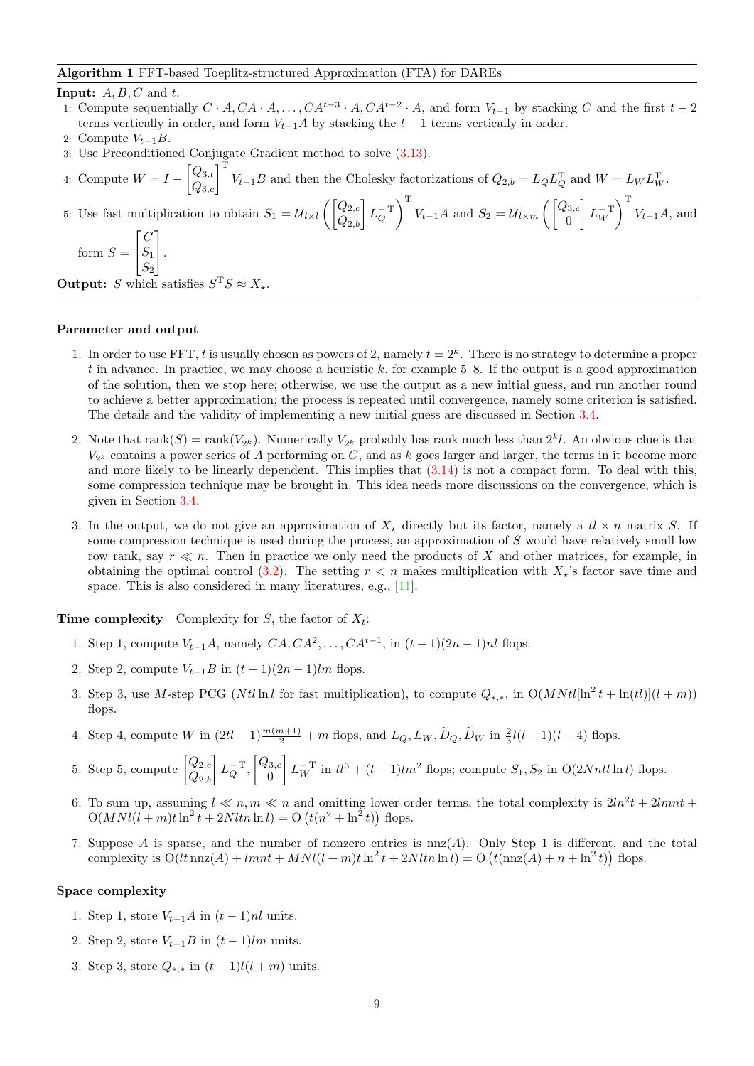**Algorithm 1** FFT-based Toeplitz-structured Approximation (FTA) for DAREs

**Input:** $A, B, C$ and $t$.

1: Compute sequentially $C \cdot A, CA \cdot A, \dots, CA^{t-3} \cdot A, CA^{t-2} \cdot A$, and form $V_{t-1}$ by stacking $C$ and the first $t-2$ terms vertically in order, and form $V_{t-1}A$ by stacking the $t-1$ terms vertically in order.

2: Compute $V_{t-1}B$.

3: Use Preconditioned Conjugate Gradient method to solve (3.13).

4: Compute $W = I - \begin{bmatrix} Q_{3,t} \\ Q_{3,c} \end{bmatrix}^{\mathrm{T}} V_{t-1}B$ and then the Cholesky factorizations of $Q_{2,b} = L_Q L_Q^{\mathrm{T}}$ and $W = L_W L_W^{\mathrm{T}}$.

5: Use fast multiplication to obtain $S_1 = \mathcal{U}_{l\times l}\left(\begin{bmatrix} Q_{2,c} \\ Q_{2,b} \end{bmatrix} L_Q^{-\mathrm{T}}\right)^{\mathrm{T}} V_{t-1}A$ and $S_2 = \mathcal{U}_{l\times m}\left(\begin{bmatrix} Q_{3,c} \\ 0 \end{bmatrix} L_W^{-\mathrm{T}}\right)^{\mathrm{T}} V_{t-1}A$, and form $S = \begin{bmatrix} C \\ S_1 \\ S_2 \end{bmatrix}$.

**Output:** $S$ which satisfies $S^{\mathrm{T}} S \approx X_\star$.

**Parameter and output**

1. In order to use FFT, $t$ is usually chosen as powers of 2, namely $t = 2^k$. There is no strategy to determine a proper $t$ in advance. In practice, we may choose a heuristic $k$, for example 5–8. If the output is a good approximation of the solution, then we stop here; otherwise, we use the output as a new initial guess, and run another round to achieve a better approximation; the process is repeated until convergence, namely some criterion is satisfied. The details and the validity of implementing a new initial guess are discussed in Section 3.4.

2. Note that $\operatorname{rank}(S) = \operatorname{rank}(V_{2^k})$. Numerically $V_{2^k}$ probably has rank much less than $2^k l$. An obvious clue is that $V_{2^k}$ contains a power series of $A$ performing on $C$, and as $k$ goes larger and larger, the terms in it become more and more likely to be linearly dependent. This implies that (3.14) is not a compact form. To deal with this, some compression technique may be brought in. This idea needs more discussions on the convergence, which is given in Section 3.4.

3. In the output, we do not give an approximation of $X_\star$ directly but its factor, namely a $tl \times n$ matrix $S$. If some compression technique is used during the process, an approximation of $S$ would have relatively small low row rank, say $r \ll n$. Then in practice we only need the products of $X$ and other matrices, for example, in obtaining the optimal control (3.2). The setting $r < n$ makes multiplication with $X_\star$'s factor save time and space. This is also considered in many literatures, e.g., [11].

**Time complexity** Complexity for $S$, the factor of $X_t$:

1. Step 1, compute $V_{t-1}A$, namely $CA, CA^2, \dots, CA^{t-1}$, in $(t-1)(2n-1)nl$ flops.

2. Step 2, compute $V_{t-1}B$ in $(t-1)(2n-1)lm$ flops.

3. Step 3, use $M$-step PCG ($Ntl \ln l$ for fast multiplication), to compute $Q_{*,*}$, in $\mathrm{O}(MNtl[\ln^2 t + \ln(tl)](l+m))$ flops.

4. Step 4, compute $W$ in $(2tl-1)\frac{m(m+1)}{2} + m$ flops, and $L_Q, L_W, \widetilde{D}_Q, \widetilde{D}_W$ in $\frac{2}{3}l(l-1)(l+4)$ flops.

5. Step 5, compute $\begin{bmatrix} Q_{2,c} \\ Q_{2,b} \end{bmatrix} L_Q^{-\mathrm{T}}, \begin{bmatrix} Q_{3,c} \\ 0 \end{bmatrix} L_W^{-\mathrm{T}}$ in $tl^3 + (t-1)lm^2$ flops; compute $S_1, S_2$ in $\mathrm{O}(2Nntl \ln l)$ flops.

6. To sum up, assuming $l \ll n, m \ll n$ and omitting lower order terms, the total complexity is $2ln^2t + 2lmnt + \mathrm{O}(MNl(l+m)t\ln^2 t + 2Nltn \ln l) = \mathrm{O}\left(t(n^2 + \ln^2 t)\right)$ flops.

7. Suppose $A$ is sparse, and the number of nonzero entries is $\operatorname{nnz}(A)$. Only Step 1 is different, and the total complexity is $\mathrm{O}(lt\operatorname{nnz}(A) + lmnt + MNl(l+m)t\ln^2 t + 2Nltn\ln l) = \mathrm{O}\left(t(\operatorname{nnz}(A) + n + \ln^2 t)\right)$ flops.

**Space complexity**

1. Step 1, store $V_{t-1}A$ in $(t-1)nl$ units.

2. Step 2, store $V_{t-1}B$ in $(t-1)lm$ units.

3. Step 3, store $Q_{*,*}$ in $(t-1)l(l+m)$ units.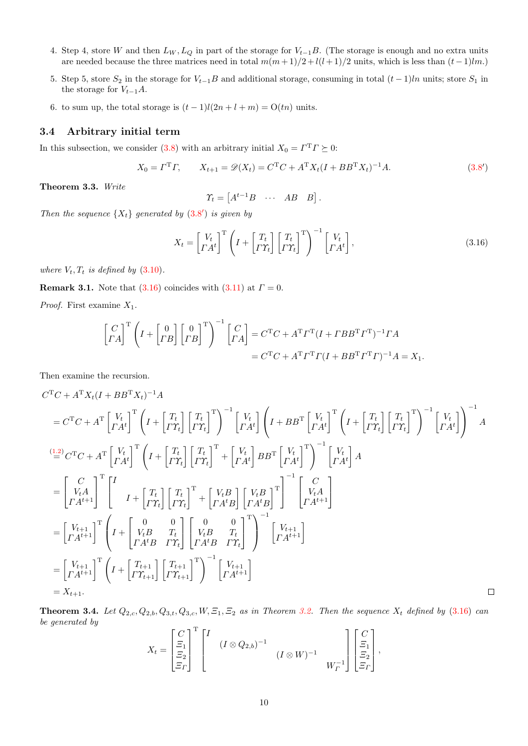4. Step 4, store $W$ and then $L_W, L_Q$ in part of the storage for $V_{t-1}B$. (The storage is enough and no extra units are needed because the three matrices need in total $m(m+1)/2+l(l+1)/2$ units, which is less than $(t-1)lm$.)
5. Step 5, store $S_2$ in the storage for $V_{t-1}B$ and additional storage, consuming in total $(t-1)ln$ units; store $S_1$ in the storage for $V_{t-1}A$.
6. to sum up, the total storage is $(t-1)l(2n+l+m)=\mathrm{O}(tn)$ units.

### 3.4 Arbitrary initial term

In this subsection, we consider (3.8) with an arbitrary initial $X_0=\Gamma^{\mathrm{T}}\Gamma\succeq 0$:

$$X_0=\Gamma^{\mathrm{T}}\Gamma, \qquad X_{t+1}=\mathscr{D}(X_t)=C^{\mathrm{T}}C+A^{\mathrm{T}}X_t(I+BB^{\mathrm{T}}X_t)^{-1}A. \tag{3.8$'$}$$

**Theorem 3.3.** *Write*

$$\Upsilon_t=\begin{bmatrix}A^{t-1}B & \cdots & AB & B\end{bmatrix}.$$

*Then the sequence $\{X_t\}$ generated by (3.8′) is given by*

$$X_t=\begin{bmatrix}V_t\\ \Gamma A^t\end{bmatrix}^{\mathrm{T}}\left(I+\begin{bmatrix}T_t\\ \Gamma\Upsilon_t\end{bmatrix}\begin{bmatrix}T_t\\ \Gamma\Upsilon_t\end{bmatrix}^{\mathrm{T}}\right)^{-1}\begin{bmatrix}V_t\\ \Gamma A^t\end{bmatrix}, \tag{3.16}$$

*where $V_t, T_t$ is defined by (3.10).*

**Remark 3.1.** Note that (3.16) coincides with (3.11) at $\Gamma=0$.

*Proof.* First examine $X_1$.

$$\begin{aligned}\begin{bmatrix}C\\ \Gamma A\end{bmatrix}^{\mathrm{T}}\left(I+\begin{bmatrix}0\\ \Gamma B\end{bmatrix}\begin{bmatrix}0\\ \Gamma B\end{bmatrix}^{\mathrm{T}}\right)^{-1}\begin{bmatrix}C\\ \Gamma A\end{bmatrix}&=C^{\mathrm{T}}C+A^{\mathrm{T}}\Gamma^{\mathrm{T}}(I+\Gamma BB^{\mathrm{T}}\Gamma^{\mathrm{T}})^{-1}\Gamma A\\ &=C^{\mathrm{T}}C+A^{\mathrm{T}}\Gamma^{\mathrm{T}}\Gamma(I+BB^{\mathrm{T}}\Gamma^{\mathrm{T}}\Gamma)^{-1}A=X_1.\end{aligned}$$

Then examine the recursion.

$$\begin{aligned}&C^{\mathrm{T}}C+A^{\mathrm{T}}X_t(I+BB^{\mathrm{T}}X_t)^{-1}A\\
&=C^{\mathrm{T}}C+A^{\mathrm{T}}\begin{bmatrix}V_t\\ \Gamma A^t\end{bmatrix}^{\mathrm{T}}\left(I+\begin{bmatrix}T_t\\ \Gamma\Upsilon_t\end{bmatrix}\begin{bmatrix}T_t\\ \Gamma\Upsilon_t\end{bmatrix}^{\mathrm{T}}\right)^{-1}\begin{bmatrix}V_t\\ \Gamma A^t\end{bmatrix}\left(I+BB^{\mathrm{T}}\begin{bmatrix}V_t\\ \Gamma A^t\end{bmatrix}^{\mathrm{T}}\left(I+\begin{bmatrix}T_t\\ \Gamma\Upsilon_t\end{bmatrix}\begin{bmatrix}T_t\\ \Gamma\Upsilon_t\end{bmatrix}^{\mathrm{T}}\right)^{-1}\begin{bmatrix}V_t\\ \Gamma A^t\end{bmatrix}\right)^{-1}A\\
&\overset{(1.2)}{=}C^{\mathrm{T}}C+A^{\mathrm{T}}\begin{bmatrix}V_t\\ \Gamma A^t\end{bmatrix}^{\mathrm{T}}\left(I+\begin{bmatrix}T_t\\ \Gamma\Upsilon_t\end{bmatrix}\begin{bmatrix}T_t\\ \Gamma\Upsilon_t\end{bmatrix}^{\mathrm{T}}+\begin{bmatrix}V_t\\ \Gamma A^t\end{bmatrix}BB^{\mathrm{T}}\begin{bmatrix}V_t\\ \Gamma A^t\end{bmatrix}^{\mathrm{T}}\right)^{-1}\begin{bmatrix}V_t\\ \Gamma A^t\end{bmatrix}A\\
&=\begin{bmatrix}C\\ V_tA\\ \Gamma A^{t+1}\end{bmatrix}^{\mathrm{T}}\begin{bmatrix}I & \\ & I+\begin{bmatrix}T_t\\ \Gamma\Upsilon_t\end{bmatrix}\begin{bmatrix}T_t\\ \Gamma\Upsilon_t\end{bmatrix}^{\mathrm{T}}+\begin{bmatrix}V_tB\\ \Gamma A^tB\end{bmatrix}\begin{bmatrix}V_tB\\ \Gamma A^tB\end{bmatrix}^{\mathrm{T}}\end{bmatrix}^{-1}\begin{bmatrix}C\\ V_tA\\ \Gamma A^{t+1}\end{bmatrix}\\
&=\begin{bmatrix}V_{t+1}\\ \Gamma A^{t+1}\end{bmatrix}^{\mathrm{T}}\left(I+\begin{bmatrix}0 & 0\\ V_tB & T_t\\ \Gamma A^tB & \Gamma\Upsilon_t\end{bmatrix}\begin{bmatrix}0 & 0\\ V_tB & T_t\\ \Gamma A^tB & \Gamma\Upsilon_t\end{bmatrix}^{\mathrm{T}}\right)^{-1}\begin{bmatrix}V_{t+1}\\ \Gamma A^{t+1}\end{bmatrix}\\
&=\begin{bmatrix}V_{t+1}\\ \Gamma A^{t+1}\end{bmatrix}^{\mathrm{T}}\left(I+\begin{bmatrix}T_{t+1}\\ \Gamma\Upsilon_{t+1}\end{bmatrix}\begin{bmatrix}T_{t+1}\\ \Gamma\Upsilon_{t+1}\end{bmatrix}^{\mathrm{T}}\right)^{-1}\begin{bmatrix}V_{t+1}\\ \Gamma A^{t+1}\end{bmatrix}\\
&=X_{t+1}.\end{aligned}$$

∎

**Theorem 3.4.** *Let $Q_{2,c}, Q_{2,b}, Q_{3,t}, Q_{3,c}, W, \Xi_1, \Xi_2$ as in Theorem 3.2. Then the sequence $X_t$ defined by (3.16) can be generated by*

$$X_t=\begin{bmatrix}C\\ \Xi_1\\ \Xi_2\\ \Xi_\Gamma\end{bmatrix}^{\mathrm{T}}\begin{bmatrix}I & & & \\ & (I\otimes Q_{2,b})^{-1} & & \\ & & (I\otimes W)^{-1} & \\ & & & W_\Gamma^{-1}\end{bmatrix}\begin{bmatrix}C\\ \Xi_1\\ \Xi_2\\ \Xi_\Gamma\end{bmatrix},$$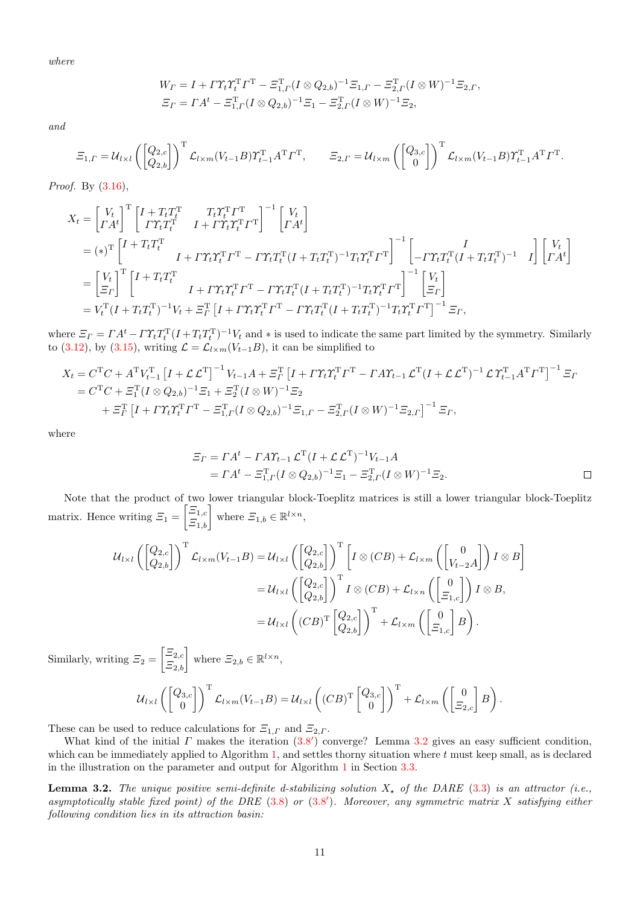*where*

$$
W_\Gamma = I + \Gamma \Upsilon_t \Upsilon_t^{\mathrm{T}} \Gamma^{\mathrm{T}} - \Xi_{1,\Gamma}^{\mathrm{T}} (I \otimes Q_{2,b})^{-1} \Xi_{1,\Gamma} - \Xi_{2,\Gamma}^{\mathrm{T}} (I \otimes W)^{-1} \Xi_{2,\Gamma},
$$
$$
\Xi_\Gamma = \Gamma A^t - \Xi_{1,\Gamma}^{\mathrm{T}} (I \otimes Q_{2,b})^{-1} \Xi_1 - \Xi_{2,\Gamma}^{\mathrm{T}} (I \otimes W)^{-1} \Xi_2,
$$

*and*

$$
\Xi_{1,\Gamma} = \mathcal{U}_{l\times l}\left( \begin{bmatrix} Q_{2,c} \\ Q_{2,b} \end{bmatrix} \right)^{\mathrm{T}} \mathcal{L}_{l\times m}(V_{t-1}B) \Upsilon_{t-1}^{\mathrm{T}} A^{\mathrm{T}} \Gamma^{\mathrm{T}}, \qquad \Xi_{2,\Gamma} = \mathcal{U}_{l\times m}\left( \begin{bmatrix} Q_{3,c} \\ 0 \end{bmatrix} \right)^{\mathrm{T}} \mathcal{L}_{l\times m}(V_{t-1}B) \Upsilon_{t-1}^{\mathrm{T}} A^{\mathrm{T}} \Gamma^{\mathrm{T}}.
$$

*Proof.* By (3.16),

$$
\begin{aligned}
X_t &= \begin{bmatrix} V_t \\ \Gamma A^t \end{bmatrix}^{\mathrm{T}} \begin{bmatrix} I + T_t T_t^{\mathrm{T}} & T_t \Upsilon_t^{\mathrm{T}} \Gamma^{\mathrm{T}} \\ \Gamma \Upsilon_t T_t^{\mathrm{T}} & I + \Gamma \Upsilon_t \Upsilon_t^{\mathrm{T}} \Gamma^{\mathrm{T}} \end{bmatrix}^{-1} \begin{bmatrix} V_t \\ \Gamma A^t \end{bmatrix} \\
&= (*)^{\mathrm{T}} \begin{bmatrix} I + T_t T_t^{\mathrm{T}} & \\ & I + \Gamma \Upsilon_t \Upsilon_t^{\mathrm{T}} \Gamma^{\mathrm{T}} - \Gamma \Upsilon_t T_t^{\mathrm{T}} (I + T_t T_t^{\mathrm{T}})^{-1} T_t \Upsilon_t^{\mathrm{T}} \Gamma^{\mathrm{T}} \end{bmatrix}^{-1} \begin{bmatrix} I & \\ -\Gamma \Upsilon_t T_t^{\mathrm{T}} (I + T_t T_t^{\mathrm{T}})^{-1} & I \end{bmatrix} \begin{bmatrix} V_t \\ \Gamma A^t \end{bmatrix} \\
&= \begin{bmatrix} V_t \\ \Xi_\Gamma \end{bmatrix}^{\mathrm{T}} \begin{bmatrix} I + T_t T_t^{\mathrm{T}} & \\ & I + \Gamma \Upsilon_t \Upsilon_t^{\mathrm{T}} \Gamma^{\mathrm{T}} - \Gamma \Upsilon_t T_t^{\mathrm{T}} (I + T_t T_t^{\mathrm{T}})^{-1} T_t \Upsilon_t^{\mathrm{T}} \Gamma^{\mathrm{T}} \end{bmatrix}^{-1} \begin{bmatrix} V_t \\ \Xi_\Gamma \end{bmatrix} \\
&= V_t^{\mathrm{T}} (I + T_t T_t^{\mathrm{T}})^{-1} V_t + \Xi_\Gamma^{\mathrm{T}} \left[ I + \Gamma \Upsilon_t \Upsilon_t^{\mathrm{T}} \Gamma^{\mathrm{T}} - \Gamma \Upsilon_t T_t^{\mathrm{T}} (I + T_t T_t^{\mathrm{T}})^{-1} T_t \Upsilon_t^{\mathrm{T}} \Gamma^{\mathrm{T}} \right]^{-1} \Xi_\Gamma,
\end{aligned}
$$

where $\Xi_\Gamma = \Gamma A^t - \Gamma \Upsilon_t T_t^{\mathrm{T}} (I + T_t T_t^{\mathrm{T}})^{-1} V_t$ and $*$ is used to indicate the same part limited by the symmetry. Similarly to (3.12), by (3.15), writing $\mathcal{L} = \mathcal{L}_{l\times m}(V_{t-1}B)$, it can be simplified to

$$
\begin{aligned}
X_t &= C^{\mathrm{T}} C + A^{\mathrm{T}} V_{t-1}^{\mathrm{T}} \left[ I + \mathcal{L} \mathcal{L}^{\mathrm{T}} \right]^{-1} V_{t-1} A + \Xi_\Gamma^{\mathrm{T}} \left[ I + \Gamma \Upsilon_t \Upsilon_t^{\mathrm{T}} \Gamma^{\mathrm{T}} - \Gamma A \Upsilon_{t-1} \mathcal{L}^{\mathrm{T}} (I + \mathcal{L} \mathcal{L}^{\mathrm{T}})^{-1} \mathcal{L} \Upsilon_{t-1}^{\mathrm{T}} A^{\mathrm{T}} \Gamma^{\mathrm{T}} \right]^{-1} \Xi_\Gamma \\
&= C^{\mathrm{T}} C + \Xi_1^{\mathrm{T}} (I \otimes Q_{2,b})^{-1} \Xi_1 + \Xi_2^{\mathrm{T}} (I \otimes W)^{-1} \Xi_2 \\
&\quad + \Xi_\Gamma^{\mathrm{T}} \left[ I + \Gamma \Upsilon_t \Upsilon_t^{\mathrm{T}} \Gamma^{\mathrm{T}} - \Xi_{1,\Gamma}^{\mathrm{T}} (I \otimes Q_{2,b})^{-1} \Xi_{1,\Gamma} - \Xi_{2,\Gamma}^{\mathrm{T}} (I \otimes W)^{-1} \Xi_{2,\Gamma} \right]^{-1} \Xi_\Gamma,
\end{aligned}
$$

where

$$
\begin{aligned}
\Xi_\Gamma &= \Gamma A^t - \Gamma A \Upsilon_{t-1} \mathcal{L}^{\mathrm{T}} (I + \mathcal{L} \mathcal{L}^{\mathrm{T}})^{-1} V_{t-1} A \\
&= \Gamma A^t - \Xi_{1,\Gamma}^{\mathrm{T}} (I \otimes Q_{2,b})^{-1} \Xi_1 - \Xi_{2,\Gamma}^{\mathrm{T}} (I \otimes W)^{-1} \Xi_2.
\end{aligned}
$$

□

Note that the product of two lower triangular block-Toeplitz matrices is still a lower triangular block-Toeplitz matrix. Hence writing $\Xi_1 = \begin{bmatrix} \Xi_{1,c} \\ \Xi_{1,b} \end{bmatrix}$ where $\Xi_{1,b} \in \mathbb{R}^{l\times n}$,

$$
\begin{aligned}
\mathcal{U}_{l\times l}\left( \begin{bmatrix} Q_{2,c} \\ Q_{2,b} \end{bmatrix} \right)^{\mathrm{T}} \mathcal{L}_{l\times m}(V_{t-1}B) &= \mathcal{U}_{l\times l}\left( \begin{bmatrix} Q_{2,c} \\ Q_{2,b} \end{bmatrix} \right)^{\mathrm{T}} \left[ I \otimes (CB) + \mathcal{L}_{l\times m}\left( \begin{bmatrix} 0 \\ V_{t-2} A \end{bmatrix} \right) I \otimes B \right] \\
&= \mathcal{U}_{l\times l}\left( \begin{bmatrix} Q_{2,c} \\ Q_{2,b} \end{bmatrix} \right)^{\mathrm{T}} I \otimes (CB) + \mathcal{L}_{l\times n}\left( \begin{bmatrix} 0 \\ \Xi_{1,c} \end{bmatrix} \right) I \otimes B, \\
&= \mathcal{U}_{l\times l}\left( (CB)^{\mathrm{T}} \begin{bmatrix} Q_{2,c} \\ Q_{2,b} \end{bmatrix} \right)^{\mathrm{T}} + \mathcal{L}_{l\times m}\left( \begin{bmatrix} 0 \\ \Xi_{1,c} \end{bmatrix} B \right).
\end{aligned}
$$

Similarly, writing $\Xi_2 = \begin{bmatrix} \Xi_{2,c} \\ \Xi_{2,b} \end{bmatrix}$ where $\Xi_{2,b} \in \mathbb{R}^{l\times n}$,

$$
\mathcal{U}_{l\times l}\left( \begin{bmatrix} Q_{3,c} \\ 0 \end{bmatrix} \right)^{\mathrm{T}} \mathcal{L}_{l\times m}(V_{t-1}B) = \mathcal{U}_{l\times l}\left( (CB)^{\mathrm{T}} \begin{bmatrix} Q_{3,c} \\ 0 \end{bmatrix} \right)^{\mathrm{T}} + \mathcal{L}_{l\times m}\left( \begin{bmatrix} 0 \\ \Xi_{2,c} \end{bmatrix} B \right).
$$

These can be used to reduce calculations for $\Xi_{1,\Gamma}$ and $\Xi_{2,\Gamma}$.

What kind of the initial $\Gamma$ makes the iteration (3.8′) converge? Lemma 3.2 gives an easy sufficient condition, which can be immediately applied to Algorithm 1, and settles thorny situation where $t$ must keep small, as is declared in the illustration on the parameter and output for Algorithm 1 in Section 3.3.

**Lemma 3.2.** *The unique positive semi-definite d-stabilizing solution $X_\star$ of the DARE (3.3) is an attractor (i.e., asymptotically stable fixed point) of the DRE (3.8) or (3.8′). Moreover, any symmetric matrix $X$ satisfying either following condition lies in its attraction basin:*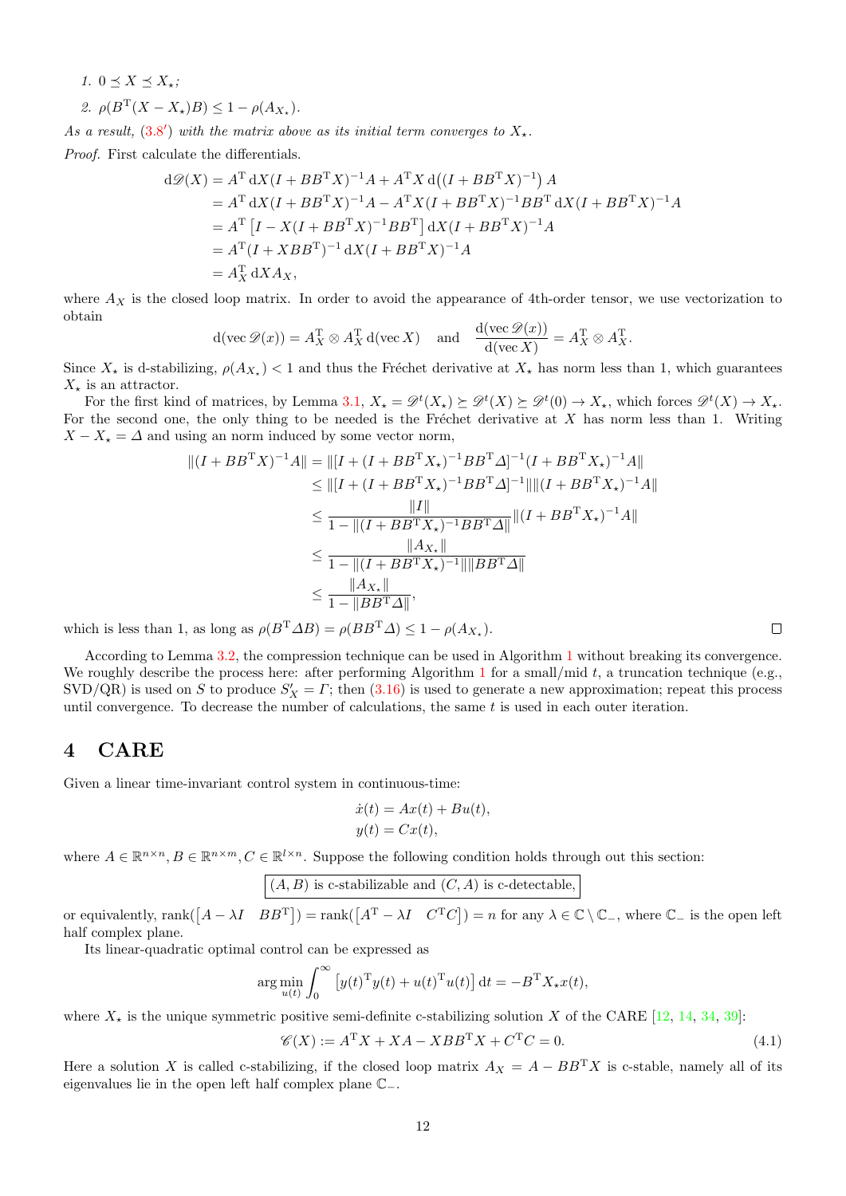1. $0 \preceq X \preceq X_\star$;
2. $\rho(B^{\mathrm{T}}(X - X_\star)B) \le 1 - \rho(A_{X_\star})$.

*As a result, (3.8′) with the matrix above as its initial term converges to $X_\star$.*

*Proof.* First calculate the differentials.

$$
\begin{aligned}
\mathrm{d}\mathscr{D}(X) &= A^{\mathrm{T}}\,\mathrm{d}X(I + BB^{\mathrm{T}}X)^{-1}A + A^{\mathrm{T}}X\,\mathrm{d}\big((I + BB^{\mathrm{T}}X)^{-1}\big)\,A \\
&= A^{\mathrm{T}}\,\mathrm{d}X(I + BB^{\mathrm{T}}X)^{-1}A - A^{\mathrm{T}}X(I + BB^{\mathrm{T}}X)^{-1}BB^{\mathrm{T}}\,\mathrm{d}X(I + BB^{\mathrm{T}}X)^{-1}A \\
&= A^{\mathrm{T}}\left[I - X(I + BB^{\mathrm{T}}X)^{-1}BB^{\mathrm{T}}\right]\mathrm{d}X(I + BB^{\mathrm{T}}X)^{-1}A \\
&= A^{\mathrm{T}}(I + XBB^{\mathrm{T}})^{-1}\,\mathrm{d}X(I + BB^{\mathrm{T}}X)^{-1}A \\
&= A_X^{\mathrm{T}}\,\mathrm{d}X A_X,
\end{aligned}
$$

where $A_X$ is the closed loop matrix. In order to avoid the appearance of 4th-order tensor, we use vectorization to obtain

$$
\mathrm{d}(\operatorname{vec}\mathscr{D}(x)) = A_X^{\mathrm{T}} \otimes A_X^{\mathrm{T}}\,\mathrm{d}(\operatorname{vec}X) \quad \text{and} \quad \frac{\mathrm{d}(\operatorname{vec}\mathscr{D}(x))}{\mathrm{d}(\operatorname{vec}X)} = A_X^{\mathrm{T}} \otimes A_X^{\mathrm{T}}.
$$

Since $X_\star$ is d-stabilizing, $\rho(A_{X_\star}) < 1$ and thus the Fréchet derivative at $X_\star$ has norm less than 1, which guarantees $X_\star$ is an attractor.

For the first kind of matrices, by Lemma 3.1, $X_\star = \mathscr{D}^t(X_\star) \succeq \mathscr{D}^t(X) \succeq \mathscr{D}^t(0) \to X_\star$, which forces $\mathscr{D}^t(X) \to X_\star$. For the second one, the only thing to be needed is the Fréchet derivative at $X$ has norm less than 1. Writing $X - X_\star = \varDelta$ and using an norm induced by some vector norm,

$$
\begin{aligned}
\|(I + BB^{\mathrm{T}}X)^{-1}A\| &= \|[I + (I + BB^{\mathrm{T}}X_\star)^{-1}BB^{\mathrm{T}}\varDelta]^{-1}(I + BB^{\mathrm{T}}X_\star)^{-1}A\| \\
&\le \|[I + (I + BB^{\mathrm{T}}X_\star)^{-1}BB^{\mathrm{T}}\varDelta]^{-1}\|\|(I + BB^{\mathrm{T}}X_\star)^{-1}A\| \\
&\le \frac{\|I\|}{1 - \|(I + BB^{\mathrm{T}}X_\star)^{-1}BB^{\mathrm{T}}\varDelta\|}\|(I + BB^{\mathrm{T}}X_\star)^{-1}A\| \\
&\le \frac{\|A_{X_\star}\|}{1 - \|(I + BB^{\mathrm{T}}X_\star)^{-1}\|\|BB^{\mathrm{T}}\varDelta\|} \\
&\le \frac{\|A_{X_\star}\|}{1 - \|BB^{\mathrm{T}}\varDelta\|},
\end{aligned}
$$

which is less than 1, as long as $\rho(B^{\mathrm{T}}\varDelta B) = \rho(BB^{\mathrm{T}}\varDelta) \le 1 - \rho(A_{X_\star})$. □

According to Lemma 3.2, the compression technique can be used in Algorithm 1 without breaking its convergence. We roughly describe the process here: after performing Algorithm 1 for a small/mid $t$, a truncation technique (e.g., SVD/QR) is used on $S$ to produce $S_X' = \varGamma$; then (3.16) is used to generate a new approximation; repeat this process until convergence. To decrease the number of calculations, the same $t$ is used in each outer iteration.

## 4 CARE

Given a linear time-invariant control system in continuous-time:

$$
\begin{aligned}
\dot{x}(t) &= Ax(t) + Bu(t), \\
y(t) &= Cx(t),
\end{aligned}
$$

where $A \in \mathbb{R}^{n\times n}, B \in \mathbb{R}^{n\times m}, C \in \mathbb{R}^{l\times n}$. Suppose the following condition holds through out this section:

$$
\boxed{(A, B) \text{ is c-stabilizable and } (C, A) \text{ is c-detectable,}}
$$

or equivalently, $\operatorname{rank}(\begin{bmatrix} A - \lambda I & BB^{\mathrm{T}} \end{bmatrix}) = \operatorname{rank}(\begin{bmatrix} A^{\mathrm{T}} - \lambda I & C^{\mathrm{T}}C \end{bmatrix}) = n$ for any $\lambda \in \mathbb{C} \setminus \mathbb{C}_-$, where $\mathbb{C}_-$ is the open left half complex plane.

Its linear-quadratic optimal control can be expressed as

$$
\arg\min_{u(t)} \int_0^\infty \left[y(t)^{\mathrm{T}}y(t) + u(t)^{\mathrm{T}}u(t)\right]\mathrm{d}t = -B^{\mathrm{T}}X_\star x(t),
$$

where $X_\star$ is the unique symmetric positive semi-definite c-stabilizing solution $X$ of the CARE [12, 14, 34, 39]:

$$
\mathscr{C}(X) := A^{\mathrm{T}}X + XA - XBB^{\mathrm{T}}X + C^{\mathrm{T}}C = 0. \tag{4.1}
$$

Here a solution $X$ is called c-stabilizing, if the closed loop matrix $A_X = A - BB^{\mathrm{T}}X$ is c-stable, namely all of its eigenvalues lie in the open left half complex plane $\mathbb{C}_-$.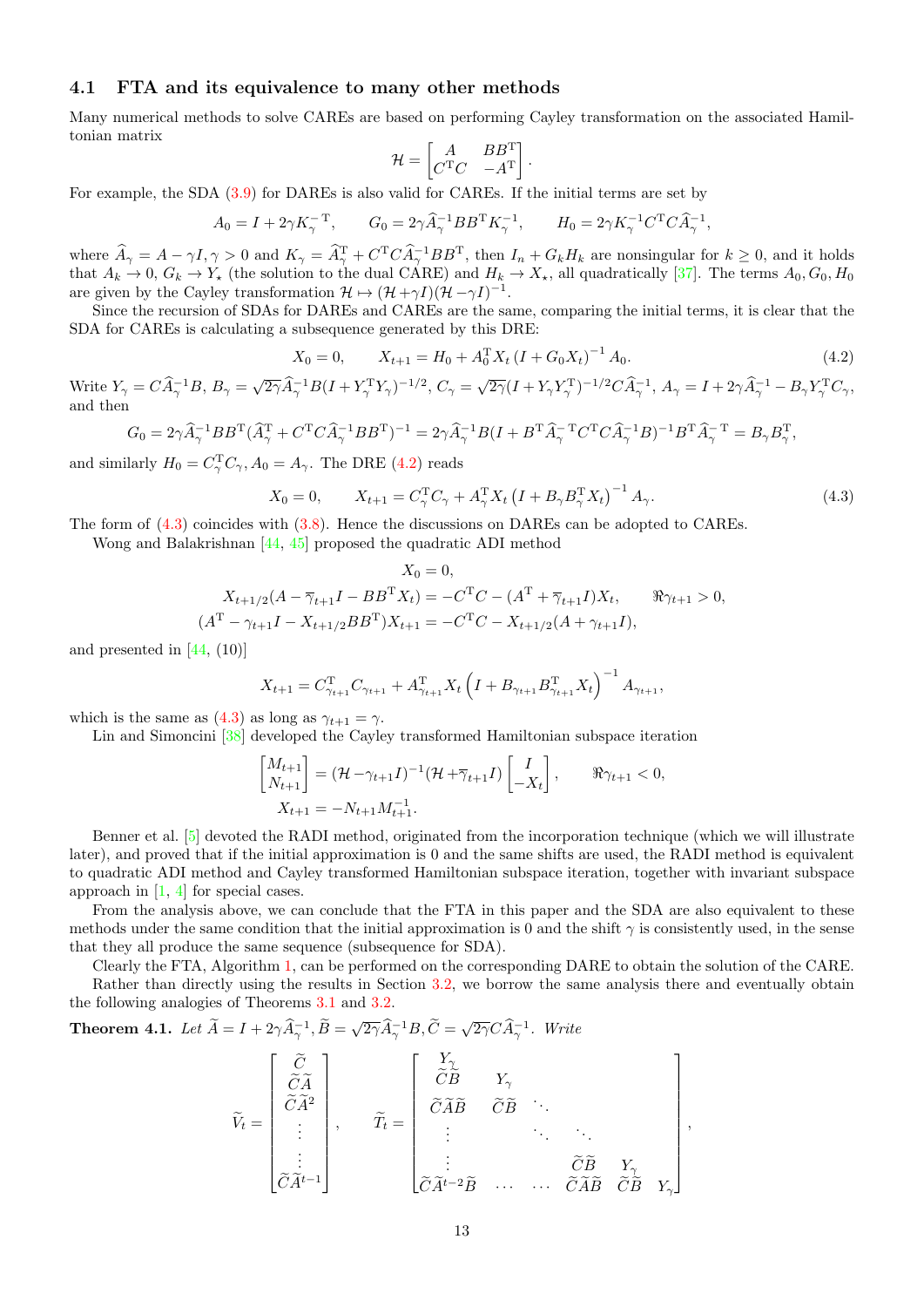### 4.1 FTA and its equivalence to many other methods

Many numerical methods to solve CAREs are based on performing Cayley transformation on the associated Hamiltonian matrix

$$\mathcal{H} = \begin{bmatrix} A & BB^{\mathrm{T}} \\ C^{\mathrm{T}}C & -A^{\mathrm{T}} \end{bmatrix}.$$

For example, the SDA (3.9) for DAREs is also valid for CAREs. If the initial terms are set by

$$A_0 = I + 2\gamma K_\gamma^{-\mathrm{T}}, \qquad G_0 = 2\gamma \widehat{A}_\gamma^{-1} BB^{\mathrm{T}} K_\gamma^{-1}, \qquad H_0 = 2\gamma K_\gamma^{-1} C^{\mathrm{T}} C \widehat{A}_\gamma^{-1},$$

where $\widehat{A}_\gamma = A - \gamma I, \gamma > 0$ and $K_\gamma = \widehat{A}_\gamma^{\mathrm{T}} + C^{\mathrm{T}} C \widehat{A}_\gamma^{-1} BB^{\mathrm{T}}$, then $I_n + G_k H_k$ are nonsingular for $k \ge 0$, and it holds that $A_k \to 0$, $G_k \to Y_\star$ (the solution to the dual CARE) and $H_k \to X_\star$, all quadratically [37]. The terms $A_0, G_0, H_0$ are given by the Cayley transformation $\mathcal{H} \mapsto (\mathcal{H} + \gamma I)(\mathcal{H} - \gamma I)^{-1}$.

Since the recursion of SDAs for DAREs and CAREs are the same, comparing the initial terms, it is clear that the SDA for CAREs is calculating a subsequence generated by this DRE:

$$X_0 = 0, \qquad X_{t+1} = H_0 + A_0^{\mathrm{T}} X_t (I + G_0 X_t)^{-1} A_0. \tag{4.2}$$

Write $Y_\gamma = C\widehat{A}_\gamma^{-1} B$, $B_\gamma = \sqrt{2\gamma}\widehat{A}_\gamma^{-1} B (I + Y_\gamma^{\mathrm{T}} Y_\gamma)^{-1/2}$, $C_\gamma = \sqrt{2\gamma}(I + Y_\gamma Y_\gamma^{\mathrm{T}})^{-1/2} C \widehat{A}_\gamma^{-1}$, $A_\gamma = I + 2\gamma \widehat{A}_\gamma^{-1} - B_\gamma Y_\gamma^{\mathrm{T}} C_\gamma$, and then

$$G_0 = 2\gamma \widehat{A}_\gamma^{-1} BB^{\mathrm{T}} (\widehat{A}_\gamma^{\mathrm{T}} + C^{\mathrm{T}} C \widehat{A}_\gamma^{-1} BB^{\mathrm{T}})^{-1} = 2\gamma \widehat{A}_\gamma^{-1} B (I + B^{\mathrm{T}} \widehat{A}_\gamma^{-\mathrm{T}} C^{\mathrm{T}} C \widehat{A}_\gamma^{-1} B)^{-1} B^{\mathrm{T}} \widehat{A}_\gamma^{-\mathrm{T}} = B_\gamma B_\gamma^{\mathrm{T}},$$

and similarly $H_0 = C_\gamma^{\mathrm{T}} C_\gamma$, $A_0 = A_\gamma$. The DRE (4.2) reads

$$X_0 = 0, \qquad X_{t+1} = C_\gamma^{\mathrm{T}} C_\gamma + A_\gamma^{\mathrm{T}} X_t \left(I + B_\gamma B_\gamma^{\mathrm{T}} X_t\right)^{-1} A_\gamma. \tag{4.3}$$

The form of (4.3) coincides with (3.8). Hence the discussions on DAREs can be adopted to CAREs.

Wong and Balakrishnan [44, 45] proposed the quadratic ADI method

$$\begin{gathered} X_0 = 0, \\ X_{t+1/2}(A - \overline{\gamma}_{t+1} I - BB^{\mathrm{T}} X_t) = -C^{\mathrm{T}} C - (A^{\mathrm{T}} + \overline{\gamma}_{t+1} I) X_t, \qquad \Re\gamma_{t+1} > 0, \\ (A^{\mathrm{T}} - \gamma_{t+1} I - X_{t+1/2} BB^{\mathrm{T}}) X_{t+1} = -C^{\mathrm{T}} C - X_{t+1/2}(A + \gamma_{t+1} I), \end{gathered}$$

and presented in [44, (10)]

$$X_{t+1} = C_{\gamma_{t+1}}^{\mathrm{T}} C_{\gamma_{t+1}} + A_{\gamma_{t+1}}^{\mathrm{T}} X_t \left(I + B_{\gamma_{t+1}} B_{\gamma_{t+1}}^{\mathrm{T}} X_t\right)^{-1} A_{\gamma_{t+1}},$$

which is the same as (4.3) as long as $\gamma_{t+1} = \gamma$.

Lin and Simoncini [38] developed the Cayley transformed Hamiltonian subspace iteration

$$\begin{gathered} \begin{bmatrix} M_{t+1} \\ N_{t+1} \end{bmatrix} = (\mathcal{H} - \gamma_{t+1} I)^{-1} (\mathcal{H} + \overline{\gamma}_{t+1} I) \begin{bmatrix} I \\ -X_t \end{bmatrix}, \qquad \Re\gamma_{t+1} < 0, \\ X_{t+1} = -N_{t+1} M_{t+1}^{-1}. \end{gathered}$$

Benner et al. [5] devoted the RADI method, originated from the incorporation technique (which we will illustrate later), and proved that if the initial approximation is 0 and the same shifts are used, the RADI method is equivalent to quadratic ADI method and Cayley transformed Hamiltonian subspace iteration, together with invariant subspace approach in [1, 4] for special cases.

From the analysis above, we can conclude that the FTA in this paper and the SDA are also equivalent to these methods under the same condition that the initial approximation is 0 and the shift $\gamma$ is consistently used, in the sense that they all produce the same sequence (subsequence for SDA).

Clearly the FTA, Algorithm 1, can be performed on the corresponding DARE to obtain the solution of the CARE. Rather than directly using the results in Section 3.2, we borrow the same analysis there and eventually obtain the following analogies of Theorems 3.1 and 3.2.

**Theorem 4.1.** *Let* $\widetilde{A} = I + 2\gamma \widehat{A}_\gamma^{-1}$, $\widetilde{B} = \sqrt{2\gamma}\widehat{A}_\gamma^{-1} B$, $\widetilde{C} = \sqrt{2\gamma} C \widehat{A}_\gamma^{-1}$. *Write*

$$\widetilde{V}_t = \begin{bmatrix} \widetilde{C} \\ \widetilde{C}\widetilde{A} \\ \widetilde{C}\widetilde{A}^2 \\ \vdots \\ \vdots \\ \widetilde{C}\widetilde{A}^{t-1} \end{bmatrix}, \qquad \widetilde{T}_t = \begin{bmatrix} Y_\gamma & & & & & \\ \widetilde{C}\widetilde{B} & Y_\gamma & & & & \\ \widetilde{C}\widetilde{A}\widetilde{B} & \widetilde{C}\widetilde{B} & \ddots & & & \\ \vdots & & \ddots & \ddots & & \\ \vdots & & & \widetilde{C}\widetilde{B} & Y_\gamma & \\ \widetilde{C}\widetilde{A}^{t-2}\widetilde{B} & \cdots & \cdots & \widetilde{C}\widetilde{A}\widetilde{B} & \widetilde{C}\widetilde{B} & Y_\gamma \end{bmatrix},$$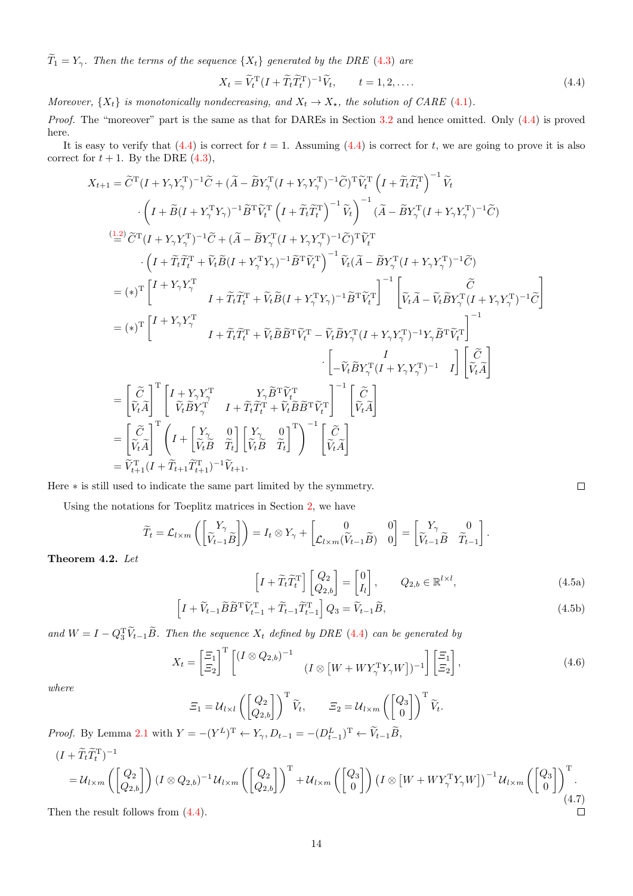$\widetilde{T}_1 = Y_\gamma$. *Then the terms of the sequence* $\{X_t\}$ *generated by the DRE* (4.3) *are*

$$X_t = \widetilde{V}_t^{\mathrm{T}}(I + \widetilde{T}_t\widetilde{T}_t^{\mathrm{T}})^{-1}\widetilde{V}_t, \qquad t = 1, 2, \dots. \tag{4.4}$$

*Moreover,* $\{X_t\}$ *is monotonically nondecreasing, and* $X_t \to X_\star$*, the solution of CARE* (4.1)*.*

*Proof.* The "moreover" part is the same as that for DAREs in Section 3.2 and hence omitted. Only (4.4) is proved here.

It is easy to verify that (4.4) is correct for $t = 1$. Assuming (4.4) is correct for $t$, we are going to prove it is also correct for $t + 1$. By the DRE (4.3),

$$\begin{aligned}
X_{t+1} &= \widetilde{C}^{\mathrm{T}}(I + Y_\gamma Y_\gamma^{\mathrm{T}})^{-1}\widetilde{C} + (\widetilde{A} - \widetilde{B}Y_\gamma^{\mathrm{T}}(I + Y_\gamma Y_\gamma^{\mathrm{T}})^{-1}\widetilde{C})^{\mathrm{T}}\widetilde{V}_t^{\mathrm{T}}\left(I + \widetilde{T}_t\widetilde{T}_t^{\mathrm{T}}\right)^{-1}\widetilde{V}_t \\
&\quad \cdot \left(I + \widetilde{B}(I + Y_\gamma^{\mathrm{T}}Y_\gamma)^{-1}\widetilde{B}^{\mathrm{T}}\widetilde{V}_t^{\mathrm{T}}\left(I + \widetilde{T}_t\widetilde{T}_t^{\mathrm{T}}\right)^{-1}\widetilde{V}_t\right)^{-1}(\widetilde{A} - \widetilde{B}Y_\gamma^{\mathrm{T}}(I + Y_\gamma Y_\gamma^{\mathrm{T}})^{-1}\widetilde{C}) \\
&\overset{(1.2)}{=} \widetilde{C}^{\mathrm{T}}(I + Y_\gamma Y_\gamma^{\mathrm{T}})^{-1}\widetilde{C} + (\widetilde{A} - \widetilde{B}Y_\gamma^{\mathrm{T}}(I + Y_\gamma Y_\gamma^{\mathrm{T}})^{-1}\widetilde{C})^{\mathrm{T}}\widetilde{V}_t^{\mathrm{T}} \\
&\quad \cdot \left(I + \widetilde{T}_t\widetilde{T}_t^{\mathrm{T}} + \widetilde{V}_t\widetilde{B}(I + Y_\gamma^{\mathrm{T}}Y_\gamma)^{-1}\widetilde{B}^{\mathrm{T}}\widetilde{V}_t^{\mathrm{T}}\right)^{-1}\widetilde{V}_t(\widetilde{A} - \widetilde{B}Y_\gamma^{\mathrm{T}}(I + Y_\gamma Y_\gamma^{\mathrm{T}})^{-1}\widetilde{C}) \\
&= (*)^{\mathrm{T}}\begin{bmatrix} I + Y_\gamma Y_\gamma^{\mathrm{T}} & \\ & I + \widetilde{T}_t\widetilde{T}_t^{\mathrm{T}} + \widetilde{V}_t\widetilde{B}(I + Y_\gamma^{\mathrm{T}}Y_\gamma)^{-1}\widetilde{B}^{\mathrm{T}}\widetilde{V}_t^{\mathrm{T}}\end{bmatrix}^{-1}\begin{bmatrix} \widetilde{C} \\ \widetilde{V}_t\widetilde{A} - \widetilde{V}_t\widetilde{B}Y_\gamma^{\mathrm{T}}(I + Y_\gamma Y_\gamma^{\mathrm{T}})^{-1}\widetilde{C}\end{bmatrix} \\
&= (*)^{\mathrm{T}}\begin{bmatrix} I + Y_\gamma Y_\gamma^{\mathrm{T}} & \\ & I + \widetilde{T}_t\widetilde{T}_t^{\mathrm{T}} + \widetilde{V}_t\widetilde{B}\widetilde{B}^{\mathrm{T}}\widetilde{V}_t^{\mathrm{T}} - \widetilde{V}_t\widetilde{B}Y_\gamma^{\mathrm{T}}(I + Y_\gamma Y_\gamma^{\mathrm{T}})^{-1}Y_\gamma\widetilde{B}^{\mathrm{T}}\widetilde{V}_t^{\mathrm{T}}\end{bmatrix}^{-1} \\
&\qquad\qquad \cdot \begin{bmatrix} I & \\ -\widetilde{V}_t\widetilde{B}Y_\gamma^{\mathrm{T}}(I + Y_\gamma Y_\gamma^{\mathrm{T}})^{-1} & I\end{bmatrix}\begin{bmatrix}\widetilde{C} \\ \widetilde{V}_t\widetilde{A}\end{bmatrix} \\
&= \begin{bmatrix}\widetilde{C} \\ \widetilde{V}_t\widetilde{A}\end{bmatrix}^{\mathrm{T}}\begin{bmatrix} I + Y_\gamma Y_\gamma^{\mathrm{T}} & Y_\gamma\widetilde{B}^{\mathrm{T}}\widetilde{V}_t^{\mathrm{T}} \\ \widetilde{V}_t\widetilde{B}Y_\gamma^{\mathrm{T}} & I + \widetilde{T}_t\widetilde{T}_t^{\mathrm{T}} + \widetilde{V}_t\widetilde{B}\widetilde{B}^{\mathrm{T}}\widetilde{V}_t^{\mathrm{T}}\end{bmatrix}^{-1}\begin{bmatrix}\widetilde{C} \\ \widetilde{V}_t\widetilde{A}\end{bmatrix} \\
&= \begin{bmatrix}\widetilde{C} \\ \widetilde{V}_t\widetilde{A}\end{bmatrix}^{\mathrm{T}}\left(I + \begin{bmatrix} Y_\gamma & 0 \\ \widetilde{V}_t\widetilde{B} & \widetilde{T}_t\end{bmatrix}\begin{bmatrix} Y_\gamma & 0 \\ \widetilde{V}_t\widetilde{B} & \widetilde{T}_t\end{bmatrix}^{\mathrm{T}}\right)^{-1}\begin{bmatrix}\widetilde{C} \\ \widetilde{V}_t\widetilde{A}\end{bmatrix} \\
&= \widetilde{V}_{t+1}^{\mathrm{T}}(I + \widetilde{T}_{t+1}\widetilde{T}_{t+1}^{\mathrm{T}})^{-1}\widetilde{V}_{t+1}.
\end{aligned}$$

Here $*$ is still used to indicate the same part limited by the symmetry. ∎

Using the notations for Toeplitz matrices in Section 2, we have

$$\widetilde{T}_t = \mathcal{L}_{l\times m}\left(\begin{bmatrix} Y_\gamma \\ \widetilde{V}_{t-1}\widetilde{B}\end{bmatrix}\right) = I_t \otimes Y_\gamma + \begin{bmatrix} 0 & 0 \\ \mathcal{L}_{l\times m}(\widetilde{V}_{t-1}\widetilde{B}) & 0\end{bmatrix} = \begin{bmatrix} Y_\gamma & 0 \\ \widetilde{V}_{t-1}\widetilde{B} & \widetilde{T}_{t-1}\end{bmatrix}.$$

**Theorem 4.2.** *Let*

$$\left[I + \widetilde{T}_t\widetilde{T}_t^{\mathrm{T}}\right]\begin{bmatrix} Q_2 \\ Q_{2,b}\end{bmatrix} = \begin{bmatrix} 0 \\ I_l\end{bmatrix}, \qquad Q_{2,b} \in \mathbb{R}^{l\times l}, \tag{4.5a}$$

$$\left[I + \widetilde{V}_{t-1}\widetilde{B}\widetilde{B}^{\mathrm{T}}\widetilde{V}_{t-1}^{\mathrm{T}} + \widetilde{T}_{t-1}\widetilde{T}_{t-1}^{\mathrm{T}}\right]Q_3 = \widetilde{V}_{t-1}\widetilde{B}, \tag{4.5b}$$

*and* $W = I - Q_3^{\mathrm{T}}\widetilde{V}_{t-1}\widetilde{B}$*. Then the sequence* $X_t$ *defined by DRE* (4.4) *can be generated by*

$$X_t = \begin{bmatrix}\Xi_1 \\ \Xi_2\end{bmatrix}^{\mathrm{T}}\begin{bmatrix}(I \otimes Q_{2,b})^{-1} & \\ & (I \otimes [W + WY_\gamma^{\mathrm{T}}Y_\gamma W])^{-1}\end{bmatrix}\begin{bmatrix}\Xi_1 \\ \Xi_2\end{bmatrix}, \tag{4.6}$$

*where*

$$\Xi_1 = \mathcal{U}_{l\times l}\left(\begin{bmatrix} Q_2 \\ Q_{2,b}\end{bmatrix}\right)^{\mathrm{T}}\widetilde{V}_t, \qquad \Xi_2 = \mathcal{U}_{l\times m}\left(\begin{bmatrix} Q_3 \\ 0\end{bmatrix}\right)^{\mathrm{T}}\widetilde{V}_t.$$

*Proof.* By Lemma 2.1 with $Y = -(Y^L)^{\mathrm{T}} \leftarrow Y_\gamma, D_{t-1} = -(D_{t-1}^L)^{\mathrm{T}} \leftarrow \widetilde{V}_{t-1}\widetilde{B}$,

$$\begin{aligned}
&(I + \widetilde{T}_t\widetilde{T}_t^{\mathrm{T}})^{-1} \\
&\quad = \mathcal{U}_{l\times m}\left(\begin{bmatrix} Q_2 \\ Q_{2,b}\end{bmatrix}\right)(I \otimes Q_{2,b})^{-1}\mathcal{U}_{l\times m}\left(\begin{bmatrix} Q_2 \\ Q_{2,b}\end{bmatrix}\right)^{\mathrm{T}} + \mathcal{U}_{l\times m}\left(\begin{bmatrix} Q_3 \\ 0\end{bmatrix}\right)\left(I \otimes \left[W + WY_\gamma^{\mathrm{T}}Y_\gamma W\right]\right)^{-1}\mathcal{U}_{l\times m}\left(\begin{bmatrix} Q_3 \\ 0\end{bmatrix}\right)^{\mathrm{T}}.
\end{aligned} \tag{4.7}$$

Then the result follows from (4.4). ∎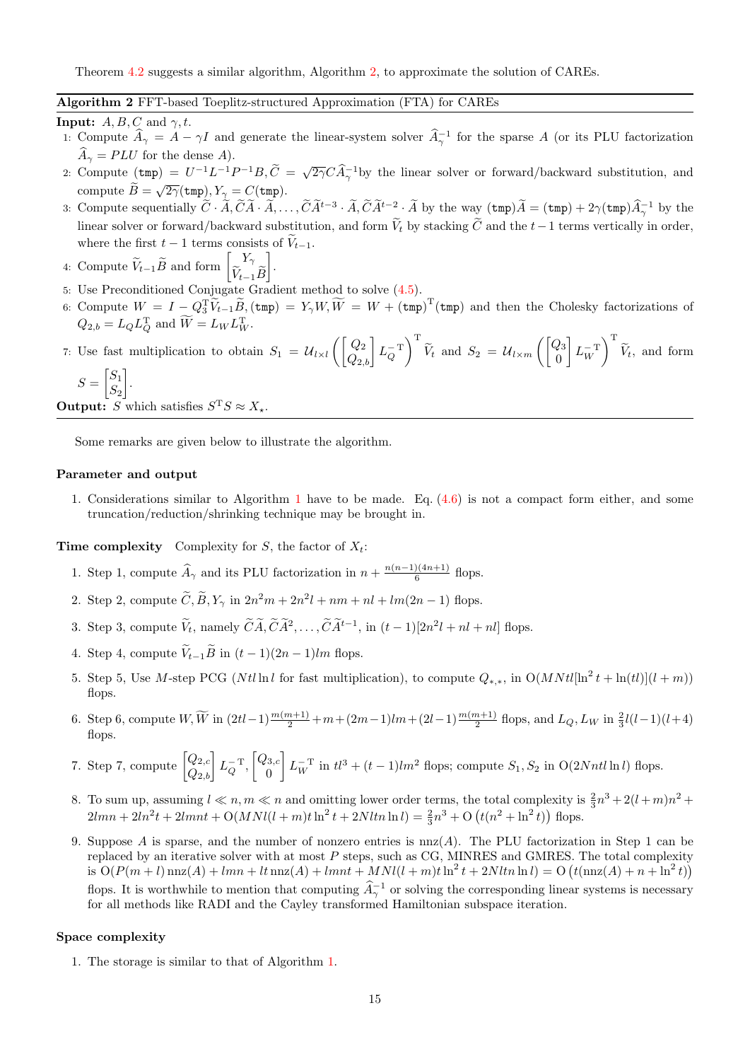Theorem 4.2 suggests a similar algorithm, Algorithm 2, to approximate the solution of CAREs.

---

**Algorithm 2** FFT-based Toeplitz-structured Approximation (FTA) for CAREs

---

**Input:** $A, B, C$ and $\gamma, t$.

1: Compute $\widehat{A}_\gamma = A - \gamma I$ and generate the linear-system solver $\widehat{A}_\gamma^{-1}$ for the sparse $A$ (or its PLU factorization $\widehat{A}_\gamma = PLU$ for the dense $A$).

2: Compute $(\mathtt{tmp}) = U^{-1}L^{-1}P^{-1}B, \widetilde{C} = \sqrt{2\gamma}C\widehat{A}_\gamma^{-1}$by the linear solver or forward/backward substitution, and compute $\widetilde{B} = \sqrt{2\gamma}(\mathtt{tmp}), Y_\gamma = C(\mathtt{tmp})$.

3: Compute sequentially $\widetilde{C}\cdot\widetilde{A}, \widetilde{C}\widetilde{A}\cdot\widetilde{A}, \ldots, \widetilde{C}\widetilde{A}^{t-3}\cdot\widetilde{A}, \widetilde{C}\widetilde{A}^{t-2}\cdot\widetilde{A}$ by the way $(\mathtt{tmp})\widetilde{A} = (\mathtt{tmp}) + 2\gamma(\mathtt{tmp})\widehat{A}_\gamma^{-1}$ by the linear solver or forward/backward substitution, and form $\widetilde{V}_t$ by stacking $\widetilde{C}$ and the $t-1$ terms vertically in order, where the first $t-1$ terms consists of $\widetilde{V}_{t-1}$.

4: Compute $\widetilde{V}_{t-1}\widetilde{B}$ and form $\begin{bmatrix} Y_\gamma \\ \widetilde{V}_{t-1}\widetilde{B}\end{bmatrix}$.

5: Use Preconditioned Conjugate Gradient method to solve (4.5).

6: Compute $W = I - Q_3^{\mathrm{T}}\widetilde{V}_{t-1}\widetilde{B}, (\mathtt{tmp}) = Y_\gamma W, \widetilde{W} = W + (\mathtt{tmp})^{\mathrm{T}}(\mathtt{tmp})$ and then the Cholesky factorizations of $Q_{2,b} = L_Q L_Q^{\mathrm{T}}$ and $\widetilde{W} = L_W L_W^{\mathrm{T}}$.

7: Use fast multiplication to obtain $S_1 = \mathcal{U}_{l\times l}\left(\begin{bmatrix} Q_2 \\ Q_{2,b}\end{bmatrix} L_Q^{-\mathrm{T}}\right)^{\mathrm{T}}\widetilde{V}_t$ and $S_2 = \mathcal{U}_{l\times m}\left(\begin{bmatrix} Q_3 \\ 0\end{bmatrix} L_W^{-\mathrm{T}}\right)^{\mathrm{T}}\widetilde{V}_t$, and form $S = \begin{bmatrix} S_1 \\ S_2\end{bmatrix}$.

**Output:** $S$ which satisfies $S^{\mathrm{T}}S \approx X_\star$.

---

Some remarks are given below to illustrate the algorithm.

### Parameter and output

1. Considerations similar to Algorithm 1 have to be made. Eq. (4.6) is not a compact form either, and some truncation/reduction/shrinking technique may be brought in.

**Time complexity** Complexity for $S$, the factor of $X_t$:

1. Step 1, compute $\widehat{A}_\gamma$ and its PLU factorization in $n + \frac{n(n-1)(4n+1)}{6}$ flops.
2. Step 2, compute $\widetilde{C}, \widetilde{B}, Y_\gamma$ in $2n^2m + 2n^2l + nm + nl + lm(2n-1)$ flops.
3. Step 3, compute $\widetilde{V}_t$, namely $\widetilde{C}\widetilde{A}, \widetilde{C}\widetilde{A}^2, \ldots, \widetilde{C}\widetilde{A}^{t-1}$, in $(t-1)[2n^2l + nl + nl]$ flops.
4. Step 4, compute $\widetilde{V}_{t-1}\widetilde{B}$ in $(t-1)(2n-1)lm$ flops.
5. Step 5, Use $M$-step PCG ($Ntl\ln l$ for fast multiplication), to compute $Q_{*,*}$, in $\mathrm{O}(MNtl[\ln^2 t + \ln(tl)](l+m))$ flops.
6. Step 6, compute $W, \widetilde{W}$ in $(2tl-1)\frac{m(m+1)}{2} + m + (2m-1)lm + (2l-1)\frac{m(m+1)}{2}$ flops, and $L_Q, L_W$ in $\frac{2}{3}l(l-1)(l+4)$ flops.
7. Step 7, compute $\begin{bmatrix} Q_{2,c} \\ Q_{2,b}\end{bmatrix} L_Q^{-\mathrm{T}}, \begin{bmatrix} Q_{3,c} \\ 0\end{bmatrix} L_W^{-\mathrm{T}}$ in $tl^3 + (t-1)lm^2$ flops; compute $S_1, S_2$ in $\mathrm{O}(2Nntl\ln l)$ flops.
8. To sum up, assuming $l \ll n, m \ll n$ and omitting lower order terms, the total complexity is $\frac{2}{3}n^3 + 2(l+m)n^2 + 2lmn + 2ln^2t + 2lmnt + \mathrm{O}(MNl(l+m)t\ln^2 t + 2Nltn\ln l) = \frac{2}{3}n^3 + \mathrm{O}\left(t(n^2 + \ln^2 t)\right)$ flops.
9. Suppose $A$ is sparse, and the number of nonzero entries is $\mathrm{nnz}(A)$. The PLU factorization in Step 1 can be replaced by an iterative solver with at most $P$ steps, such as CG, MINRES and GMRES. The total complexity is $\mathrm{O}(P(m+l)\,\mathrm{nnz}(A) + lmn + lt\,\mathrm{nnz}(A) + lmnt + MNl(l+m)t\ln^2 t + 2Nltn\ln l) = \mathrm{O}\left(t(\mathrm{nnz}(A) + n + \ln^2 t)\right)$ flops. It is worthwhile to mention that computing $\widehat{A}_\gamma^{-1}$ or solving the corresponding linear systems is necessary for all methods like RADI and the Cayley transformed Hamiltonian subspace iteration.

### Space complexity

1. The storage is similar to that of Algorithm 1.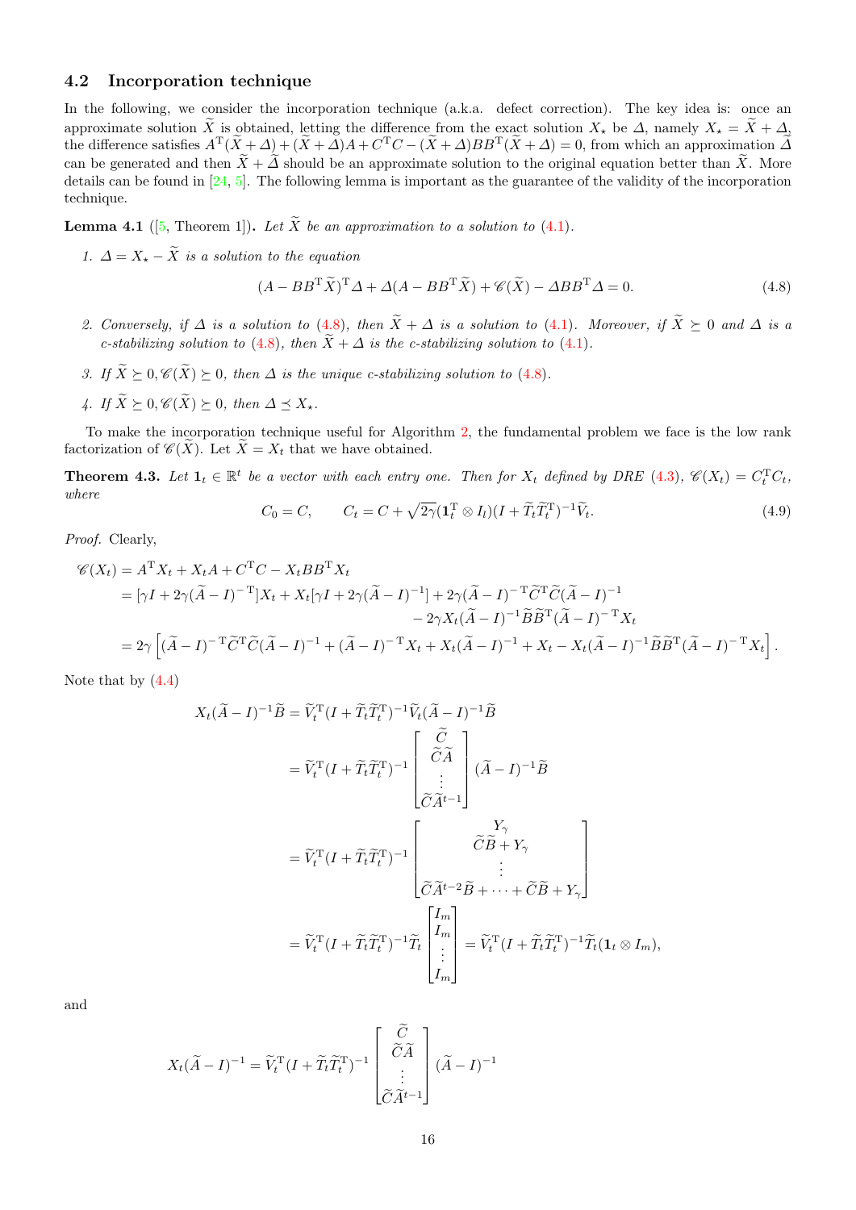## 4.2 Incorporation technique

In the following, we consider the incorporation technique (a.k.a. defect correction). The key idea is: once an approximate solution $\widetilde{X}$ is obtained, letting the difference from the exact solution $X_\star$ be $\varDelta$, namely $X_\star = \widetilde{X} + \varDelta$, the difference satisfies $A^{\mathrm{T}}(\widetilde{X}+\varDelta) + (\widetilde{X}+\varDelta)A + C^{\mathrm{T}}C - (\widetilde{X}+\varDelta)BB^{\mathrm{T}}(\widetilde{X}+\varDelta) = 0$, from which an approximation $\widetilde{\varDelta}$ can be generated and then $\widetilde{X}+\widetilde{\varDelta}$ should be an approximate solution to the original equation better than $\widetilde{X}$. More details can be found in [24, 5]. The following lemma is important as the guarantee of the validity of the incorporation technique.

**Lemma 4.1** ([5, Theorem 1])**.** *Let $\widetilde{X}$ be an approximation to a solution to (4.1).*

1. *$\varDelta = X_\star - \widetilde{X}$ is a solution to the equation*
$$(A - BB^{\mathrm{T}}\widetilde{X})^{\mathrm{T}}\varDelta + \varDelta(A - BB^{\mathrm{T}}\widetilde{X}) + \mathscr{C}(\widetilde{X}) - \varDelta BB^{\mathrm{T}}\varDelta = 0. \tag{4.8}$$
2. *Conversely, if $\varDelta$ is a solution to (4.8), then $\widetilde{X}+\varDelta$ is a solution to (4.1). Moreover, if $\widetilde{X}\succeq 0$ and $\varDelta$ is a c-stabilizing solution to (4.8), then $\widetilde{X}+\varDelta$ is the c-stabilizing solution to (4.1).*
3. *If $\widetilde{X}\succeq 0, \mathscr{C}(\widetilde{X})\succeq 0$, then $\varDelta$ is the unique c-stabilizing solution to (4.8).*
4. *If $\widetilde{X}\succeq 0, \mathscr{C}(\widetilde{X})\succeq 0$, then $\varDelta \preceq X_\star$.*

To make the incorporation technique useful for Algorithm 2, the fundamental problem we face is the low rank factorization of $\mathscr{C}(\widetilde{X})$. Let $\widetilde{X} = X_t$ that we have obtained.

**Theorem 4.3.** *Let $\mathbf{1}_t \in \mathbb{R}^t$ be a vector with each entry one. Then for $X_t$ defined by DRE (4.3), $\mathscr{C}(X_t) = C_t^{\mathrm{T}}C_t$, where*
$$C_0 = C, \qquad C_t = C + \sqrt{2\gamma}(\mathbf{1}_t^{\mathrm{T}}\otimes I_l)(I + \widetilde{T}_t\widetilde{T}_t^{\mathrm{T}})^{-1}\widetilde{V}_t. \tag{4.9}$$

*Proof.* Clearly,

$$
\begin{aligned}
\mathscr{C}(X_t) &= A^{\mathrm{T}}X_t + X_tA + C^{\mathrm{T}}C - X_tBB^{\mathrm{T}}X_t \\
&= [\gamma I + 2\gamma(\widetilde{A}-I)^{-\mathrm{T}}]X_t + X_t[\gamma I + 2\gamma(\widetilde{A}-I)^{-1}] + 2\gamma(\widetilde{A}-I)^{-\mathrm{T}}\widetilde{C}^{\mathrm{T}}\widetilde{C}(\widetilde{A}-I)^{-1} \\
&\qquad\qquad - 2\gamma X_t(\widetilde{A}-I)^{-1}\widetilde{B}\widetilde{B}^{\mathrm{T}}(\widetilde{A}-I)^{-\mathrm{T}}X_t \\
&= 2\gamma\left[(\widetilde{A}-I)^{-\mathrm{T}}\widetilde{C}^{\mathrm{T}}\widetilde{C}(\widetilde{A}-I)^{-1} + (\widetilde{A}-I)^{-\mathrm{T}}X_t + X_t(\widetilde{A}-I)^{-1} + X_t - X_t(\widetilde{A}-I)^{-1}\widetilde{B}\widetilde{B}^{\mathrm{T}}(\widetilde{A}-I)^{-\mathrm{T}}X_t\right].
\end{aligned}
$$

Note that by (4.4)

$$
\begin{aligned}
X_t(\widetilde{A}-I)^{-1}\widetilde{B} &= \widetilde{V}_t^{\mathrm{T}}(I+\widetilde{T}_t\widetilde{T}_t^{\mathrm{T}})^{-1}\widetilde{V}_t(\widetilde{A}-I)^{-1}\widetilde{B} \\
&= \widetilde{V}_t^{\mathrm{T}}(I+\widetilde{T}_t\widetilde{T}_t^{\mathrm{T}})^{-1}\begin{bmatrix}\widetilde{C}\\ \widetilde{C}\widetilde{A}\\ \vdots \\ \widetilde{C}\widetilde{A}^{t-1}\end{bmatrix}(\widetilde{A}-I)^{-1}\widetilde{B} \\
&= \widetilde{V}_t^{\mathrm{T}}(I+\widetilde{T}_t\widetilde{T}_t^{\mathrm{T}})^{-1}\begin{bmatrix}Y_\gamma\\ \widetilde{C}\widetilde{B}+Y_\gamma\\ \vdots \\ \widetilde{C}\widetilde{A}^{t-2}\widetilde{B}+\cdots+\widetilde{C}\widetilde{B}+Y_\gamma\end{bmatrix} \\
&= \widetilde{V}_t^{\mathrm{T}}(I+\widetilde{T}_t\widetilde{T}_t^{\mathrm{T}})^{-1}\widetilde{T}_t\begin{bmatrix}I_m\\ I_m\\ \vdots \\ I_m\end{bmatrix} = \widetilde{V}_t^{\mathrm{T}}(I+\widetilde{T}_t\widetilde{T}_t^{\mathrm{T}})^{-1}\widetilde{T}_t(\mathbf{1}_t\otimes I_m),
\end{aligned}
$$

and

$$
X_t(\widetilde{A}-I)^{-1} = \widetilde{V}_t^{\mathrm{T}}(I+\widetilde{T}_t\widetilde{T}_t^{\mathrm{T}})^{-1}\begin{bmatrix}\widetilde{C}\\ \widetilde{C}\widetilde{A}\\ \vdots \\ \widetilde{C}\widetilde{A}^{t-1}\end{bmatrix}(\widetilde{A}-I)^{-1}
$$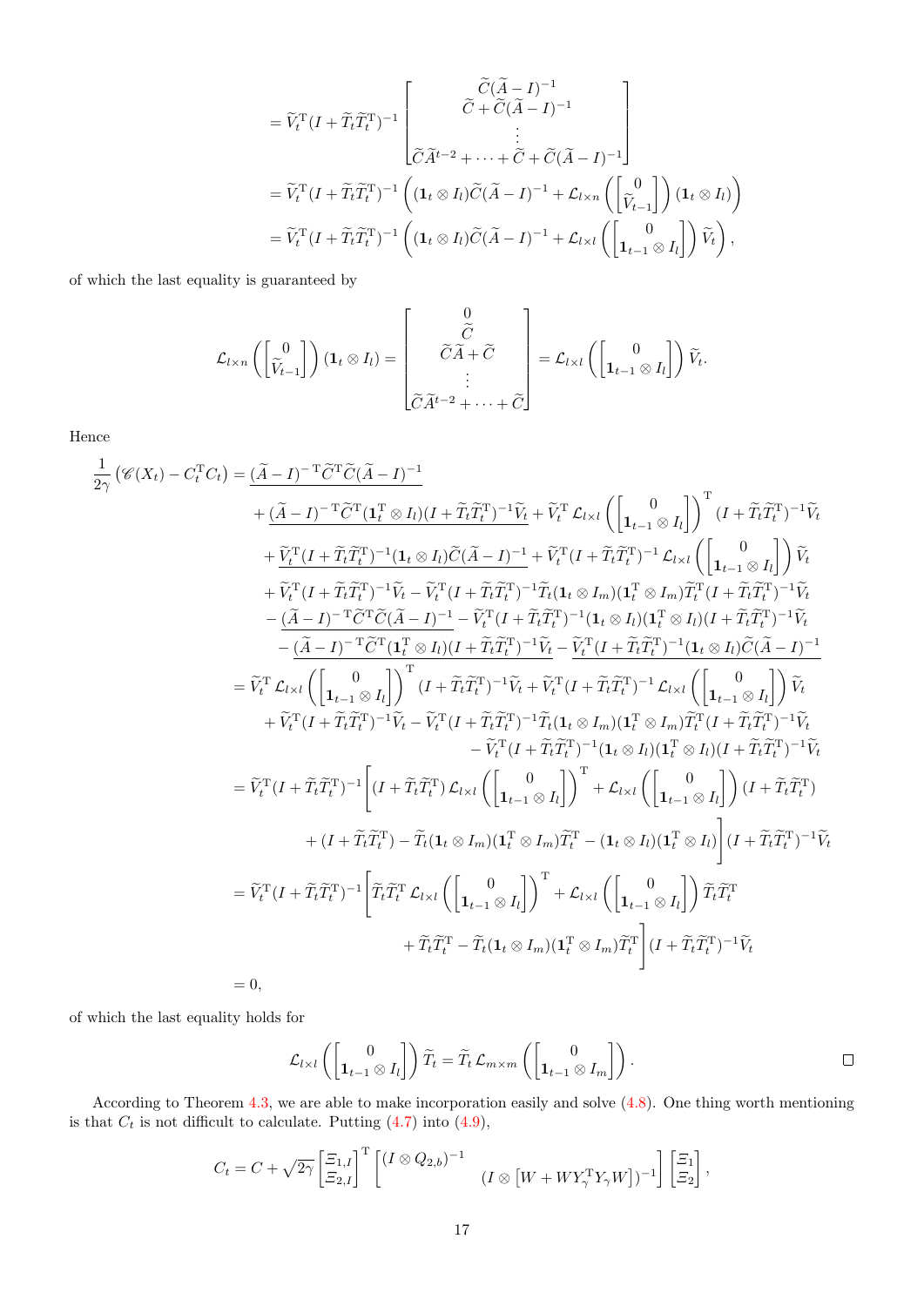$$
\begin{aligned}
&= \widetilde{V}_t^{\mathrm{T}}(I+\widetilde{T}_t\widetilde{T}_t^{\mathrm{T}})^{-1}\begin{bmatrix} \widetilde{C}(\widetilde{A}-I)^{-1} \\ \widetilde{C}+\widetilde{C}(\widetilde{A}-I)^{-1} \\ \vdots \\ \widetilde{C}\widetilde{A}^{t-2}+\cdots+\widetilde{C}+\widetilde{C}(\widetilde{A}-I)^{-1}\end{bmatrix} \\
&= \widetilde{V}_t^{\mathrm{T}}(I+\widetilde{T}_t\widetilde{T}_t^{\mathrm{T}})^{-1}\left((\mathbf{1}_t\otimes I_l)\widetilde{C}(\widetilde{A}-I)^{-1}+\mathcal{L}_{l\times n}\left(\begin{bmatrix}0\\ \widetilde{V}_{t-1}\end{bmatrix}\right)(\mathbf{1}_t\otimes I_l)\right) \\
&= \widetilde{V}_t^{\mathrm{T}}(I+\widetilde{T}_t\widetilde{T}_t^{\mathrm{T}})^{-1}\left((\mathbf{1}_t\otimes I_l)\widetilde{C}(\widetilde{A}-I)^{-1}+\mathcal{L}_{l\times l}\left(\begin{bmatrix}0\\ \mathbf{1}_{t-1}\otimes I_l\end{bmatrix}\right)\widetilde{V}_t\right),
\end{aligned}
$$

of which the last equality is guaranteed by

$$
\mathcal{L}_{l\times n}\left(\begin{bmatrix}0\\ \widetilde{V}_{t-1}\end{bmatrix}\right)(\mathbf{1}_t\otimes I_l)=\begin{bmatrix}0\\ \widetilde{C}\\ \widetilde{C}\widetilde{A}+\widetilde{C}\\ \vdots\\ \widetilde{C}\widetilde{A}^{t-2}+\cdots+\widetilde{C}\end{bmatrix}=\mathcal{L}_{l\times l}\left(\begin{bmatrix}0\\ \mathbf{1}_{t-1}\otimes I_l\end{bmatrix}\right)\widetilde{V}_t.
$$

Hence

$$
\begin{aligned}
\frac{1}{2\gamma}\left(\mathscr{C}(X_t)-C_t^{\mathrm{T}}C_t\right) &= \underline{(\widetilde{A}-I)^{-\mathrm{T}}\widetilde{C}^{\mathrm{T}}\widetilde{C}(\widetilde{A}-I)^{-1}} \\
&\quad+\underline{(\widetilde{A}-I)^{-\mathrm{T}}\widetilde{C}^{\mathrm{T}}(\mathbf{1}_t^{\mathrm{T}}\otimes I_l)(I+\widetilde{T}_t\widetilde{T}_t^{\mathrm{T}})^{-1}\widetilde{V}_t}+\widetilde{V}_t^{\mathrm{T}}\mathcal{L}_{l\times l}\left(\begin{bmatrix}0\\ \mathbf{1}_{t-1}\otimes I_l\end{bmatrix}\right)^{\mathrm{T}}(I+\widetilde{T}_t\widetilde{T}_t^{\mathrm{T}})^{-1}\widetilde{V}_t \\
&\quad+\underline{\widetilde{V}_t^{\mathrm{T}}(I+\widetilde{T}_t\widetilde{T}_t^{\mathrm{T}})^{-1}(\mathbf{1}_t\otimes I_l)\widetilde{C}(\widetilde{A}-I)^{-1}}+\widetilde{V}_t^{\mathrm{T}}(I+\widetilde{T}_t\widetilde{T}_t^{\mathrm{T}})^{-1}\mathcal{L}_{l\times l}\left(\begin{bmatrix}0\\ \mathbf{1}_{t-1}\otimes I_l\end{bmatrix}\right)\widetilde{V}_t \\
&\quad+\widetilde{V}_t^{\mathrm{T}}(I+\widetilde{T}_t\widetilde{T}_t^{\mathrm{T}})^{-1}\widetilde{V}_t-\widetilde{V}_t^{\mathrm{T}}(I+\widetilde{T}_t\widetilde{T}_t^{\mathrm{T}})^{-1}\widetilde{T}_t(\mathbf{1}_t\otimes I_m)(\mathbf{1}_t^{\mathrm{T}}\otimes I_m)\widetilde{T}_t^{\mathrm{T}}(I+\widetilde{T}_t\widetilde{T}_t^{\mathrm{T}})^{-1}\widetilde{V}_t \\
&\quad-\underline{(\widetilde{A}-I)^{-\mathrm{T}}\widetilde{C}^{\mathrm{T}}\widetilde{C}(\widetilde{A}-I)^{-1}}-\widetilde{V}_t^{\mathrm{T}}(I+\widetilde{T}_t\widetilde{T}_t^{\mathrm{T}})^{-1}(\mathbf{1}_t\otimes I_l)(\mathbf{1}_t^{\mathrm{T}}\otimes I_l)(I+\widetilde{T}_t\widetilde{T}_t^{\mathrm{T}})^{-1}\widetilde{V}_t \\
&\quad-\underline{(\widetilde{A}-I)^{-\mathrm{T}}\widetilde{C}^{\mathrm{T}}(\mathbf{1}_t^{\mathrm{T}}\otimes I_l)(I+\widetilde{T}_t\widetilde{T}_t^{\mathrm{T}})^{-1}\widetilde{V}_t}-\underline{\widetilde{V}_t^{\mathrm{T}}(I+\widetilde{T}_t\widetilde{T}_t^{\mathrm{T}})^{-1}(\mathbf{1}_t\otimes I_l)\widetilde{C}(\widetilde{A}-I)^{-1}} \\
&= \widetilde{V}_t^{\mathrm{T}}\mathcal{L}_{l\times l}\left(\begin{bmatrix}0\\ \mathbf{1}_{t-1}\otimes I_l\end{bmatrix}\right)^{\mathrm{T}}(I+\widetilde{T}_t\widetilde{T}_t^{\mathrm{T}})^{-1}\widetilde{V}_t+\widetilde{V}_t^{\mathrm{T}}(I+\widetilde{T}_t\widetilde{T}_t^{\mathrm{T}})^{-1}\mathcal{L}_{l\times l}\left(\begin{bmatrix}0\\ \mathbf{1}_{t-1}\otimes I_l\end{bmatrix}\right)\widetilde{V}_t \\
&\quad+\widetilde{V}_t^{\mathrm{T}}(I+\widetilde{T}_t\widetilde{T}_t^{\mathrm{T}})^{-1}\widetilde{V}_t-\widetilde{V}_t^{\mathrm{T}}(I+\widetilde{T}_t\widetilde{T}_t^{\mathrm{T}})^{-1}\widetilde{T}_t(\mathbf{1}_t\otimes I_m)(\mathbf{1}_t^{\mathrm{T}}\otimes I_m)\widetilde{T}_t^{\mathrm{T}}(I+\widetilde{T}_t\widetilde{T}_t^{\mathrm{T}})^{-1}\widetilde{V}_t \\
&\qquad-\widetilde{V}_t^{\mathrm{T}}(I+\widetilde{T}_t\widetilde{T}_t^{\mathrm{T}})^{-1}(\mathbf{1}_t\otimes I_l)(\mathbf{1}_t^{\mathrm{T}}\otimes I_l)(I+\widetilde{T}_t\widetilde{T}_t^{\mathrm{T}})^{-1}\widetilde{V}_t \\
&= \widetilde{V}_t^{\mathrm{T}}(I+\widetilde{T}_t\widetilde{T}_t^{\mathrm{T}})^{-1}\Bigg[(I+\widetilde{T}_t\widetilde{T}_t^{\mathrm{T}})\mathcal{L}_{l\times l}\left(\begin{bmatrix}0\\ \mathbf{1}_{t-1}\otimes I_l\end{bmatrix}\right)^{\mathrm{T}}+\mathcal{L}_{l\times l}\left(\begin{bmatrix}0\\ \mathbf{1}_{t-1}\otimes I_l\end{bmatrix}\right)(I+\widetilde{T}_t\widetilde{T}_t^{\mathrm{T}}) \\
&\qquad+(I+\widetilde{T}_t\widetilde{T}_t^{\mathrm{T}})-\widetilde{T}_t(\mathbf{1}_t\otimes I_m)(\mathbf{1}_t^{\mathrm{T}}\otimes I_m)\widetilde{T}_t^{\mathrm{T}}-(\mathbf{1}_t\otimes I_l)(\mathbf{1}_t^{\mathrm{T}}\otimes I_l)\Bigg](I+\widetilde{T}_t\widetilde{T}_t^{\mathrm{T}})^{-1}\widetilde{V}_t \\
&= \widetilde{V}_t^{\mathrm{T}}(I+\widetilde{T}_t\widetilde{T}_t^{\mathrm{T}})^{-1}\Bigg[\widetilde{T}_t\widetilde{T}_t^{\mathrm{T}}\mathcal{L}_{l\times l}\left(\begin{bmatrix}0\\ \mathbf{1}_{t-1}\otimes I_l\end{bmatrix}\right)^{\mathrm{T}}+\mathcal{L}_{l\times l}\left(\begin{bmatrix}0\\ \mathbf{1}_{t-1}\otimes I_l\end{bmatrix}\right)\widetilde{T}_t\widetilde{T}_t^{\mathrm{T}} \\
&\qquad+\widetilde{T}_t\widetilde{T}_t^{\mathrm{T}}-\widetilde{T}_t(\mathbf{1}_t\otimes I_m)(\mathbf{1}_t^{\mathrm{T}}\otimes I_m)\widetilde{T}_t^{\mathrm{T}}\Bigg](I+\widetilde{T}_t\widetilde{T}_t^{\mathrm{T}})^{-1}\widetilde{V}_t \\
&= 0,
\end{aligned}
$$

of which the last equality holds for

$$
\mathcal{L}_{l\times l}\left(\begin{bmatrix}0\\ \mathbf{1}_{t-1}\otimes I_l\end{bmatrix}\right)\widetilde{T}_t=\widetilde{T}_t\,\mathcal{L}_{m\times m}\left(\begin{bmatrix}0\\ \mathbf{1}_{t-1}\otimes I_m\end{bmatrix}\right). \qquad \square
$$

According to Theorem 4.3, we are able to make incorporation easily and solve (4.8). One thing worth mentioning is that $C_t$ is not difficult to calculate. Putting (4.7) into (4.9),

$$
C_t=C+\sqrt{2\gamma}\begin{bmatrix}\Xi_{1,I}\\ \Xi_{2,I}\end{bmatrix}^{\mathrm{T}}\begin{bmatrix}(I\otimes Q_{2,b})^{-1} & \\ & (I\otimes[W+WY_\gamma^{\mathrm{T}}Y_\gamma W])^{-1}\end{bmatrix}\begin{bmatrix}\Xi_1\\ \Xi_2\end{bmatrix},
$$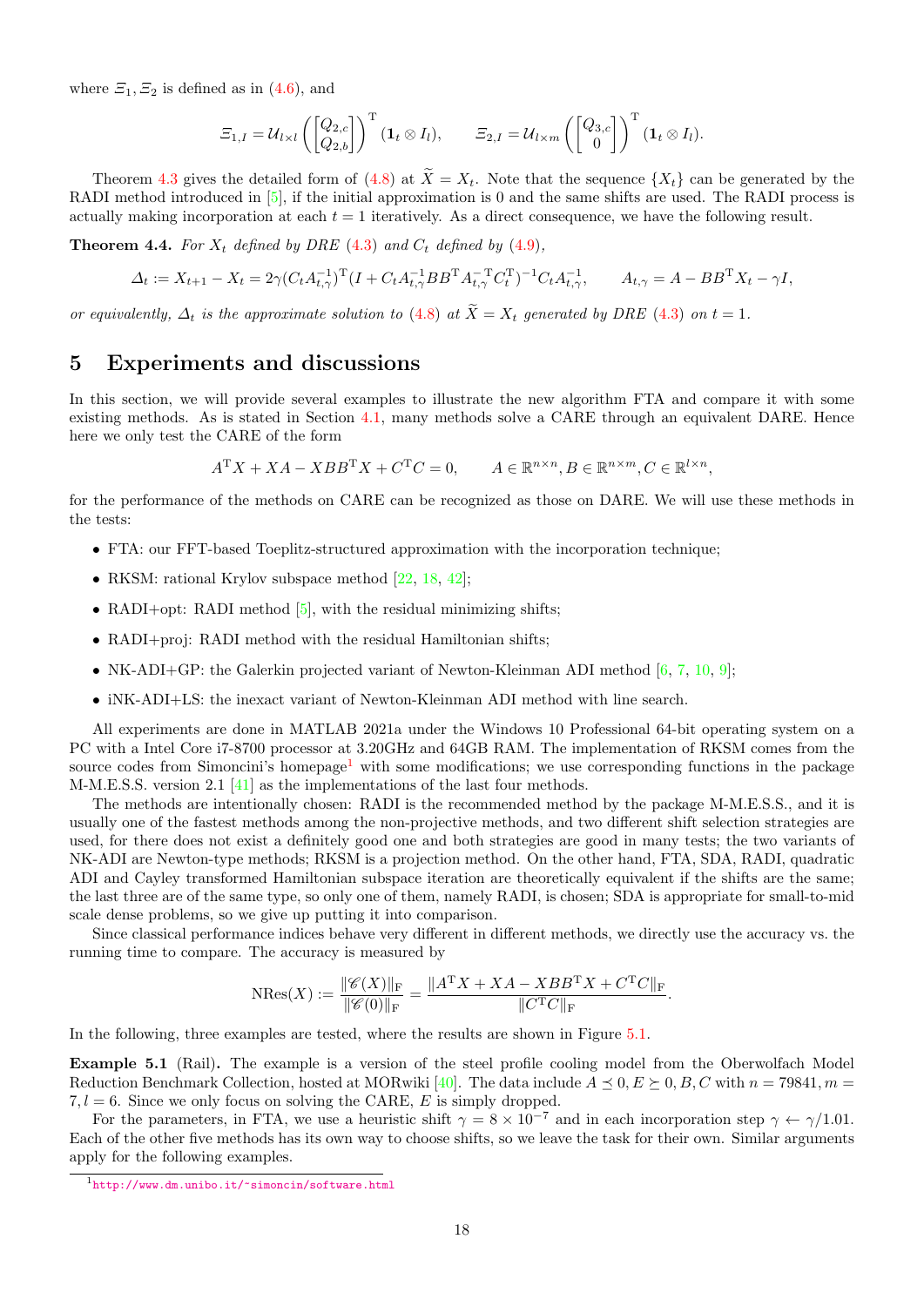where $\varXi_1, \varXi_2$ is defined as in (4.6), and

$$\varXi_{1,I} = \mathcal{U}_{l\times l}\left(\begin{bmatrix} Q_{2,c} \\ Q_{2,b} \end{bmatrix}\right)^{\mathrm{T}} (\mathbf{1}_t \otimes I_l), \qquad \varXi_{2,I} = \mathcal{U}_{l\times m}\left(\begin{bmatrix} Q_{3,c} \\ 0 \end{bmatrix}\right)^{\mathrm{T}} (\mathbf{1}_t \otimes I_l).$$

Theorem 4.3 gives the detailed form of (4.8) at $\widetilde{X} = X_t$. Note that the sequence $\{X_t\}$ can be generated by the RADI method introduced in [5], if the initial approximation is 0 and the same shifts are used. The RADI process is actually making incorporation at each $t = 1$ iteratively. As a direct consequence, we have the following result.

**Theorem 4.4.** *For $X_t$ defined by DRE (4.3) and $C_t$ defined by (4.9),*

$$\varDelta_t := X_{t+1} - X_t = 2\gamma (C_t A_{t,\gamma}^{-1})^{\mathrm{T}} (I + C_t A_{t,\gamma}^{-1} B B^{\mathrm{T}} A_{t,\gamma}^{-\mathrm{T}} C_t^{\mathrm{T}})^{-1} C_t A_{t,\gamma}^{-1}, \qquad A_{t,\gamma} = A - BB^{\mathrm{T}} X_t - \gamma I,$$

*or equivalently, $\varDelta_t$ is the approximate solution to (4.8) at $\widetilde{X} = X_t$ generated by DRE (4.3) on $t = 1$.*

# 5 Experiments and discussions

In this section, we will provide several examples to illustrate the new algorithm FTA and compare it with some existing methods. As is stated in Section 4.1, many methods solve a CARE through an equivalent DARE. Hence here we only test the CARE of the form

$$A^{\mathrm{T}} X + XA - XBB^{\mathrm{T}} X + C^{\mathrm{T}} C = 0, \qquad A \in \mathbb{R}^{n\times n}, B \in \mathbb{R}^{n\times m}, C \in \mathbb{R}^{l\times n},$$

for the performance of the methods on CARE can be recognized as those on DARE. We will use these methods in the tests:

- FTA: our FFT-based Toeplitz-structured approximation with the incorporation technique;
- RKSM: rational Krylov subspace method [22, 18, 42];
- RADI+opt: RADI method [5], with the residual minimizing shifts;
- RADI+proj: RADI method with the residual Hamiltonian shifts;
- NK-ADI+GP: the Galerkin projected variant of Newton-Kleinman ADI method [6, 7, 10, 9];
- iNK-ADI+LS: the inexact variant of Newton-Kleinman ADI method with line search.

All experiments are done in MATLAB 2021a under the Windows 10 Professional 64-bit operating system on a PC with a Intel Core i7-8700 processor at 3.20GHz and 64GB RAM. The implementation of RKSM comes from the source codes from Simoncini's homepage[1] with some modifications; we use corresponding functions in the package M-M.E.S.S. version 2.1 [41] as the implementations of the last four methods.

The methods are intentionally chosen: RADI is the recommended method by the package M-M.E.S.S., and it is usually one of the fastest methods among the non-projective methods, and two different shift selection strategies are used, for there does not exist a definitely good one and both strategies are good in many tests; the two variants of NK-ADI are Newton-type methods; RKSM is a projection method. On the other hand, FTA, SDA, RADI, quadratic ADI and Cayley transformed Hamiltonian subspace iteration are theoretically equivalent if the shifts are the same; the last three are of the same type, so only one of them, namely RADI, is chosen; SDA is appropriate for small-to-mid scale dense problems, so we give up putting it into comparison.

Since classical performance indices behave very different in different methods, we directly use the accuracy vs. the running time to compare. The accuracy is measured by

$$\mathrm{NRes}(X) := \frac{\|\mathscr{C}(X)\|_{\mathrm{F}}}{\|\mathscr{C}(0)\|_{\mathrm{F}}} = \frac{\|A^{\mathrm{T}} X + XA - XBB^{\mathrm{T}} X + C^{\mathrm{T}} C\|_{\mathrm{F}}}{\|C^{\mathrm{T}} C\|_{\mathrm{F}}}.$$

In the following, three examples are tested, where the results are shown in Figure 5.1.

**Example 5.1** (Rail)**.** The example is a version of the steel profile cooling model from the Oberwolfach Model Reduction Benchmark Collection, hosted at MORwiki [40]. The data include $A \preceq 0, E \succeq 0, B, C$ with $n = 79841, m = 7, l = 6$. Since we only focus on solving the CARE, $E$ is simply dropped.

For the parameters, in FTA, we use a heuristic shift $\gamma = 8 \times 10^{-7}$ and in each incorporation step $\gamma \leftarrow \gamma/1.01$. Each of the other five methods has its own way to choose shifts, so we leave the task for their own. Similar arguments apply for the following examples.

[1] http://www.dm.unibo.it/~simoncin/software.html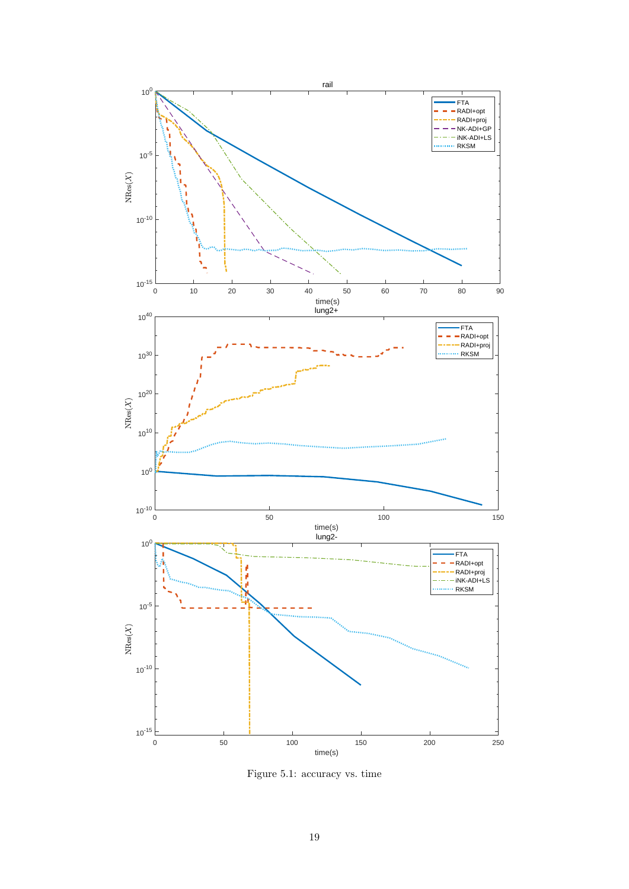Figure 5.1: accuracy vs. time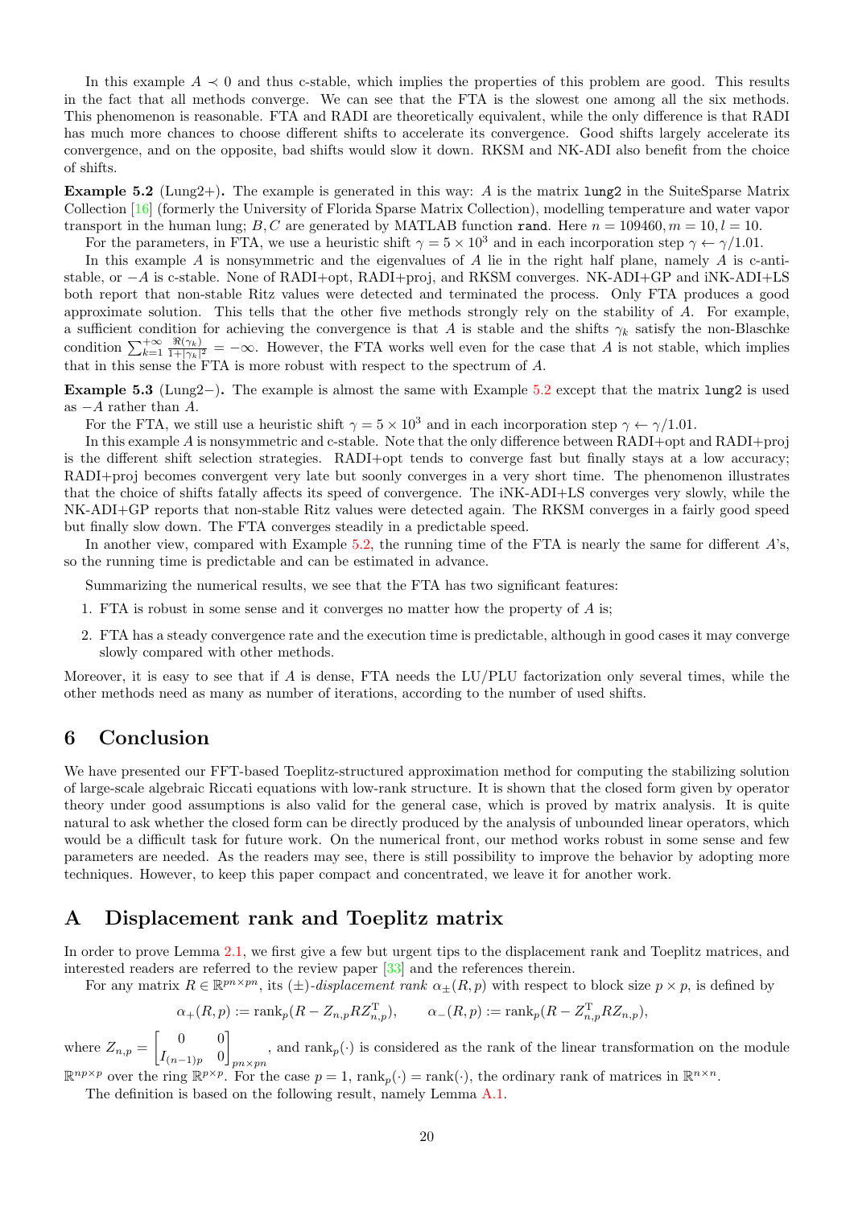In this example $A \prec 0$ and thus c-stable, which implies the properties of this problem are good. This results in the fact that all methods converge. We can see that the FTA is the slowest one among all the six methods. This phenomenon is reasonable. FTA and RADI are theoretically equivalent, while the only difference is that RADI has much more chances to choose different shifts to accelerate its convergence. Good shifts largely accelerate its convergence, and on the opposite, bad shifts would slow it down. RKSM and NK-ADI also benefit from the choice of shifts.

**Example 5.2** (Lung2+)**.** The example is generated in this way: $A$ is the matrix `lung2` in the SuiteSparse Matrix Collection [16] (formerly the University of Florida Sparse Matrix Collection), modelling temperature and water vapor transport in the human lung; $B, C$ are generated by MATLAB function `rand`. Here $n = 109460, m = 10, l = 10$.

For the parameters, in FTA, we use a heuristic shift $\gamma = 5 \times 10^3$ and in each incorporation step $\gamma \leftarrow \gamma/1.01$.

In this example $A$ is nonsymmetric and the eigenvalues of $A$ lie in the right half plane, namely $A$ is c-anti-stable, or $-A$ is c-stable. None of RADI+opt, RADI+proj, and RKSM converges. NK-ADI+GP and iNK-ADI+LS both report that non-stable Ritz values were detected and terminated the process. Only FTA produces a good approximate solution. This tells that the other five methods strongly rely on the stability of $A$. For example, a sufficient condition for achieving the convergence is that $A$ is stable and the shifts $\gamma_k$ satisfy the non-Blaschke condition $\sum_{k=1}^{+\infty} \frac{\Re(\gamma_k)}{1+|\gamma_k|^2} = -\infty$. However, the FTA works well even for the case that $A$ is not stable, which implies that in this sense the FTA is more robust with respect to the spectrum of $A$.

**Example 5.3** (Lung2−)**.** The example is almost the same with Example 5.2 except that the matrix `lung2` is used as $-A$ rather than $A$.

For the FTA, we still use a heuristic shift $\gamma = 5 \times 10^3$ and in each incorporation step $\gamma \leftarrow \gamma/1.01$.

In this example $A$ is nonsymmetric and c-stable. Note that the only difference between RADI+opt and RADI+proj is the different shift selection strategies. RADI+opt tends to converge fast but finally stays at a low accuracy; RADI+proj becomes convergent very late but soonly converges in a very short time. The phenomenon illustrates that the choice of shifts fatally affects its speed of convergence. The iNK-ADI+LS converges very slowly, while the NK-ADI+GP reports that non-stable Ritz values were detected again. The RKSM converges in a fairly good speed but finally slow down. The FTA converges steadily in a predictable speed.

In another view, compared with Example 5.2, the running time of the FTA is nearly the same for different $A$'s, so the running time is predictable and can be estimated in advance.

Summarizing the numerical results, we see that the FTA has two significant features:

1. FTA is robust in some sense and it converges no matter how the property of $A$ is;
2. FTA has a steady convergence rate and the execution time is predictable, although in good cases it may converge slowly compared with other methods.

Moreover, it is easy to see that if $A$ is dense, FTA needs the LU/PLU factorization only several times, while the other methods need as many as number of iterations, according to the number of used shifts.

# 6 Conclusion

We have presented our FFT-based Toeplitz-structured approximation method for computing the stabilizing solution of large-scale algebraic Riccati equations with low-rank structure. It is shown that the closed form given by operator theory under good assumptions is also valid for the general case, which is proved by matrix analysis. It is quite natural to ask whether the closed form can be directly produced by the analysis of unbounded linear operators, which would be a difficult task for future work. On the numerical front, our method works robust in some sense and few parameters are needed. As the readers may see, there is still possibility to improve the behavior by adopting more techniques. However, to keep this paper compact and concentrated, we leave it for another work.

# A Displacement rank and Toeplitz matrix

In order to prove Lemma 2.1, we first give a few but urgent tips to the displacement rank and Toeplitz matrices, and interested readers are referred to the review paper [33] and the references therein.

For any matrix $R \in \mathbb{R}^{pn \times pn}$, its ($\pm$)-*displacement rank* $\alpha_\pm(R, p)$ with respect to block size $p \times p$, is defined by

$$\alpha_+(R, p) := \operatorname{rank}_p(R - Z_{n,p} R Z_{n,p}^{\mathrm{T}}), \qquad \alpha_-(R, p) := \operatorname{rank}_p(R - Z_{n,p}^{\mathrm{T}} R Z_{n,p}),$$

where $Z_{n,p} = \begin{bmatrix} 0 & 0 \\ I_{(n-1)p} & 0 \end{bmatrix}_{pn \times pn}$, and $\operatorname{rank}_p(\cdot)$ is considered as the rank of the linear transformation on the module $\mathbb{R}^{np \times p}$ over the ring $\mathbb{R}^{p \times p}$. For the case $p = 1$, $\operatorname{rank}_p(\cdot) = \operatorname{rank}(\cdot)$, the ordinary rank of matrices in $\mathbb{R}^{n \times n}$.

The definition is based on the following result, namely Lemma A.1.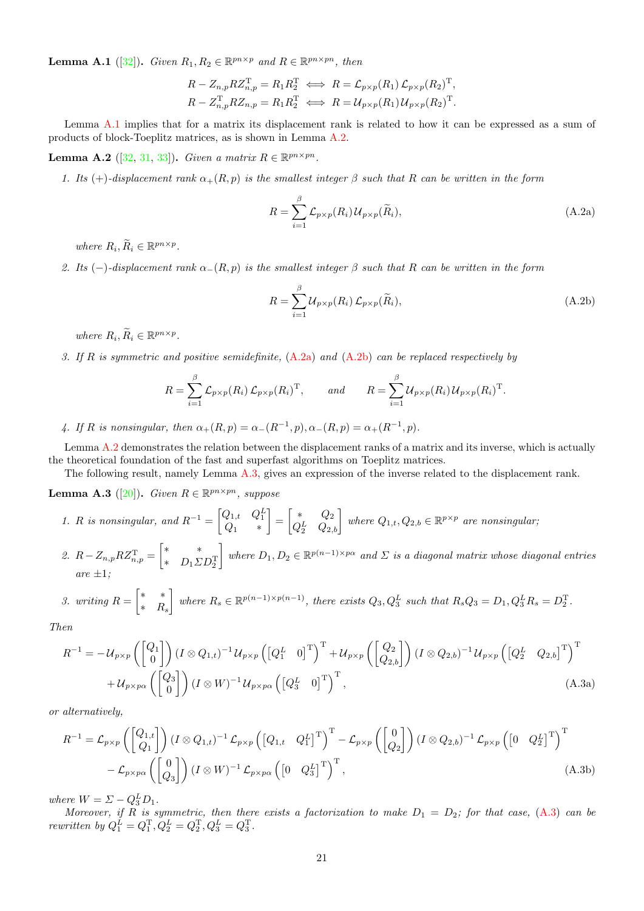**Lemma A.1** ([32]). *Given $R_1, R_2 \in \mathbb{R}^{pn\times p}$ and $R \in \mathbb{R}^{pn\times pn}$, then*

$$R - Z_{n,p} R Z_{n,p}^{\mathrm{T}} = R_1 R_2^{\mathrm{T}} \iff R = \mathcal{L}_{p\times p}(R_1)\, \mathcal{L}_{p\times p}(R_2)^{\mathrm{T}},$$
$$R - Z_{n,p}^{\mathrm{T}} R Z_{n,p} = R_1 R_2^{\mathrm{T}} \iff R = \mathcal{U}_{p\times p}(R_1)\, \mathcal{U}_{p\times p}(R_2)^{\mathrm{T}}.$$

Lemma A.1 implies that for a matrix its displacement rank is related to how it can be expressed as a sum of products of block-Toeplitz matrices, as is shown in Lemma A.2.

**Lemma A.2** ([32, 31, 33]). *Given a matrix $R \in \mathbb{R}^{pn\times pn}$.*

1. *Its (+)-displacement rank $\alpha_+(R,p)$ is the smallest integer $\beta$ such that $R$ can be written in the form*

$$R = \sum_{i=1}^{\beta} \mathcal{L}_{p\times p}(R_i)\, \mathcal{U}_{p\times p}(\widetilde{R}_i), \tag{A.2a}$$

   *where $R_i, \widetilde{R}_i \in \mathbb{R}^{pn\times p}$.*

2. *Its (−)-displacement rank $\alpha_-(R,p)$ is the smallest integer $\beta$ such that $R$ can be written in the form*

$$R = \sum_{i=1}^{\beta} \mathcal{U}_{p\times p}(R_i)\, \mathcal{L}_{p\times p}(\widetilde{R}_i), \tag{A.2b}$$

   *where $R_i, \widetilde{R}_i \in \mathbb{R}^{pn\times p}$.*

3. *If $R$ is symmetric and positive semidefinite, (A.2a) and (A.2b) can be replaced respectively by*

$$R = \sum_{i=1}^{\beta} \mathcal{L}_{p\times p}(R_i)\, \mathcal{L}_{p\times p}(R_i)^{\mathrm{T}}, \qquad \text{and} \qquad R = \sum_{i=1}^{\beta} \mathcal{U}_{p\times p}(R_i)\mathcal{U}_{p\times p}(R_i)^{\mathrm{T}}.$$

4. *If $R$ is nonsingular, then $\alpha_+(R,p) = \alpha_-(R^{-1},p), \alpha_-(R,p) = \alpha_+(R^{-1},p)$.*

Lemma A.2 demonstrates the relation between the displacement ranks of a matrix and its inverse, which is actually the theoretical foundation of the fast and superfast algorithms on Toeplitz matrices.

The following result, namely Lemma A.3, gives an expression of the inverse related to the displacement rank.

**Lemma A.3** ([20]). *Given $R \in \mathbb{R}^{pn\times pn}$, suppose*

1. *$R$ is nonsingular, and $R^{-1} = \begin{bmatrix} Q_{1,t} & Q_1^L \\ Q_1 & * \end{bmatrix} = \begin{bmatrix} * & Q_2 \\ Q_2^L & Q_{2,b} \end{bmatrix}$ where $Q_{1,t}, Q_{2,b} \in \mathbb{R}^{p\times p}$ are nonsingular;*
2. *$R - Z_{n,p} R Z_{n,p}^{\mathrm{T}} = \begin{bmatrix} * & * \\ * & D_1 \Sigma D_2^{\mathrm{T}} \end{bmatrix}$ where $D_1, D_2 \in \mathbb{R}^{p(n-1)\times p\alpha}$ and $\Sigma$ is a diagonal matrix whose diagonal entries are $\pm 1$;*
3. *writing $R = \begin{bmatrix} * & * \\ * & R_s \end{bmatrix}$ where $R_s \in \mathbb{R}^{p(n-1)\times p(n-1)}$, there exists $Q_3, Q_3^L$ such that $R_s Q_3 = D_1, Q_3^L R_s = D_2^{\mathrm{T}}$.*

*Then*

$$\begin{aligned}
R^{-1} = &-\mathcal{U}_{p\times p}\left(\begin{bmatrix} Q_1 \\ 0 \end{bmatrix}\right)(I\otimes Q_{1,t})^{-1}\,\mathcal{U}_{p\times p}\left(\begin{bmatrix} Q_1^L & 0 \end{bmatrix}^{\mathrm{T}}\right)^{\mathrm{T}} + \mathcal{U}_{p\times p}\left(\begin{bmatrix} Q_2 \\ Q_{2,b} \end{bmatrix}\right)(I\otimes Q_{2,b})^{-1}\,\mathcal{U}_{p\times p}\left(\begin{bmatrix} Q_2^L & Q_{2,b} \end{bmatrix}^{\mathrm{T}}\right)^{\mathrm{T}} \\
&+ \mathcal{U}_{p\times p\alpha}\left(\begin{bmatrix} Q_3 \\ 0 \end{bmatrix}\right)(I\otimes W)^{-1}\,\mathcal{U}_{p\times p\alpha}\left(\begin{bmatrix} Q_3^L & 0 \end{bmatrix}^{\mathrm{T}}\right)^{\mathrm{T}},
\end{aligned} \tag{A.3a}$$

*or alternatively,*

$$\begin{aligned}
R^{-1} = &\,\mathcal{L}_{p\times p}\left(\begin{bmatrix} Q_{1,t} \\ Q_1 \end{bmatrix}\right)(I\otimes Q_{1,t})^{-1}\,\mathcal{L}_{p\times p}\left(\begin{bmatrix} Q_{1,t} & Q_1^L \end{bmatrix}^{\mathrm{T}}\right)^{\mathrm{T}} - \mathcal{L}_{p\times p}\left(\begin{bmatrix} 0 \\ Q_2 \end{bmatrix}\right)(I\otimes Q_{2,b})^{-1}\,\mathcal{L}_{p\times p}\left(\begin{bmatrix} 0 & Q_2^L \end{bmatrix}^{\mathrm{T}}\right)^{\mathrm{T}} \\
&- \mathcal{L}_{p\times p\alpha}\left(\begin{bmatrix} 0 \\ Q_3 \end{bmatrix}\right)(I\otimes W)^{-1}\,\mathcal{L}_{p\times p\alpha}\left(\begin{bmatrix} 0 & Q_3^L \end{bmatrix}^{\mathrm{T}}\right)^{\mathrm{T}},
\end{aligned} \tag{A.3b}$$

*where $W = \Sigma - Q_3^L D_1$.*

*Moreover, if $R$ is symmetric, then there exists a factorization to make $D_1 = D_2$; for that case, (A.3) can be rewritten by $Q_1^L = Q_1^{\mathrm{T}}, Q_2^L = Q_2^{\mathrm{T}}, Q_3^L = Q_3^{\mathrm{T}}$.*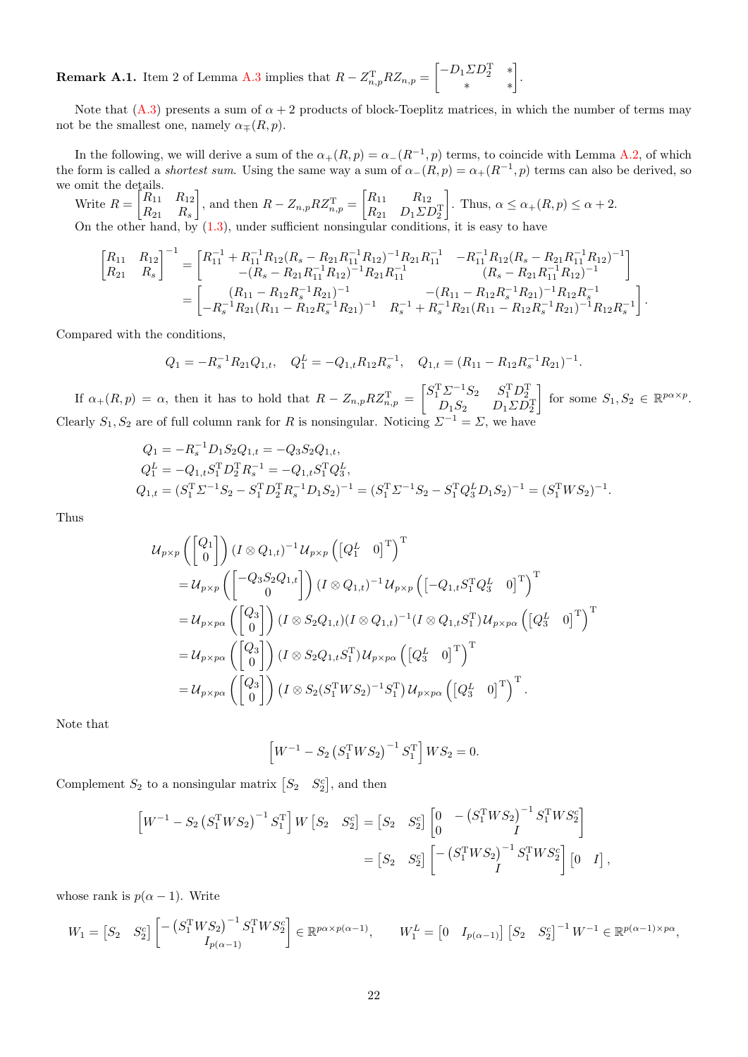**Remark A.1.** Item 2 of Lemma A.3 implies that $R - Z_{n,p}^{\mathrm{T}} R Z_{n,p} = \begin{bmatrix} -D_1 \Sigma D_2^{\mathrm{T}} & * \\ * & * \end{bmatrix}$.

Note that (A.3) presents a sum of $\alpha + 2$ products of block-Toeplitz matrices, in which the number of terms may not be the smallest one, namely $\alpha_{\mp}(R, p)$.

In the following, we will derive a sum of the $\alpha_+(R,p) = \alpha_-(R^{-1}, p)$ terms, to coincide with Lemma A.2, of which the form is called a *shortest sum*. Using the same way a sum of $\alpha_-(R,p) = \alpha_+(R^{-1},p)$ terms can also be derived, so we omit the details.

Write $R = \begin{bmatrix} R_{11} & R_{12} \\ R_{21} & R_s \end{bmatrix}$, and then $R - Z_{n,p} R Z_{n,p}^{\mathrm{T}} = \begin{bmatrix} R_{11} & R_{12} \\ R_{21} & D_1 \Sigma D_2^{\mathrm{T}} \end{bmatrix}$. Thus, $\alpha \le \alpha_+(R,p) \le \alpha + 2$.

On the other hand, by (1.3), under sufficient nonsingular conditions, it is easy to have

$$
\begin{aligned}
\begin{bmatrix} R_{11} & R_{12} \\ R_{21} & R_s \end{bmatrix}^{-1}
&= \begin{bmatrix} R_{11}^{-1} + R_{11}^{-1} R_{12} (R_s - R_{21} R_{11}^{-1} R_{12})^{-1} R_{21} R_{11}^{-1} & -R_{11}^{-1} R_{12} (R_s - R_{21} R_{11}^{-1} R_{12})^{-1} \\ -(R_s - R_{21} R_{11}^{-1} R_{12})^{-1} R_{21} R_{11}^{-1} & (R_s - R_{21} R_{11}^{-1} R_{12})^{-1} \end{bmatrix} \\
&= \begin{bmatrix} (R_{11} - R_{12} R_s^{-1} R_{21})^{-1} & -(R_{11} - R_{12} R_s^{-1} R_{21})^{-1} R_{12} R_s^{-1} \\ -R_s^{-1} R_{21} (R_{11} - R_{12} R_s^{-1} R_{21})^{-1} & R_s^{-1} + R_s^{-1} R_{21} (R_{11} - R_{12} R_s^{-1} R_{21})^{-1} R_{12} R_s^{-1} \end{bmatrix}.
\end{aligned}
$$

Compared with the conditions,

$$
Q_1 = -R_s^{-1} R_{21} Q_{1,t}, \quad Q_1^L = -Q_{1,t} R_{12} R_s^{-1}, \quad Q_{1,t} = (R_{11} - R_{12} R_s^{-1} R_{21})^{-1}.
$$

If $\alpha_+(R,p) = \alpha$, then it has to hold that $R - Z_{n,p} R Z_{n,p}^{\mathrm{T}} = \begin{bmatrix} S_1^{\mathrm{T}} \Sigma^{-1} S_2 & S_1^{\mathrm{T}} D_2^{\mathrm{T}} \\ D_1 S_2 & D_1 \Sigma D_2^{\mathrm{T}} \end{bmatrix}$ for some $S_1, S_2 \in \mathbb{R}^{p\alpha \times p}$. Clearly $S_1, S_2$ are of full column rank for $R$ is nonsingular. Noticing $\Sigma^{-1} = \Sigma$, we have

$$
\begin{aligned}
Q_1 &= -R_s^{-1} D_1 S_2 Q_{1,t} = -Q_3 S_2 Q_{1,t}, \\
Q_1^L &= -Q_{1,t} S_1^{\mathrm{T}} D_2^{\mathrm{T}} R_s^{-1} = -Q_{1,t} S_1^{\mathrm{T}} Q_3^L, \\
Q_{1,t} &= (S_1^{\mathrm{T}} \Sigma^{-1} S_2 - S_1^{\mathrm{T}} D_2^{\mathrm{T}} R_s^{-1} D_1 S_2)^{-1} = (S_1^{\mathrm{T}} \Sigma^{-1} S_2 - S_1^{\mathrm{T}} Q_3^L D_1 S_2)^{-1} = (S_1^{\mathrm{T}} W S_2)^{-1}.
\end{aligned}
$$

Thus

$$
\begin{aligned}
&\mathcal{U}_{p\times p}\left( \begin{bmatrix} Q_1 \\ 0 \end{bmatrix} \right) (I \otimes Q_{1,t})^{-1} \mathcal{U}_{p\times p}\left( \begin{bmatrix} Q_1^L & 0 \end{bmatrix}^{\mathrm{T}} \right)^{\mathrm{T}} \\
&= \mathcal{U}_{p\times p}\left( \begin{bmatrix} -Q_3 S_2 Q_{1,t} \\ 0 \end{bmatrix} \right) (I \otimes Q_{1,t})^{-1} \mathcal{U}_{p\times p}\left( \begin{bmatrix} -Q_{1,t} S_1^{\mathrm{T}} Q_3^L & 0 \end{bmatrix}^{\mathrm{T}} \right)^{\mathrm{T}} \\
&= \mathcal{U}_{p\times p\alpha}\left( \begin{bmatrix} Q_3 \\ 0 \end{bmatrix} \right) (I \otimes S_2 Q_{1,t})(I \otimes Q_{1,t})^{-1} (I \otimes Q_{1,t} S_1^{\mathrm{T}}) \mathcal{U}_{p\times p\alpha}\left( \begin{bmatrix} Q_3^L & 0 \end{bmatrix}^{\mathrm{T}} \right)^{\mathrm{T}} \\
&= \mathcal{U}_{p\times p\alpha}\left( \begin{bmatrix} Q_3 \\ 0 \end{bmatrix} \right) (I \otimes S_2 Q_{1,t} S_1^{\mathrm{T}}) \mathcal{U}_{p\times p\alpha}\left( \begin{bmatrix} Q_3^L & 0 \end{bmatrix}^{\mathrm{T}} \right)^{\mathrm{T}} \\
&= \mathcal{U}_{p\times p\alpha}\left( \begin{bmatrix} Q_3 \\ 0 \end{bmatrix} \right) \left(I \otimes S_2 (S_1^{\mathrm{T}} W S_2)^{-1} S_1^{\mathrm{T}}\right) \mathcal{U}_{p\times p\alpha}\left( \begin{bmatrix} Q_3^L & 0 \end{bmatrix}^{\mathrm{T}} \right)^{\mathrm{T}}.
\end{aligned}
$$

Note that

$$
\left[ W^{-1} - S_2 \left( S_1^{\mathrm{T}} W S_2 \right)^{-1} S_1^{\mathrm{T}} \right] W S_2 = 0.
$$

Complement $S_2$ to a nonsingular matrix $\begin{bmatrix} S_2 & S_2^c \end{bmatrix}$, and then

$$
\begin{aligned}
\left[ W^{-1} - S_2 \left( S_1^{\mathrm{T}} W S_2 \right)^{-1} S_1^{\mathrm{T}} \right] W \begin{bmatrix} S_2 & S_2^c \end{bmatrix} &= \begin{bmatrix} S_2 & S_2^c \end{bmatrix} \begin{bmatrix} 0 & -\left( S_1^{\mathrm{T}} W S_2 \right)^{-1} S_1^{\mathrm{T}} W S_2^c \\ 0 & I \end{bmatrix} \\
&= \begin{bmatrix} S_2 & S_2^c \end{bmatrix} \begin{bmatrix} -\left( S_1^{\mathrm{T}} W S_2 \right)^{-1} S_1^{\mathrm{T}} W S_2^c \\ I \end{bmatrix} \begin{bmatrix} 0 & I \end{bmatrix},
\end{aligned}
$$

whose rank is $p(\alpha - 1)$. Write

$$
W_1 = \begin{bmatrix} S_2 & S_2^c \end{bmatrix} \begin{bmatrix} -\left( S_1^{\mathrm{T}} W S_2 \right)^{-1} S_1^{\mathrm{T}} W S_2^c \\ I_{p(\alpha-1)} \end{bmatrix} \in \mathbb{R}^{p\alpha \times p(\alpha-1)}, \qquad W_1^L = \begin{bmatrix} 0 & I_{p(\alpha-1)} \end{bmatrix} \begin{bmatrix} S_2 & S_2^c \end{bmatrix}^{-1} W^{-1} \in \mathbb{R}^{p(\alpha-1) \times p\alpha},
$$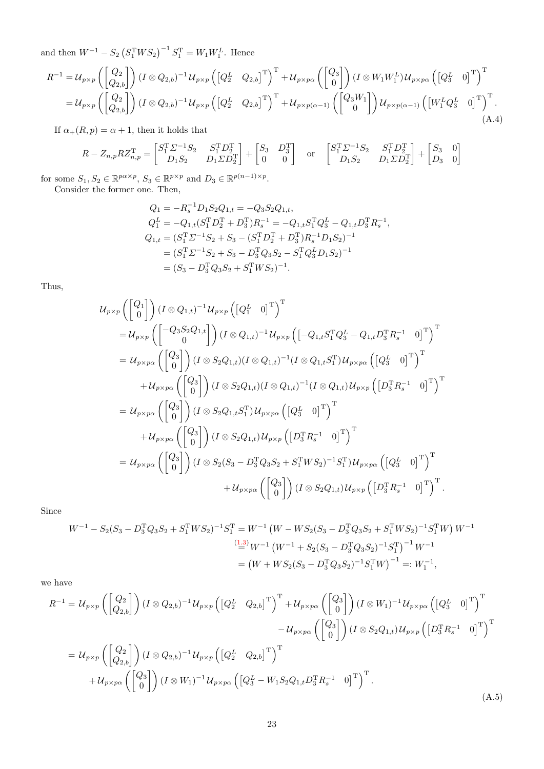and then $W^{-1} - S_2\left(S_1^{\mathrm{T}} W S_2\right)^{-1} S_1^{\mathrm{T}} = W_1 W_1^L$. Hence

$$
\begin{aligned}
R^{-1} &= \mathcal{U}_{p\times p}\left(\begin{bmatrix} Q_2 \\ Q_{2,b}\end{bmatrix}\right)(I\otimes Q_{2,b})^{-1}\mathcal{U}_{p\times p}\left(\begin{bmatrix} Q_2^L & Q_{2,b}\end{bmatrix}^{\mathrm{T}}\right)^{\mathrm{T}} + \mathcal{U}_{p\times p\alpha}\left(\begin{bmatrix} Q_3 \\ 0\end{bmatrix}\right)(I\otimes W_1 W_1^L)\mathcal{U}_{p\times p\alpha}\left(\begin{bmatrix} Q_3^L & 0\end{bmatrix}^{\mathrm{T}}\right)^{\mathrm{T}} \\
&= \mathcal{U}_{p\times p}\left(\begin{bmatrix} Q_2 \\ Q_{2,b}\end{bmatrix}\right)(I\otimes Q_{2,b})^{-1}\mathcal{U}_{p\times p}\left(\begin{bmatrix} Q_2^L & Q_{2,b}\end{bmatrix}^{\mathrm{T}}\right)^{\mathrm{T}} + \mathcal{U}_{p\times p(\alpha-1)}\left(\begin{bmatrix} Q_3 W_1 \\ 0\end{bmatrix}\right)\mathcal{U}_{p\times p(\alpha-1)}\left(\begin{bmatrix} W_1^L Q_3^L & 0\end{bmatrix}^{\mathrm{T}}\right)^{\mathrm{T}}.
\end{aligned} \tag{A.4}
$$

If $\alpha_+(R,p) = \alpha+1$, then it holds that

$$
R - Z_{n,p} R Z_{n,p}^{\mathrm{T}} = \begin{bmatrix} S_1^{\mathrm{T}}\varSigma^{-1}S_2 & S_1^{\mathrm{T}} D_2^{\mathrm{T}} \\ D_1 S_2 & D_1 \varSigma D_2^{\mathrm{T}}\end{bmatrix} + \begin{bmatrix} S_3 & D_3^{\mathrm{T}} \\ 0 & 0\end{bmatrix} \quad \text{or} \quad \begin{bmatrix} S_1^{\mathrm{T}}\varSigma^{-1}S_2 & S_1^{\mathrm{T}} D_2^{\mathrm{T}} \\ D_1 S_2 & D_1 \varSigma D_2^{\mathrm{T}}\end{bmatrix} + \begin{bmatrix} S_3 & 0 \\ D_3 & 0\end{bmatrix}
$$

for some $S_1, S_2 \in \mathbb{R}^{p\alpha\times p}$, $S_3 \in \mathbb{R}^{p\times p}$ and $D_3 \in \mathbb{R}^{p(n-1)\times p}$.

Consider the former one. Then,

$$
\begin{aligned}
Q_1 &= -R_s^{-1} D_1 S_2 Q_{1,t} = -Q_3 S_2 Q_{1,t}, \\
Q_1^L &= -Q_{1,t}(S_1^{\mathrm{T}} D_2^{\mathrm{T}} + D_3^{\mathrm{T}})R_s^{-1} = -Q_{1,t} S_1^{\mathrm{T}} Q_3^L - Q_{1,t} D_3^{\mathrm{T}} R_s^{-1}, \\
Q_{1,t} &= (S_1^{\mathrm{T}}\varSigma^{-1}S_2 + S_3 - (S_1^{\mathrm{T}} D_2^{\mathrm{T}} + D_3^{\mathrm{T}})R_s^{-1} D_1 S_2)^{-1} \\
&= (S_1^{\mathrm{T}}\varSigma^{-1}S_2 + S_3 - D_3^{\mathrm{T}} Q_3 S_2 - S_1^{\mathrm{T}} Q_3^L D_1 S_2)^{-1} \\
&= (S_3 - D_3^{\mathrm{T}} Q_3 S_2 + S_1^{\mathrm{T}} W S_2)^{-1}.
\end{aligned}
$$

Thus,

$$
\begin{aligned}
&\mathcal{U}_{p\times p}\left(\begin{bmatrix} Q_1 \\ 0\end{bmatrix}\right)(I\otimes Q_{1,t})^{-1}\mathcal{U}_{p\times p}\left(\begin{bmatrix} Q_1^L & 0\end{bmatrix}^{\mathrm{T}}\right)^{\mathrm{T}} \\
&= \mathcal{U}_{p\times p}\left(\begin{bmatrix} -Q_3 S_2 Q_{1,t} \\ 0\end{bmatrix}\right)(I\otimes Q_{1,t})^{-1}\mathcal{U}_{p\times p}\left(\begin{bmatrix} -Q_{1,t} S_1^{\mathrm{T}} Q_3^L - Q_{1,t} D_3^{\mathrm{T}} R_s^{-1} & 0\end{bmatrix}^{\mathrm{T}}\right)^{\mathrm{T}} \\
&= \mathcal{U}_{p\times p\alpha}\left(\begin{bmatrix} Q_3 \\ 0\end{bmatrix}\right)(I\otimes S_2 Q_{1,t})(I\otimes Q_{1,t})^{-1}(I\otimes Q_{1,t} S_1^{\mathrm{T}})\mathcal{U}_{p\times p\alpha}\left(\begin{bmatrix} Q_3^L & 0\end{bmatrix}^{\mathrm{T}}\right)^{\mathrm{T}} \\
&\quad + \mathcal{U}_{p\times p\alpha}\left(\begin{bmatrix} Q_3 \\ 0\end{bmatrix}\right)(I\otimes S_2 Q_{1,t})(I\otimes Q_{1,t})^{-1}(I\otimes Q_{1,t})\mathcal{U}_{p\times p}\left(\begin{bmatrix} D_3^{\mathrm{T}} R_s^{-1} & 0\end{bmatrix}^{\mathrm{T}}\right)^{\mathrm{T}} \\
&= \mathcal{U}_{p\times p\alpha}\left(\begin{bmatrix} Q_3 \\ 0\end{bmatrix}\right)(I\otimes S_2 Q_{1,t} S_1^{\mathrm{T}})\mathcal{U}_{p\times p\alpha}\left(\begin{bmatrix} Q_3^L & 0\end{bmatrix}^{\mathrm{T}}\right)^{\mathrm{T}} \\
&\quad + \mathcal{U}_{p\times p\alpha}\left(\begin{bmatrix} Q_3 \\ 0\end{bmatrix}\right)(I\otimes S_2 Q_{1,t})\mathcal{U}_{p\times p}\left(\begin{bmatrix} D_3^{\mathrm{T}} R_s^{-1} & 0\end{bmatrix}^{\mathrm{T}}\right)^{\mathrm{T}} \\
&= \mathcal{U}_{p\times p\alpha}\left(\begin{bmatrix} Q_3 \\ 0\end{bmatrix}\right)(I\otimes S_2(S_3 - D_3^{\mathrm{T}} Q_3 S_2 + S_1^{\mathrm{T}} W S_2)^{-1} S_1^{\mathrm{T}})\mathcal{U}_{p\times p\alpha}\left(\begin{bmatrix} Q_3^L & 0\end{bmatrix}^{\mathrm{T}}\right)^{\mathrm{T}} \\
&\quad + \mathcal{U}_{p\times p\alpha}\left(\begin{bmatrix} Q_3 \\ 0\end{bmatrix}\right)(I\otimes S_2 Q_{1,t})\mathcal{U}_{p\times p}\left(\begin{bmatrix} D_3^{\mathrm{T}} R_s^{-1} & 0\end{bmatrix}^{\mathrm{T}}\right)^{\mathrm{T}}.
\end{aligned}
$$

Since

$$
\begin{aligned}
W^{-1} - S_2(S_3 - D_3^{\mathrm{T}} Q_3 S_2 + S_1^{\mathrm{T}} W S_2)^{-1} S_1^{\mathrm{T}} &= W^{-1}\left(W - W S_2(S_3 - D_3^{\mathrm{T}} Q_3 S_2 + S_1^{\mathrm{T}} W S_2)^{-1} S_1^{\mathrm{T}} W\right) W^{-1} \\
&\overset{(1.3)}{=} W^{-1}\left(W^{-1} + S_2(S_3 - D_3^{\mathrm{T}} Q_3 S_2)^{-1} S_1^{\mathrm{T}}\right)^{-1} W^{-1} \\
&= \left(W + W S_2(S_3 - D_3^{\mathrm{T}} Q_3 S_2)^{-1} S_1^{\mathrm{T}} W\right)^{-1} =: W_1^{-1},
\end{aligned}
$$

we have

$$
\begin{aligned}
R^{-1} &= \mathcal{U}_{p\times p}\left(\begin{bmatrix} Q_2 \\ Q_{2,b}\end{bmatrix}\right)(I\otimes Q_{2,b})^{-1}\mathcal{U}_{p\times p}\left(\begin{bmatrix} Q_2^L & Q_{2,b}\end{bmatrix}^{\mathrm{T}}\right)^{\mathrm{T}} + \mathcal{U}_{p\times p\alpha}\left(\begin{bmatrix} Q_3 \\ 0\end{bmatrix}\right)(I\otimes W_1)^{-1}\mathcal{U}_{p\times p\alpha}\left(\begin{bmatrix} Q_3^L & 0\end{bmatrix}^{\mathrm{T}}\right)^{\mathrm{T}} \\
&\qquad - \mathcal{U}_{p\times p\alpha}\left(\begin{bmatrix} Q_3 \\ 0\end{bmatrix}\right)(I\otimes S_2 Q_{1,t})\mathcal{U}_{p\times p}\left(\begin{bmatrix} D_3^{\mathrm{T}} R_s^{-1} & 0\end{bmatrix}^{\mathrm{T}}\right)^{\mathrm{T}} \\
&= \mathcal{U}_{p\times p}\left(\begin{bmatrix} Q_2 \\ Q_{2,b}\end{bmatrix}\right)(I\otimes Q_{2,b})^{-1}\mathcal{U}_{p\times p}\left(\begin{bmatrix} Q_2^L & Q_{2,b}\end{bmatrix}^{\mathrm{T}}\right)^{\mathrm{T}} \\
&\quad + \mathcal{U}_{p\times p\alpha}\left(\begin{bmatrix} Q_3 \\ 0\end{bmatrix}\right)(I\otimes W_1)^{-1}\mathcal{U}_{p\times p\alpha}\left(\begin{bmatrix} Q_3^L - W_1 S_2 Q_{1,t} D_3^{\mathrm{T}} R_s^{-1} & 0\end{bmatrix}^{\mathrm{T}}\right)^{\mathrm{T}}.
\end{aligned} \tag{A.5}
$$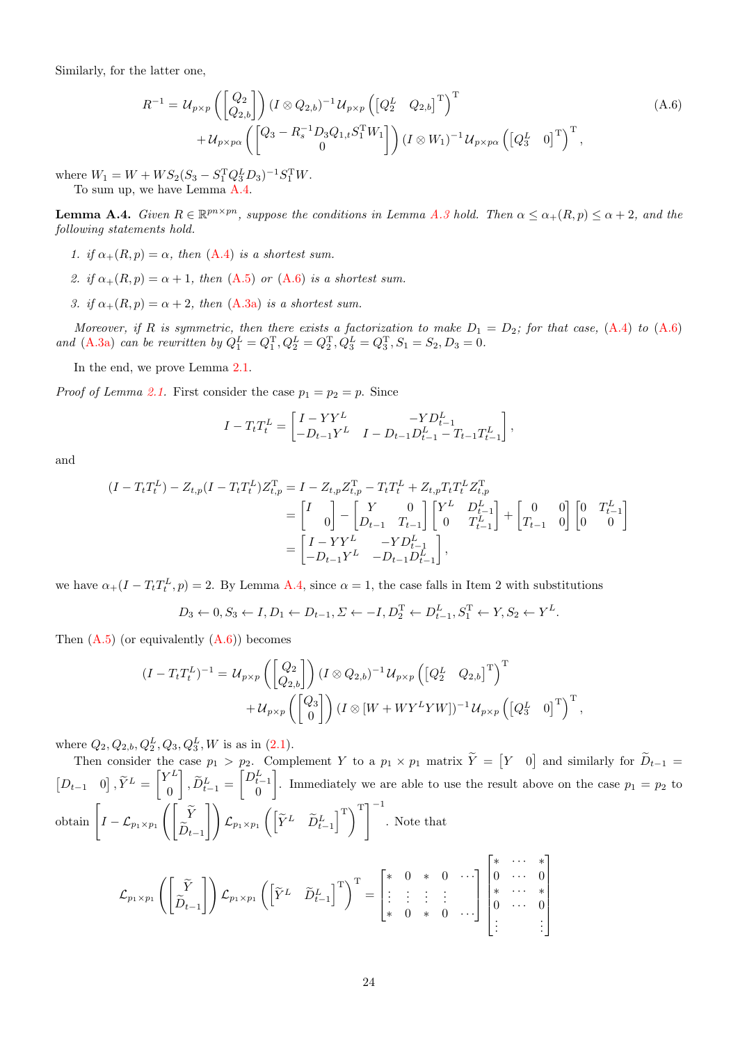Similarly, for the latter one,

$$R^{-1} = \mathcal{U}_{p\times p}\left(\begin{bmatrix} Q_2 \\ Q_{2,b}\end{bmatrix}\right)(I\otimes Q_{2,b})^{-1}\mathcal{U}_{p\times p}\left(\begin{bmatrix} Q_2^L & Q_{2,b}\end{bmatrix}^{\mathrm{T}}\right)^{\mathrm{T}}$$
$$+\mathcal{U}_{p\times p\alpha}\left(\begin{bmatrix} Q_3 - R_s^{-1}D_3Q_{1,t}S_1^{\mathrm{T}}W_1 \\ 0\end{bmatrix}\right)(I\otimes W_1)^{-1}\mathcal{U}_{p\times p\alpha}\left(\begin{bmatrix} Q_3^L & 0\end{bmatrix}^{\mathrm{T}}\right)^{\mathrm{T}}, \tag{A.6}$$

where $W_1 = W + WS_2(S_3 - S_1^{\mathrm{T}}Q_3^L D_3)^{-1}S_1^{\mathrm{T}}W$.

To sum up, we have Lemma A.4.

**Lemma A.4.** *Given $R\in\mathbb{R}^{pn\times pn}$, suppose the conditions in Lemma A.3 hold. Then $\alpha\le\alpha_+(R,p)\le\alpha+2$, and the following statements hold.*

1. *if $\alpha_+(R,p)=\alpha$, then (A.4) is a shortest sum.*
2. *if $\alpha_+(R,p)=\alpha+1$, then (A.5) or (A.6) is a shortest sum.*
3. *if $\alpha_+(R,p)=\alpha+2$, then (A.3a) is a shortest sum.*

*Moreover, if $R$ is symmetric, then there exists a factorization to make $D_1 = D_2$; for that case, (A.4) to (A.6) and (A.3a) can be rewritten by $Q_1^L = Q_1^{\mathrm{T}}, Q_2^L = Q_2^{\mathrm{T}}, Q_3^L = Q_3^{\mathrm{T}}, S_1 = S_2, D_3 = 0$.*

In the end, we prove Lemma 2.1.

*Proof of Lemma 2.1.* First consider the case $p_1 = p_2 = p$. Since

$$I - T_tT_t^L = \begin{bmatrix} I - YY^L & -YD_{t-1}^L \\ -D_{t-1}Y^L & I - D_{t-1}D_{t-1}^L - T_{t-1}T_{t-1}^L\end{bmatrix},$$

and

$$\begin{aligned}(I - T_tT_t^L) - Z_{t,p}(I - T_tT_t^L)Z_{t,p}^{\mathrm{T}} &= I - Z_{t,p}Z_{t,p}^{\mathrm{T}} - T_tT_t^L + Z_{t,p}T_tT_t^LZ_{t,p}^{\mathrm{T}} \\ &= \begin{bmatrix} I & \\ & 0\end{bmatrix} - \begin{bmatrix} Y & 0 \\ D_{t-1} & T_{t-1}\end{bmatrix}\begin{bmatrix} Y^L & D_{t-1}^L \\ 0 & T_{t-1}^L\end{bmatrix} + \begin{bmatrix} 0 & 0 \\ T_{t-1} & 0\end{bmatrix}\begin{bmatrix} 0 & T_{t-1}^L \\ 0 & 0\end{bmatrix} \\ &= \begin{bmatrix} I - YY^L & -YD_{t-1}^L \\ -D_{t-1}Y^L & -D_{t-1}D_{t-1}^L\end{bmatrix},\end{aligned}$$

we have $\alpha_+(I - T_tT_t^L, p) = 2$. By Lemma A.4, since $\alpha = 1$, the case falls in Item 2 with substitutions

$$D_3 \leftarrow 0, S_3 \leftarrow I, D_1 \leftarrow D_{t-1}, \Sigma \leftarrow -I, D_2^{\mathrm{T}} \leftarrow D_{t-1}^L, S_1^{\mathrm{T}} \leftarrow Y, S_2 \leftarrow Y^L.$$

Then (A.5) (or equivalently (A.6)) becomes

$$(I - T_tT_t^L)^{-1} = \mathcal{U}_{p\times p}\left(\begin{bmatrix} Q_2 \\ Q_{2,b}\end{bmatrix}\right)(I\otimes Q_{2,b})^{-1}\mathcal{U}_{p\times p}\left(\begin{bmatrix} Q_2^L & Q_{2,b}\end{bmatrix}^{\mathrm{T}}\right)^{\mathrm{T}}$$
$$+\mathcal{U}_{p\times p}\left(\begin{bmatrix} Q_3 \\ 0\end{bmatrix}\right)(I\otimes[W + WY^LYW])^{-1}\mathcal{U}_{p\times p}\left(\begin{bmatrix} Q_3^L & 0\end{bmatrix}^{\mathrm{T}}\right)^{\mathrm{T}},$$

where $Q_2, Q_{2,b}, Q_2^L, Q_3, Q_3^L, W$ is as in (2.1).

Then consider the case $p_1 > p_2$. Complement $Y$ to a $p_1\times p_1$ matrix $\widetilde{Y} = \begin{bmatrix} Y & 0\end{bmatrix}$ and similarly for $\widetilde{D}_{t-1} = \begin{bmatrix} D_{t-1} & 0\end{bmatrix}, \widetilde{Y}^L = \begin{bmatrix} Y^L \\ 0\end{bmatrix}, \widetilde{D}_{t-1}^L = \begin{bmatrix} D_{t-1}^L \\ 0\end{bmatrix}$. Immediately we are able to use the result above on the case $p_1 = p_2$ to obtain $\left[I - \mathcal{L}_{p_1\times p_1}\left(\begin{bmatrix}\widetilde{Y} \\ \widetilde{D}_{t-1}\end{bmatrix}\right)\mathcal{L}_{p_1\times p_1}\left(\begin{bmatrix}\widetilde{Y}^L & \widetilde{D}_{t-1}^L\end{bmatrix}^{\mathrm{T}}\right)^{\mathrm{T}}\right]^{-1}$. Note that

$$\mathcal{L}_{p_1\times p_1}\left(\begin{bmatrix}\widetilde{Y} \\ \widetilde{D}_{t-1}\end{bmatrix}\right)\mathcal{L}_{p_1\times p_1}\left(\begin{bmatrix}\widetilde{Y}^L & \widetilde{D}_{t-1}^L\end{bmatrix}^{\mathrm{T}}\right)^{\mathrm{T}} = \begin{bmatrix} * & 0 & * & 0 & \cdots \\ \vdots & \vdots & \vdots & \vdots & \\ * & 0 & * & 0 & \cdots\end{bmatrix}\begin{bmatrix} * & \cdots & * \\ 0 & \cdots & 0 \\ * & \cdots & * \\ 0 & \cdots & 0 \\ \vdots & & \vdots\end{bmatrix}$$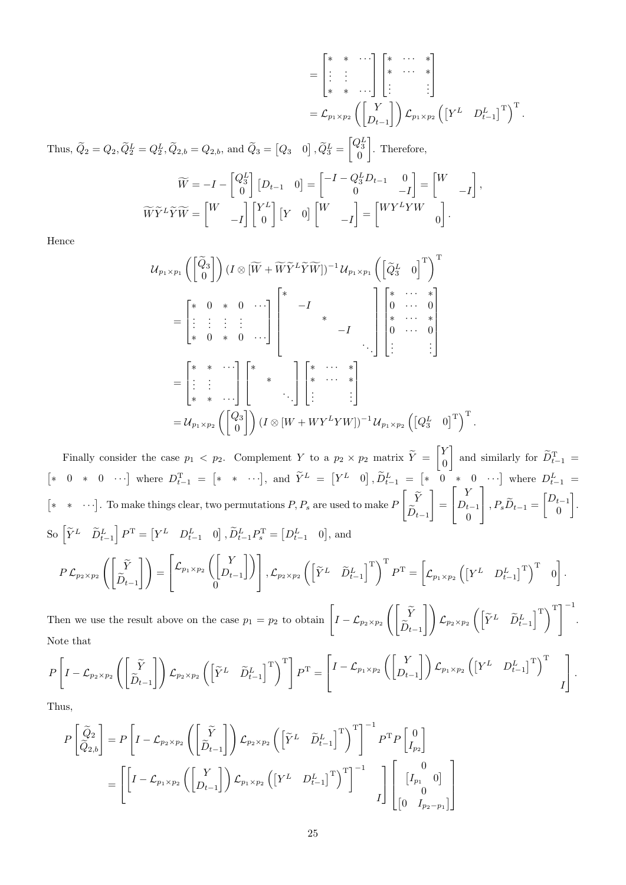$$
= \begin{bmatrix} * & * & \cdots \\ \vdots & \vdots & \\ * & * & \cdots \end{bmatrix} \begin{bmatrix} * & \cdots & * \\ * & \cdots & * \\ \vdots & & \vdots \end{bmatrix}
$$

$$
= \mathcal{L}_{p_1 \times p_2}\left(\begin{bmatrix} Y \\ D_{t-1} \end{bmatrix}\right) \mathcal{L}_{p_1 \times p_2}\left(\begin{bmatrix} Y^L & D_{t-1}^L \end{bmatrix}^{\mathrm{T}}\right)^{\mathrm{T}}.
$$

Thus, $\widetilde{Q}_2 = Q_2, \widetilde{Q}_2^L = Q_2^L, \widetilde{Q}_{2,b} = Q_{2,b}$, and $\widetilde{Q}_3 = \begin{bmatrix} Q_3 & 0 \end{bmatrix}, \widetilde{Q}_3^L = \begin{bmatrix} Q_3^L \\ 0 \end{bmatrix}$. Therefore,

$$
\widetilde{W} = -I - \begin{bmatrix} Q_3^L \\ 0 \end{bmatrix} \begin{bmatrix} D_{t-1} & 0 \end{bmatrix} = \begin{bmatrix} -I - Q_3^L D_{t-1} & 0 \\ 0 & -I \end{bmatrix} = \begin{bmatrix} W & \\ & -I \end{bmatrix},
$$

$$
\widetilde{W}\widetilde{Y}^L\widetilde{Y}\widetilde{W} = \begin{bmatrix} W & \\ & -I \end{bmatrix} \begin{bmatrix} Y^L \\ 0 \end{bmatrix} \begin{bmatrix} Y & 0 \end{bmatrix} \begin{bmatrix} W & \\ & -I \end{bmatrix} = \begin{bmatrix} WY^LYW & \\ & 0 \end{bmatrix}.
$$

Hence

$$
\mathcal{U}_{p_1 \times p_1}\left(\begin{bmatrix} \widetilde{Q}_3 \\ 0 \end{bmatrix}\right) (I \otimes [\widetilde{W} + \widetilde{W}\widetilde{Y}^L\widetilde{Y}\widetilde{W}])^{-1} \mathcal{U}_{p_1 \times p_1}\left(\begin{bmatrix} \widetilde{Q}_3^L & 0 \end{bmatrix}^{\mathrm{T}}\right)^{\mathrm{T}}
$$

$$
= \begin{bmatrix} * & 0 & * & 0 & \cdots \\ \vdots & \vdots & \vdots & \vdots & \\ * & 0 & * & 0 & \cdots \end{bmatrix} \begin{bmatrix} * & & & & \\ & -I & & & \\ & & * & & \\ & & & -I & \\ & & & & \ddots \end{bmatrix} \begin{bmatrix} * & \cdots & * \\ 0 & \cdots & 0 \\ * & \cdots & * \\ 0 & \cdots & 0 \\ \vdots & & \vdots \end{bmatrix}
$$

$$
= \begin{bmatrix} * & * & \cdots \\ \vdots & \vdots & \\ * & * & \cdots \end{bmatrix} \begin{bmatrix} * & & \\ & * & \\ & & \ddots \end{bmatrix} \begin{bmatrix} * & \cdots & * \\ * & \cdots & * \\ \vdots & & \vdots \end{bmatrix}
$$

$$
= \mathcal{U}_{p_1 \times p_2}\left(\begin{bmatrix} Q_3 \\ 0 \end{bmatrix}\right) (I \otimes [W + WY^LYW])^{-1} \mathcal{U}_{p_1 \times p_2}\left(\begin{bmatrix} Q_3^L & 0 \end{bmatrix}^{\mathrm{T}}\right)^{\mathrm{T}}.
$$

Finally consider the case $p_1 < p_2$. Complement $Y$ to a $p_2 \times p_2$ matrix $\widetilde{Y} = \begin{bmatrix} Y \\ 0 \end{bmatrix}$ and similarly for $\widetilde{D}_{t-1}^{\mathrm{T}} = \begin{bmatrix} * & 0 & * & 0 & \cdots \end{bmatrix}$ where $D_{t-1}^{\mathrm{T}} = \begin{bmatrix} * & * & \cdots \end{bmatrix}$, and $\widetilde{Y}^L = \begin{bmatrix} Y^L & 0 \end{bmatrix}, \widetilde{D}_{t-1}^L = \begin{bmatrix} * & 0 & * & 0 & \cdots \end{bmatrix}$ where $D_{t-1}^L = \begin{bmatrix} * & * & \cdots \end{bmatrix}$. To make things clear, two permutations $P, P_s$ are used to make $P\begin{bmatrix} \widetilde{Y} \\ \widetilde{D}_{t-1} \end{bmatrix} = \begin{bmatrix} Y \\ D_{t-1} \\ 0 \end{bmatrix}, P_s\widetilde{D}_{t-1} = \begin{bmatrix} D_{t-1} \\ 0 \end{bmatrix}$. So $\begin{bmatrix} \widetilde{Y}^L & \widetilde{D}_{t-1}^L \end{bmatrix} P^{\mathrm{T}} = \begin{bmatrix} Y^L & D_{t-1}^L & 0 \end{bmatrix}, \widetilde{D}_{t-1}^L P_s^{\mathrm{T}} = \begin{bmatrix} D_{t-1}^L & 0 \end{bmatrix}$, and

$$
P\,\mathcal{L}_{p_2 \times p_2}\left(\begin{bmatrix} \widetilde{Y} \\ \widetilde{D}_{t-1} \end{bmatrix}\right) = \begin{bmatrix} \mathcal{L}_{p_1 \times p_2}\left(\begin{bmatrix} Y \\ D_{t-1} \end{bmatrix}\right) \\ 0 \end{bmatrix}, \mathcal{L}_{p_2 \times p_2}\left(\begin{bmatrix} \widetilde{Y}^L & \widetilde{D}_{t-1}^L \end{bmatrix}^{\mathrm{T}}\right)^{\mathrm{T}} P^{\mathrm{T}} = \begin{bmatrix} \mathcal{L}_{p_1 \times p_2}\left(\begin{bmatrix} Y^L & D_{t-1}^L \end{bmatrix}^{\mathrm{T}}\right)^{\mathrm{T}} & 0 \end{bmatrix}.
$$

Then we use the result above on the case $p_1 = p_2$ to obtain $\left[I - \mathcal{L}_{p_2 \times p_2}\left(\begin{bmatrix} \widetilde{Y} \\ \widetilde{D}_{t-1} \end{bmatrix}\right) \mathcal{L}_{p_2 \times p_2}\left(\begin{bmatrix} \widetilde{Y}^L & \widetilde{D}_{t-1}^L \end{bmatrix}^{\mathrm{T}}\right)^{\mathrm{T}}\right]^{-1}$. Note that

$$
P\left[I - \mathcal{L}_{p_2 \times p_2}\left(\begin{bmatrix} \widetilde{Y} \\ \widetilde{D}_{t-1} \end{bmatrix}\right) \mathcal{L}_{p_2 \times p_2}\left(\begin{bmatrix} \widetilde{Y}^L & \widetilde{D}_{t-1}^L \end{bmatrix}^{\mathrm{T}}\right)^{\mathrm{T}}\right] P^{\mathrm{T}} = \begin{bmatrix} I - \mathcal{L}_{p_1 \times p_2}\left(\begin{bmatrix} Y \\ D_{t-1} \end{bmatrix}\right) \mathcal{L}_{p_1 \times p_2}\left(\begin{bmatrix} Y^L & D_{t-1}^L \end{bmatrix}^{\mathrm{T}}\right)^{\mathrm{T}} & \\ & I \end{bmatrix}.
$$

Thus,

$$
P\begin{bmatrix} \widetilde{Q}_2 \\ \widetilde{Q}_{2,b} \end{bmatrix} = P\left[I - \mathcal{L}_{p_2 \times p_2}\left(\begin{bmatrix} \widetilde{Y} \\ \widetilde{D}_{t-1} \end{bmatrix}\right) \mathcal{L}_{p_2 \times p_2}\left(\begin{bmatrix} \widetilde{Y}^L & \widetilde{D}_{t-1}^L \end{bmatrix}^{\mathrm{T}}\right)^{\mathrm{T}}\right]^{-1} P^{\mathrm{T}} P \begin{bmatrix} 0 \\ I_{p_2} \end{bmatrix}
$$

$$
= \begin{bmatrix} \left[I - \mathcal{L}_{p_1 \times p_2}\left(\begin{bmatrix} Y \\ D_{t-1} \end{bmatrix}\right) \mathcal{L}_{p_1 \times p_2}\left(\begin{bmatrix} Y^L & D_{t-1}^L \end{bmatrix}^{\mathrm{T}}\right)^{\mathrm{T}}\right]^{-1} & \\ & I \end{bmatrix} \begin{bmatrix} 0 \\ \begin{bmatrix} I_{p_1} & 0 \end{bmatrix} \\ 0 \\ \begin{bmatrix} 0 & I_{p_2 - p_1} \end{bmatrix} \end{bmatrix}
$$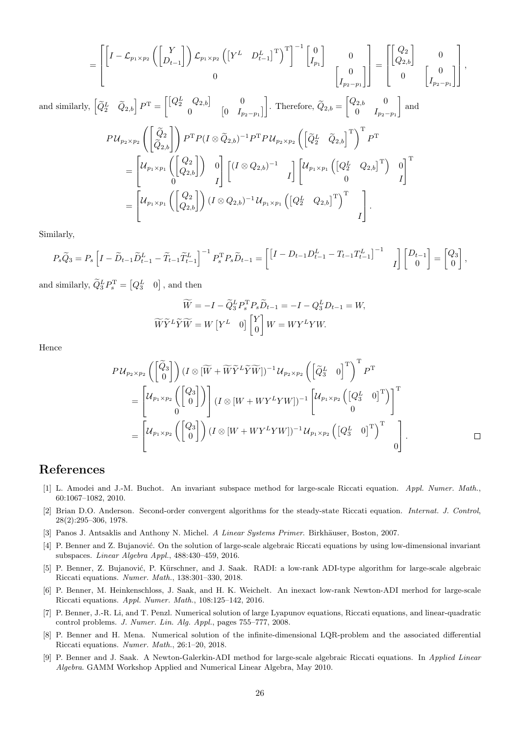$$
= \begin{bmatrix} \left[ I - \mathcal{L}_{p_1 \times p_2}\left( \begin{bmatrix} Y \\ D_{t-1} \end{bmatrix} \right) \mathcal{L}_{p_1 \times p_2}\left( \begin{bmatrix} Y^L & D_{t-1}^L \end{bmatrix}^{\mathrm{T}} \right)^{\mathrm{T}} \right]^{-1} \begin{bmatrix} 0 \\ I_{p_1} \end{bmatrix} & 0 \\ 0 & \begin{bmatrix} 0 \\ I_{p_2 - p_1} \end{bmatrix} \end{bmatrix} = \begin{bmatrix} \begin{bmatrix} Q_2 \\ Q_{2,b} \end{bmatrix} & 0 \\ 0 & \begin{bmatrix} 0 \\ I_{p_2-p_1} \end{bmatrix} \end{bmatrix},
$$

and similarly, $\begin{bmatrix} \widetilde{Q}_2^L & \widetilde{Q}_{2,b} \end{bmatrix} P^{\mathrm{T}} = \begin{bmatrix} \begin{bmatrix} Q_2^L & Q_{2,b} \end{bmatrix} & 0 \\ 0 & \begin{bmatrix} 0 & I_{p_2-p_1} \end{bmatrix} \end{bmatrix}$. Therefore, $\widetilde{Q}_{2,b} = \begin{bmatrix} Q_{2,b} & 0 \\ 0 & I_{p_2-p_1} \end{bmatrix}$ and

$$
\begin{aligned}
& P\mathcal{U}_{p_2 \times p_2}\left( \begin{bmatrix} \widetilde{Q}_2 \\ \widetilde{Q}_{2,b} \end{bmatrix} \right) P^{\mathrm{T}} P (I \otimes \widetilde{Q}_{2,b})^{-1} P^{\mathrm{T}} P \mathcal{U}_{p_2 \times p_2}\left( \begin{bmatrix} \widetilde{Q}_2^L & \widetilde{Q}_{2,b} \end{bmatrix}^{\mathrm{T}} \right)^{\mathrm{T}} P^{\mathrm{T}} \\
&= \begin{bmatrix} \mathcal{U}_{p_1 \times p_1}\left( \begin{bmatrix} Q_2 \\ Q_{2,b} \end{bmatrix} \right) & 0 \\ 0 & I \end{bmatrix} \begin{bmatrix} (I \otimes Q_{2,b})^{-1} & \\ & I \end{bmatrix} \begin{bmatrix} \mathcal{U}_{p_1 \times p_1}\left( \begin{bmatrix} Q_2^L & Q_{2,b} \end{bmatrix}^{\mathrm{T}} \right) & 0 \\ 0 & I \end{bmatrix}^{\mathrm{T}} \\
&= \begin{bmatrix} \mathcal{U}_{p_1 \times p_1}\left( \begin{bmatrix} Q_2 \\ Q_{2,b} \end{bmatrix} \right) (I \otimes Q_{2,b})^{-1} \mathcal{U}_{p_1 \times p_1}\left( \begin{bmatrix} Q_2^L & Q_{2,b} \end{bmatrix}^{\mathrm{T}} \right)^{\mathrm{T}} & \\ & I \end{bmatrix}.
\end{aligned}
$$

Similarly,

$$
P_s \widetilde{Q}_3 = P_s \left[ I - \widetilde{D}_{t-1} \widetilde{D}_{t-1}^L - \widetilde{T}_{t-1} \widetilde{T}_{t-1}^L \right]^{-1} P_s^{\mathrm{T}} P_s \widetilde{D}_{t-1} = \begin{bmatrix} \left[ I - D_{t-1} D_{t-1}^L - T_{t-1} T_{t-1}^L \right]^{-1} & \\ & I \end{bmatrix} \begin{bmatrix} D_{t-1} \\ 0 \end{bmatrix} = \begin{bmatrix} Q_3 \\ 0 \end{bmatrix},
$$

and similarly, $\widetilde{Q}_3^L P_s^{\mathrm{T}} = \begin{bmatrix} Q_3^L & 0 \end{bmatrix}$, and then

$$
\widetilde{W} = -I - \widetilde{Q}_3^L P_s^{\mathrm{T}} P_s \widetilde{D}_{t-1} = -I - Q_3^L D_{t-1} = W,
$$
$$
\widetilde{W} \widetilde{Y}^L \widetilde{Y} \widetilde{W} = W \begin{bmatrix} Y^L & 0 \end{bmatrix} \begin{bmatrix} Y \\ 0 \end{bmatrix} W = W Y^L Y W.
$$

Hence

$$
\begin{aligned}
& P\mathcal{U}_{p_2 \times p_2}\left( \begin{bmatrix} \widetilde{Q}_3 \\ 0 \end{bmatrix} \right) (I \otimes [\widetilde{W} + \widetilde{W} \widetilde{Y}^L \widetilde{Y} \widetilde{W}])^{-1} \mathcal{U}_{p_2 \times p_2}\left( \begin{bmatrix} \widetilde{Q}_3^L & 0 \end{bmatrix}^{\mathrm{T}} \right)^{\mathrm{T}} P^{\mathrm{T}} \\
&= \begin{bmatrix} \mathcal{U}_{p_1 \times p_2}\left( \begin{bmatrix} Q_3 \\ 0 \end{bmatrix} \right) \\ 0 \end{bmatrix} (I \otimes [W + W Y^L Y W])^{-1} \begin{bmatrix} \mathcal{U}_{p_1 \times p_2}\left( \begin{bmatrix} Q_3^L & 0 \end{bmatrix}^{\mathrm{T}} \right) \\ 0 \end{bmatrix}^{\mathrm{T}} \\
&= \begin{bmatrix} \mathcal{U}_{p_1 \times p_2}\left( \begin{bmatrix} Q_3 \\ 0 \end{bmatrix} \right) (I \otimes [W + W Y^L Y W])^{-1} \mathcal{U}_{p_1 \times p_2}\left( \begin{bmatrix} Q_3^L & 0 \end{bmatrix}^{\mathrm{T}} \right)^{\mathrm{T}} & \\ & 0 \end{bmatrix}.
\end{aligned}
$$

□

# References

[1] L. Amodei and J.-M. Buchot. An invariant subspace method for large-scale Riccati equation. *Appl. Numer. Math.*, 60:1067–1082, 2010.

[2] Brian D.O. Anderson. Second-order convergent algorithms for the steady-state Riccati equation. *Internat. J. Control*, 28(2):295–306, 1978.

[3] Panos J. Antsaklis and Anthony N. Michel. *A Linear Systems Primer*. Birkhäuser, Boston, 2007.

[4] P. Benner and Z. Bujanović. On the solution of large-scale algebraic Riccati equations by using low-dimensional invariant subspaces. *Linear Algebra Appl.*, 488:430–459, 2016.

[5] P. Benner, Z. Bujanović, P. Kürschner, and J. Saak. RADI: a low-rank ADI-type algorithm for large-scale algebraic Riccati equations. *Numer. Math.*, 138:301–330, 2018.

[6] P. Benner, M. Heinkenschloss, J. Saak, and H. K. Weichelt. An inexact low-rank Newton-ADI merhod for large-scale Riccati equations. *Appl. Numer. Math.*, 108:125–142, 2016.

[7] P. Benner, J.-R. Li, and T. Penzl. Numerical solution of large Lyapunov equations, Riccati equations, and linear-quadratic control problems. *J. Numer. Lin. Alg. Appl.*, pages 755–777, 2008.

[8] P. Benner and H. Mena. Numerical solution of the infinite-dimensional LQR-problem and the associated differential Riccati equations. *Numer. Math.*, 26:1–20, 2018.

[9] P. Benner and J. Saak. A Newton-Galerkin-ADI method for large-scale algebraic Riccati equations. In *Applied Linear Algebra*. GAMM Workshop Applied and Numerical Linear Algebra, May 2010.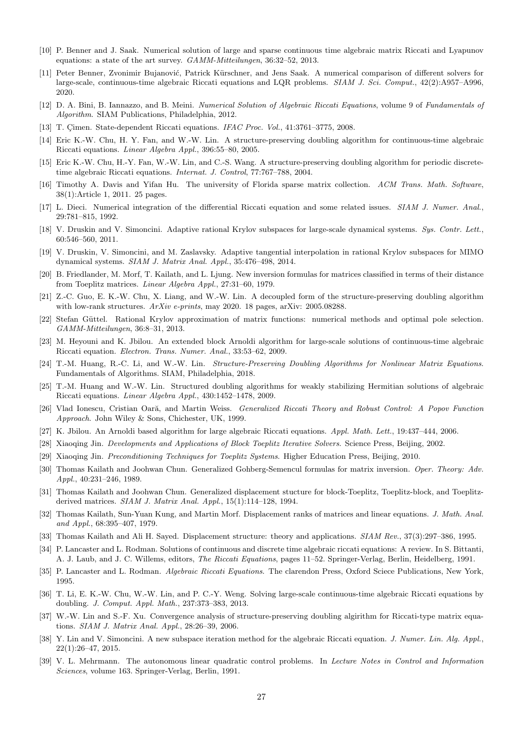[10] P. Benner and J. Saak. Numerical solution of large and sparse continuous time algebraic matrix Riccati and Lyapunov equations: a state of the art survey. *GAMM-Mitteilungen*, 36:32–52, 2013.

[11] Peter Benner, Zvonimir Bujanović, Patrick Kürschner, and Jens Saak. A numerical comparison of different solvers for large-scale, continuous-time algebraic Riccati equations and LQR problems. *SIAM J. Sci. Comput.*, 42(2):A957–A996, 2020.

[12] D. A. Bini, B. Iannazzo, and B. Meini. *Numerical Solution of Algebraic Riccati Equations*, volume 9 of *Fundamentals of Algorithm*. SIAM Publications, Philadelphia, 2012.

[13] T. Çimen. State-dependent Riccati equations. *IFAC Proc. Vol.*, 41:3761–3775, 2008.

[14] Eric K.-W. Chu, H. Y. Fan, and W.-W. Lin. A structure-preserving doubling algorithm for continuous-time algebraic Riccati equations. *Linear Algebra Appl.*, 396:55–80, 2005.

[15] Eric K.-W. Chu, H.-Y. Fan, W.-W. Lin, and C.-S. Wang. A structure-preserving doubling algorithm for periodic discrete-time algebraic Riccati equations. *Internat. J. Control*, 77:767–788, 2004.

[16] Timothy A. Davis and Yifan Hu. The university of Florida sparse matrix collection. *ACM Trans. Math. Software*, 38(1):Article 1, 2011. 25 pages.

[17] L. Dieci. Numerical integration of the differential Riccati equation and some related issues. *SIAM J. Numer. Anal.*, 29:781–815, 1992.

[18] V. Druskin and V. Simoncini. Adaptive rational Krylov subspaces for large-scale dynamical systems. *Sys. Contr. Lett.*, 60:546–560, 2011.

[19] V. Druskin, V. Simoncini, and M. Zaslavsky. Adaptive tangential interpolation in rational Krylov subspaces for MIMO dynamical systems. *SIAM J. Matrix Anal. Appl.*, 35:476–498, 2014.

[20] B. Friedlander, M. Morf, T. Kailath, and L. Ljung. New inversion formulas for matrices classified in terms of their distance from Toeplitz matrices. *Linear Algebra Appl.*, 27:31–60, 1979.

[21] Z.-C. Guo, E. K.-W. Chu, X. Liang, and W.-W. Lin. A decoupled form of the structure-preserving doubling algorithm with low-rank structures. *ArXiv e-prints*, may 2020. 18 pages, arXiv: 2005.08288.

[22] Stefan Güttel. Rational Krylov approximation of matrix functions: numerical methods and optimal pole selection. *GAMM-Mitteilungen*, 36:8–31, 2013.

[23] M. Heyouni and K. Jbilou. An extended block Arnoldi algorithm for large-scale solutions of continuous-time algebraic Riccati equation. *Electron. Trans. Numer. Anal.*, 33:53–62, 2009.

[24] T.-M. Huang, R.-C. Li, and W.-W. Lin. *Structure-Preserving Doubling Algorithms for Nonlinear Matrix Equations*. Fundamentals of Algorithms. SIAM, Philadelphia, 2018.

[25] T.-M. Huang and W.-W. Lin. Structured doubling algorithms for weakly stabilizing Hermitian solutions of algebraic Riccati equations. *Linear Algebra Appl.*, 430:1452–1478, 2009.

[26] Vlad Ionescu, Cristian Oară, and Martin Weiss. *Generalized Riccati Theory and Robust Control: A Popov Function Approach*. John Wiley & Sons, Chichester, UK, 1999.

[27] K. Jbilou. An Arnoldi based algorithm for large algebraic Riccati equations. *Appl. Math. Lett.*, 19:437–444, 2006.

[28] Xiaoqing Jin. *Developments and Applications of Block Toeplitz Iterative Solvers*. Science Press, Beijing, 2002.

[29] Xiaoqing Jin. *Preconditioning Techniques for Toeplitz Systems*. Higher Education Press, Beijing, 2010.

[30] Thomas Kailath and Joohwan Chun. Generalized Gohberg-Semencul formulas for matrix inversion. *Oper. Theory: Adv. Appl.*, 40:231–246, 1989.

[31] Thomas Kailath and Joohwan Chun. Generalized displacement stucture for block-Toeplitz, Toeplitz-block, and Toeplitz-derived matrices. *SIAM J. Matrix Anal. Appl.*, 15(1):114–128, 1994.

[32] Thomas Kailath, Sun-Yuan Kung, and Martin Morf. Displacement ranks of matrices and linear equations. *J. Math. Anal. and Appl.*, 68:395–407, 1979.

[33] Thomas Kailath and Ali H. Sayed. Displacement structure: theory and applications. *SIAM Rev.*, 37(3):297–386, 1995.

[34] P. Lancaster and L. Rodman. Solutions of continuous and discrete time algebraic riccati equations: A review. In S. Bittanti, A. J. Laub, and J. C. Willems, editors, *The Riccati Equations*, pages 11–52. Springer-Verlag, Berlin, Heidelberg, 1991.

[35] P. Lancaster and L. Rodman. *Algebraic Riccati Equations*. The clarendon Press, Oxford Sciece Publications, New York, 1995.

[36] T. Li, E. K.-W. Chu, W.-W. Lin, and P. C.-Y. Weng. Solving large-scale continuous-time algebraic Riccati equations by doubling. *J. Comput. Appl. Math.*, 237:373–383, 2013.

[37] W.-W. Lin and S.-F. Xu. Convergence analysis of structure-preserving doubling algirithm for Riccati-type matrix equations. *SIAM J. Matrix Anal. Appl.*, 28:26–39, 2006.

[38] Y. Lin and V. Simoncini. A new subspace iteration method for the algebraic Riccati equation. *J. Numer. Lin. Alg. Appl.*, 22(1):26–47, 2015.

[39] V. L. Mehrmann. The autonomous linear quadratic control problems. In *Lecture Notes in Control and Information Sciences*, volume 163. Springer-Verlag, Berlin, 1991.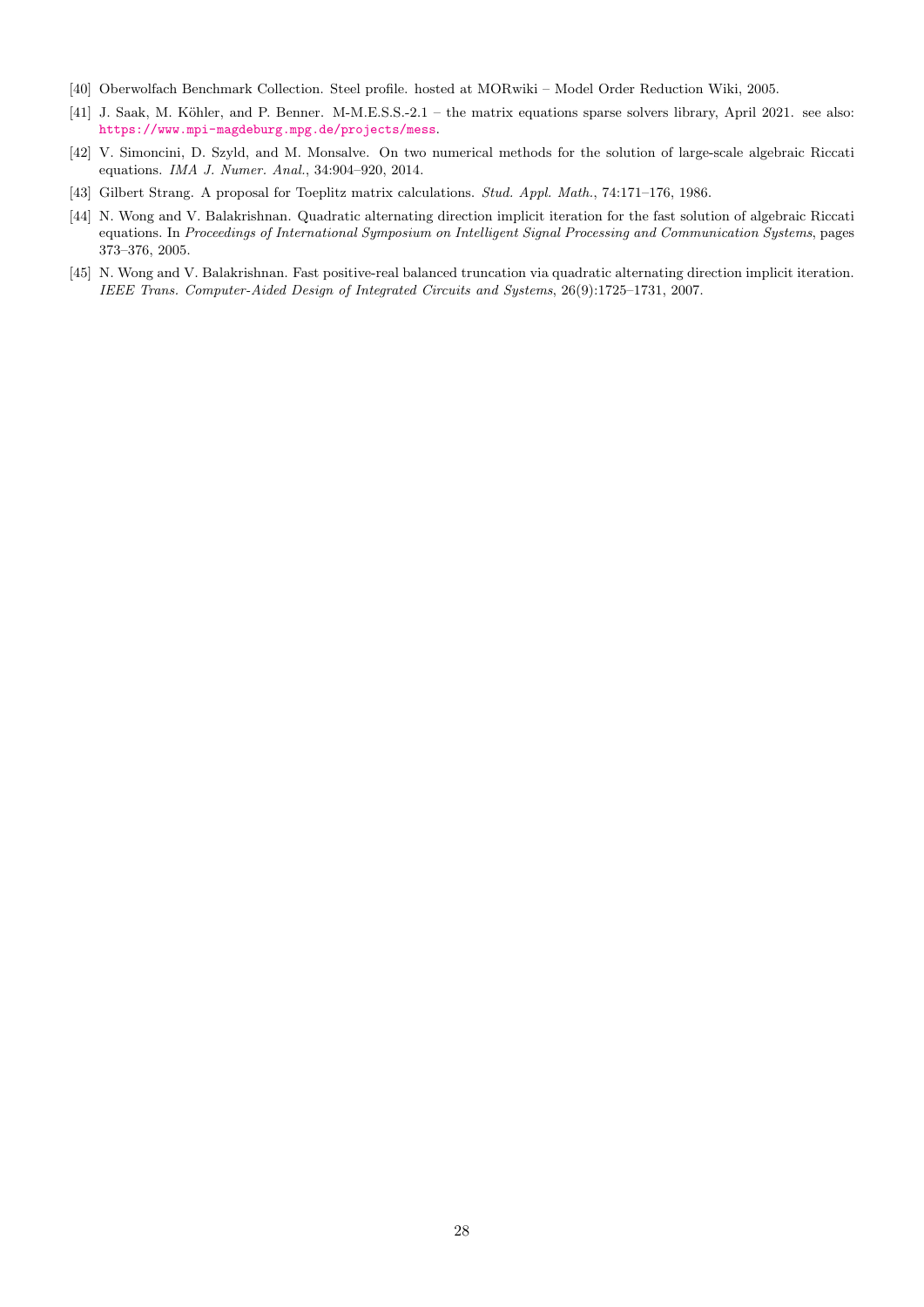[40] Oberwolfach Benchmark Collection. Steel profile. hosted at MORwiki – Model Order Reduction Wiki, 2005.

[41] J. Saak, M. Köhler, and P. Benner. M-M.E.S.S.-2.1 – the matrix equations sparse solvers library, April 2021. see also: https://www.mpi-magdeburg.mpg.de/projects/mess.

[42] V. Simoncini, D. Szyld, and M. Monsalve. On two numerical methods for the solution of large-scale algebraic Riccati equations. *IMA J. Numer. Anal.*, 34:904–920, 2014.

[43] Gilbert Strang. A proposal for Toeplitz matrix calculations. *Stud. Appl. Math.*, 74:171–176, 1986.

[44] N. Wong and V. Balakrishnan. Quadratic alternating direction implicit iteration for the fast solution of algebraic Riccati equations. In *Proceedings of International Symposium on Intelligent Signal Processing and Communication Systems*, pages 373–376, 2005.

[45] N. Wong and V. Balakrishnan. Fast positive-real balanced truncation via quadratic alternating direction implicit iteration. *IEEE Trans. Computer-Aided Design of Integrated Circuits and Systems*, 26(9):1725–1731, 2007.